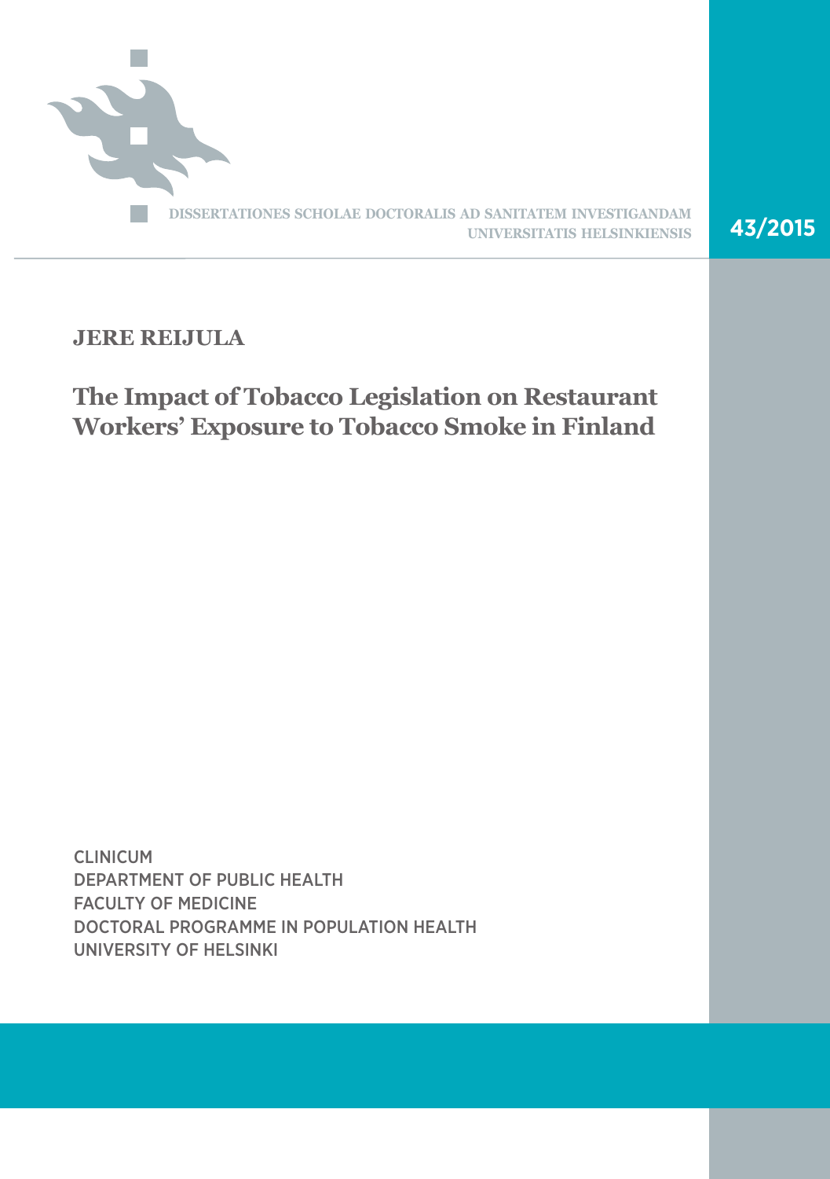DISSERTATIONES SCHOLAE DOCTORALIS AD SANITATEM INVESTIGANDAM UNIVERSITATIS HELSINKIENSIS

43/2015

**JERE REIJULA**

# The Impact of Tobacco Legislation on Restaurant Workers' Exposure to Tobacco Smoke in Finland

CLINICUM
DEPARTMENT OF PUBLIC HEALTH
FACULTY OF MEDICINE
DOCTORAL PROGRAMME IN POPULATION HEALTH
UNIVERSITY OF HELSINKI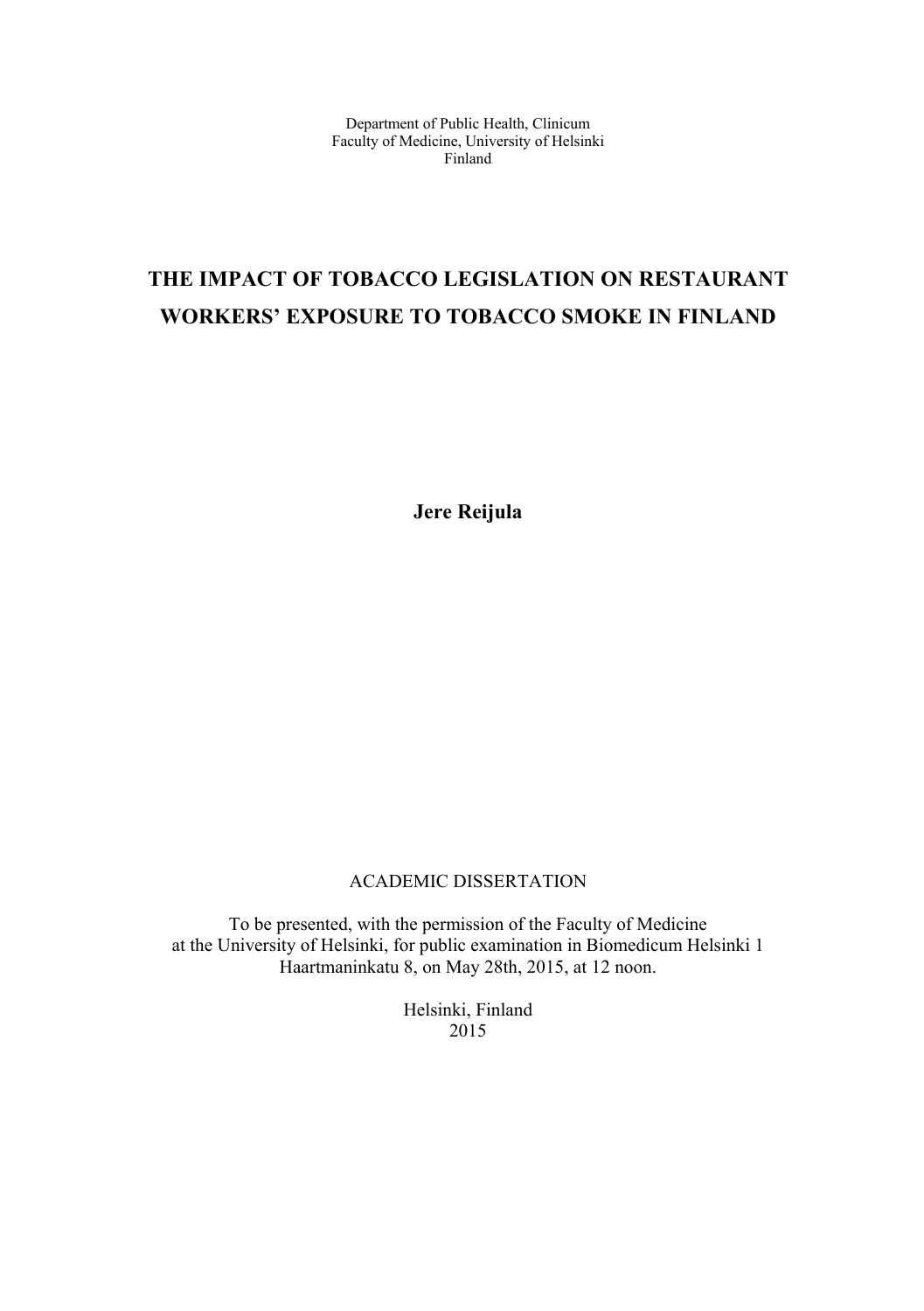Department of Public Health, Clinicum
Faculty of Medicine, University of Helsinki
Finland

# THE IMPACT OF TOBACCO LEGISLATION ON RESTAURANT WORKERS' EXPOSURE TO TOBACCO SMOKE IN FINLAND

**Jere Reijula**

ACADEMIC DISSERTATION

To be presented, with the permission of the Faculty of Medicine
at the University of Helsinki, for public examination in Biomedicum Helsinki 1
Haartmaninkatu 8, on May 28th, 2015, at 12 noon.

Helsinki, Finland
2015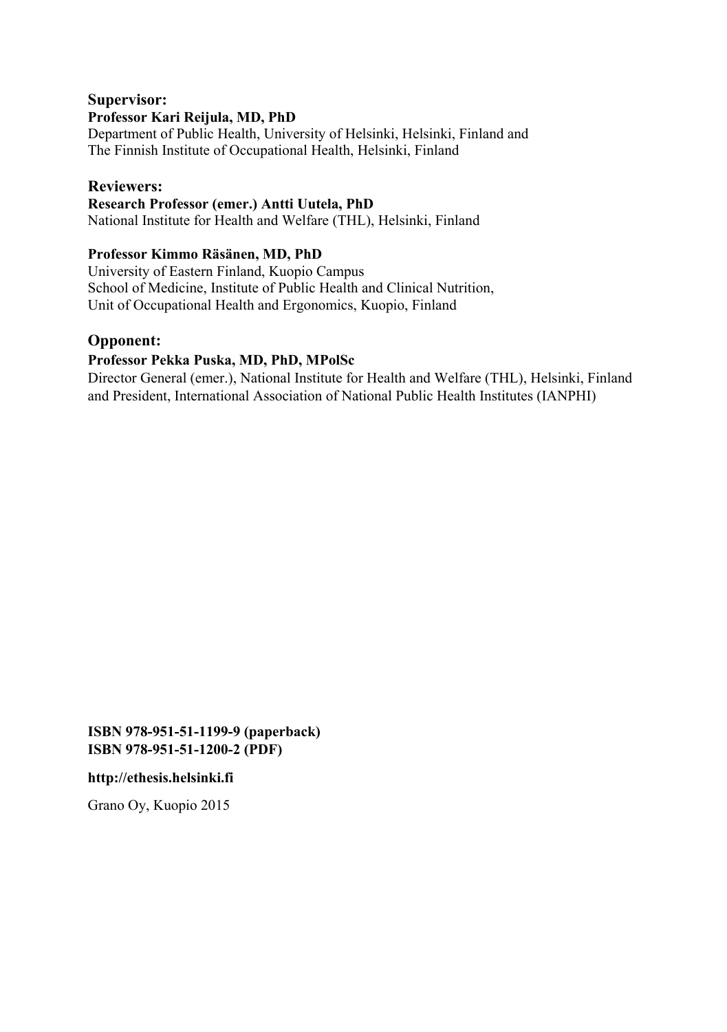**Supervisor:**

**Professor Kari Reijula, MD, PhD**

Department of Public Health, University of Helsinki, Helsinki, Finland and
The Finnish Institute of Occupational Health, Helsinki, Finland

**Reviewers:**

**Research Professor (emer.) Antti Uutela, PhD**

National Institute for Health and Welfare (THL), Helsinki, Finland

**Professor Kimmo Räsänen, MD, PhD**

University of Eastern Finland, Kuopio Campus
School of Medicine, Institute of Public Health and Clinical Nutrition,
Unit of Occupational Health and Ergonomics, Kuopio, Finland

**Opponent:**

**Professor Pekka Puska, MD, PhD, MPolSc**

Director General (emer.), National Institute for Health and Welfare (THL), Helsinki, Finland and President, International Association of National Public Health Institutes (IANPHI)

**ISBN 978-951-51-1199-9 (paperback)**
**ISBN 978-951-51-1200-2 (PDF)**

**http://ethesis.helsinki.fi**

Grano Oy, Kuopio 2015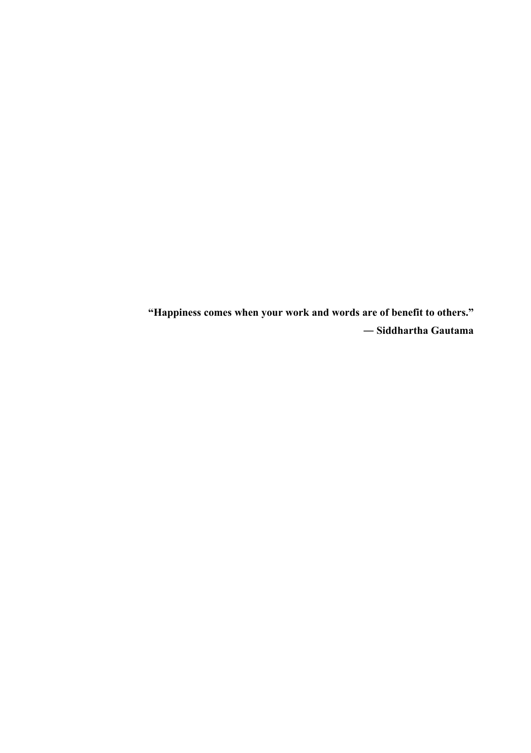**“Happiness comes when your work and words are of benefit to others.”**

**— Siddhartha Gautama**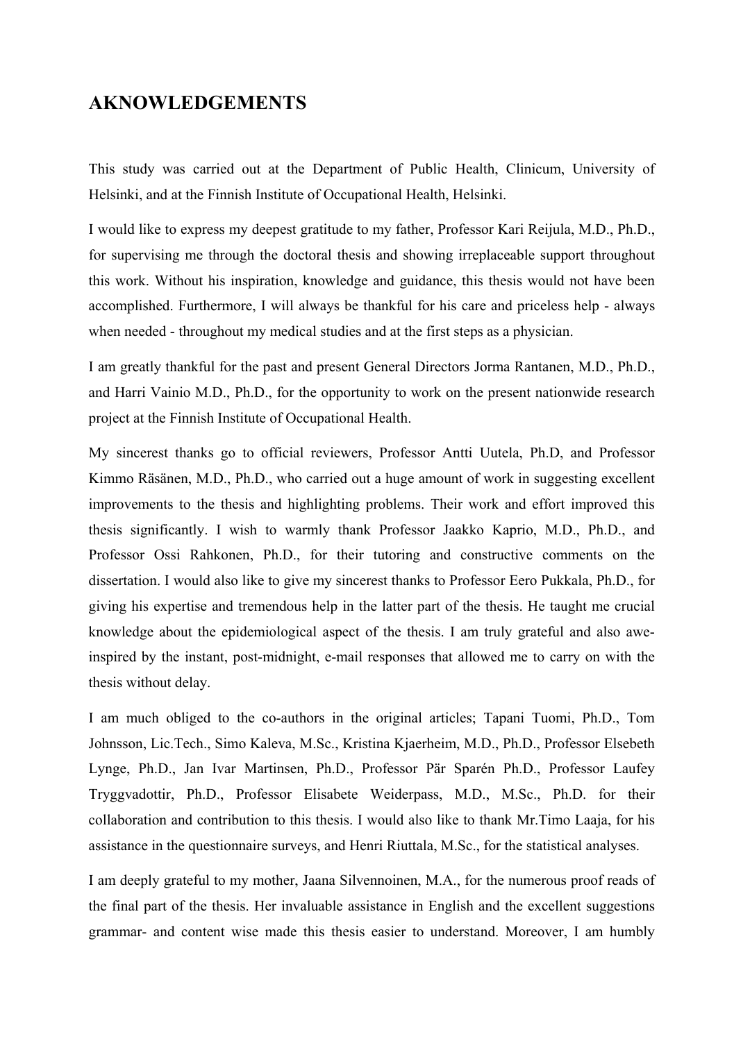# AKNOWLEDGEMENTS

This study was carried out at the Department of Public Health, Clinicum, University of Helsinki, and at the Finnish Institute of Occupational Health, Helsinki.

I would like to express my deepest gratitude to my father, Professor Kari Reijula, M.D., Ph.D., for supervising me through the doctoral thesis and showing irreplaceable support throughout this work. Without his inspiration, knowledge and guidance, this thesis would not have been accomplished. Furthermore, I will always be thankful for his care and priceless help - always when needed - throughout my medical studies and at the first steps as a physician.

I am greatly thankful for the past and present General Directors Jorma Rantanen, M.D., Ph.D., and Harri Vainio M.D., Ph.D., for the opportunity to work on the present nationwide research project at the Finnish Institute of Occupational Health.

My sincerest thanks go to official reviewers, Professor Antti Uutela, Ph.D, and Professor Kimmo Räsänen, M.D., Ph.D., who carried out a huge amount of work in suggesting excellent improvements to the thesis and highlighting problems. Their work and effort improved this thesis significantly. I wish to warmly thank Professor Jaakko Kaprio, M.D., Ph.D., and Professor Ossi Rahkonen, Ph.D., for their tutoring and constructive comments on the dissertation. I would also like to give my sincerest thanks to Professor Eero Pukkala, Ph.D., for giving his expertise and tremendous help in the latter part of the thesis. He taught me crucial knowledge about the epidemiological aspect of the thesis. I am truly grateful and also awe-inspired by the instant, post-midnight, e-mail responses that allowed me to carry on with the thesis without delay.

I am much obliged to the co-authors in the original articles; Tapani Tuomi, Ph.D., Tom Johnsson, Lic.Tech., Simo Kaleva, M.Sc., Kristina Kjaerheim, M.D., Ph.D., Professor Elsebeth Lynge, Ph.D., Jan Ivar Martinsen, Ph.D., Professor Pär Sparén Ph.D., Professor Laufey Tryggvadottir, Ph.D., Professor Elisabete Weiderpass, M.D., M.Sc., Ph.D. for their collaboration and contribution to this thesis. I would also like to thank Mr.Timo Laaja, for his assistance in the questionnaire surveys, and Henri Riuttala, M.Sc., for the statistical analyses.

I am deeply grateful to my mother, Jaana Silvennoinen, M.A., for the numerous proof reads of the final part of the thesis. Her invaluable assistance in English and the excellent suggestions grammar- and content wise made this thesis easier to understand. Moreover, I am humbly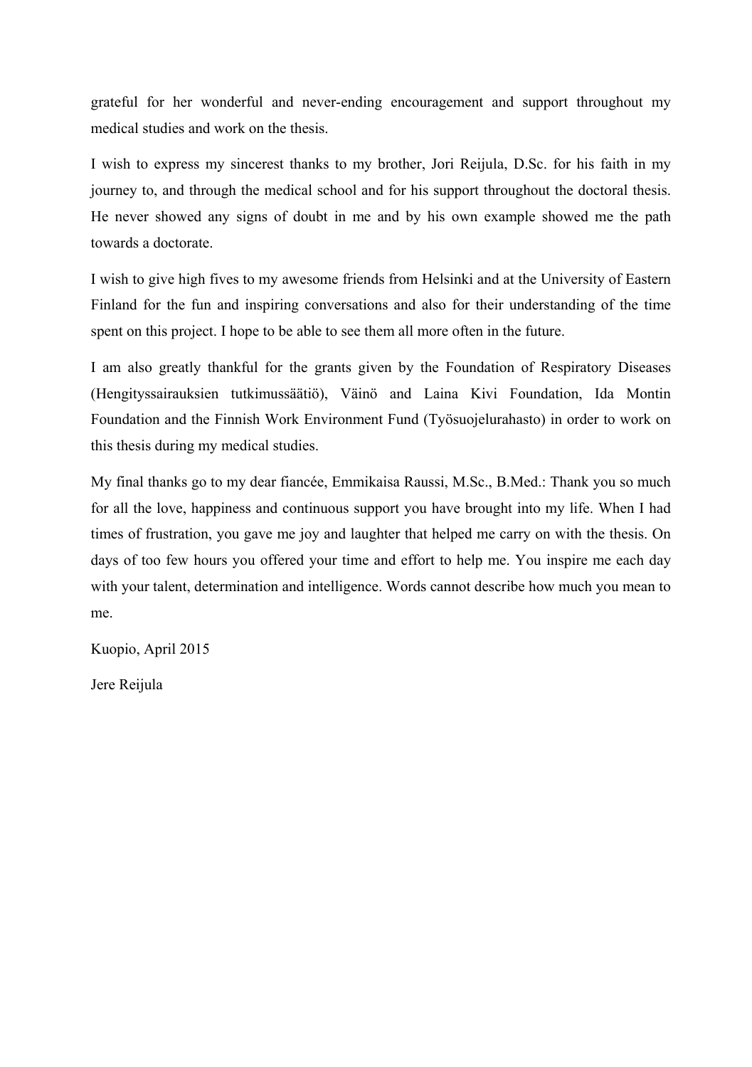grateful for her wonderful and never-ending encouragement and support throughout my medical studies and work on the thesis.

I wish to express my sincerest thanks to my brother, Jori Reijula, D.Sc. for his faith in my journey to, and through the medical school and for his support throughout the doctoral thesis. He never showed any signs of doubt in me and by his own example showed me the path towards a doctorate.

I wish to give high fives to my awesome friends from Helsinki and at the University of Eastern Finland for the fun and inspiring conversations and also for their understanding of the time spent on this project. I hope to be able to see them all more often in the future.

I am also greatly thankful for the grants given by the Foundation of Respiratory Diseases (Hengityssairauksien tutkimussäätiö), Väinö and Laina Kivi Foundation, Ida Montin Foundation and the Finnish Work Environment Fund (Työsuojelurahasto) in order to work on this thesis during my medical studies.

My final thanks go to my dear fiancée, Emmikaisa Raussi, M.Sc., B.Med.: Thank you so much for all the love, happiness and continuous support you have brought into my life. When I had times of frustration, you gave me joy and laughter that helped me carry on with the thesis. On days of too few hours you offered your time and effort to help me. You inspire me each day with your talent, determination and intelligence. Words cannot describe how much you mean to me.

Kuopio, April 2015

Jere Reijula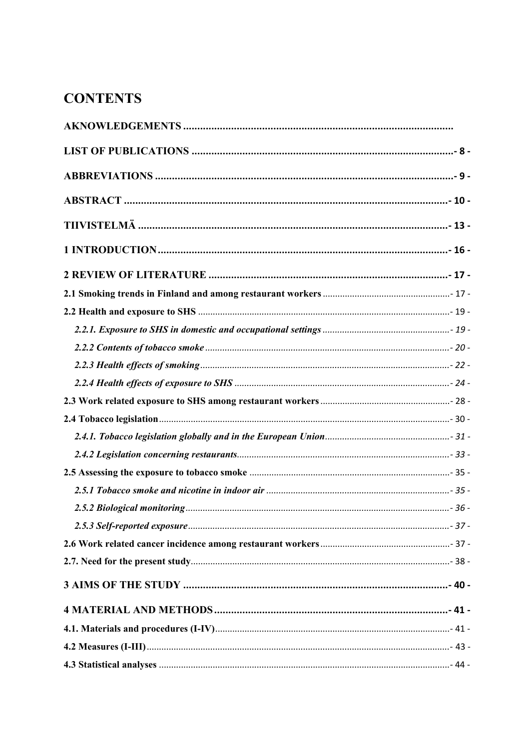# CONTENTS

**AKNOWLEDGEMENTS** ..............................................................................................

**LIST OF PUBLICATIONS** ............................................................................................- 8 -

**ABBREVIATIONS** ........................................................................................................- 9 -

**ABSTRACT** .................................................................................................................- 10 -

**TIIVISTELMÄ** .............................................................................................................- 13 -

**1 INTRODUCTION** .......................................................................................................- 16 -

**2 REVIEW OF LITERATURE** .....................................................................................- 17 -

**2.1 Smoking trends in Finland and among restaurant workers** ....................................................- 17 -

**2.2 Health and exposure to SHS** .......................................................................................................- 19 -

***2.2.1. Exposure to SHS in domestic and occupational settings*** ....................................................- 19 -

***2.2.2 Contents of tobacco smoke*** ....................................................................................................- 20 -

***2.2.3 Health effects of smoking*** ......................................................................................................- 22 -

***2.2.4 Health effects of exposure to SHS*** .......................................................................................- 24 -

**2.3 Work related exposure to SHS among restaurant workers** .....................................................- 28 -

**2.4 Tobacco legislation** .......................................................................................................................- 30 -

***2.4.1. Tobacco legislation globally and in the European Union*** ...................................................- 31 -

***2.4.2 Legislation concerning restaurants*** ......................................................................................- 33 -

**2.5 Assessing the exposure to tobacco smoke** ..................................................................................- 35 -

***2.5.1 Tobacco smoke and nicotine in indoor air*** ...........................................................................- 35 -

***2.5.2 Biological monitoring*** ............................................................................................................- 36 -

***2.5.3 Self-reported exposure*** ...........................................................................................................- 37 -

**2.6 Work related cancer incidence among restaurant workers** .....................................................- 37 -

**2.7. Need for the present study** .........................................................................................................- 38 -

**3 AIMS OF THE STUDY** ..............................................................................................- 40 -

**4 MATERIAL AND METHODS** ...................................................................................- 41 -

**4.1. Materials and procedures (I-IV)** ................................................................................................- 41 -

**4.2 Measures (I-III)** ............................................................................................................................- 43 -

**4.3 Statistical analyses** ......................................................................................................................- 44 -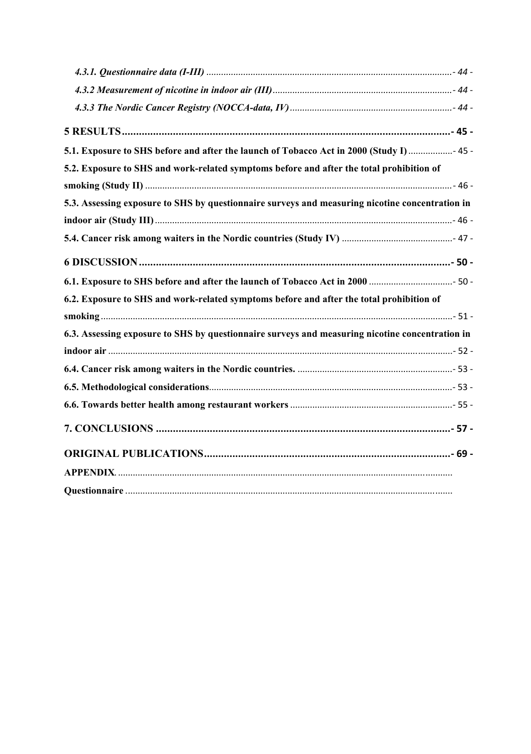*4.3.1. Questionnaire data (I-III)* ..................................................................................................... *- 44 -*

*4.3.2 Measurement of nicotine in indoor air (III)* ........................................................................ *- 44 -*

*4.3.3 The Nordic Cancer Registry (NOCCA-data, IV)* .................................................................. *- 44 -*

**5 RESULTS** ..................................................................................................................... **- 45 -**

**5.1. Exposure to SHS before and after the launch of Tobacco Act in 2000 (Study I)** .................. - 45 -

**5.2. Exposure to SHS and work-related symptoms before and after the total prohibition of smoking (Study II)** ........................................................................................................................... - 46 -

**5.3. Assessing exposure to SHS by questionnaire surveys and measuring nicotine concentration in indoor air (Study III)** ....................................................................................................................... - 46 -

**5.4. Cancer risk among waiters in the Nordic countries (Study IV)** ............................................ - 47 -

**6 DISCUSSION** ............................................................................................................... **- 50 -**

**6.1. Exposure to SHS before and after the launch of Tobacco Act in 2000** .................................. - 50 -

**6.2. Exposure to SHS and work-related symptoms before and after the total prohibition of smoking** ............................................................................................................................................ - 51 -

**6.3. Assessing exposure to SHS by questionnaire surveys and measuring nicotine concentration in indoor air** ......................................................................................................................................... - 52 -

**6.4. Cancer risk among waiters in the Nordic countries.** ............................................................... - 53 -

**6.5. Methodological considerations** ................................................................................................. - 53 -

**6.6. Towards better health among restaurant workers** ................................................................. - 55 -

**7. CONCLUSIONS** ......................................................................................................... **- 57 -**

**ORIGINAL PUBLICATIONS** ....................................................................................... **- 69 -**

**APPENDIX**. ..........................................................................................................................................

**Questionnaire** ......................................................................................................................................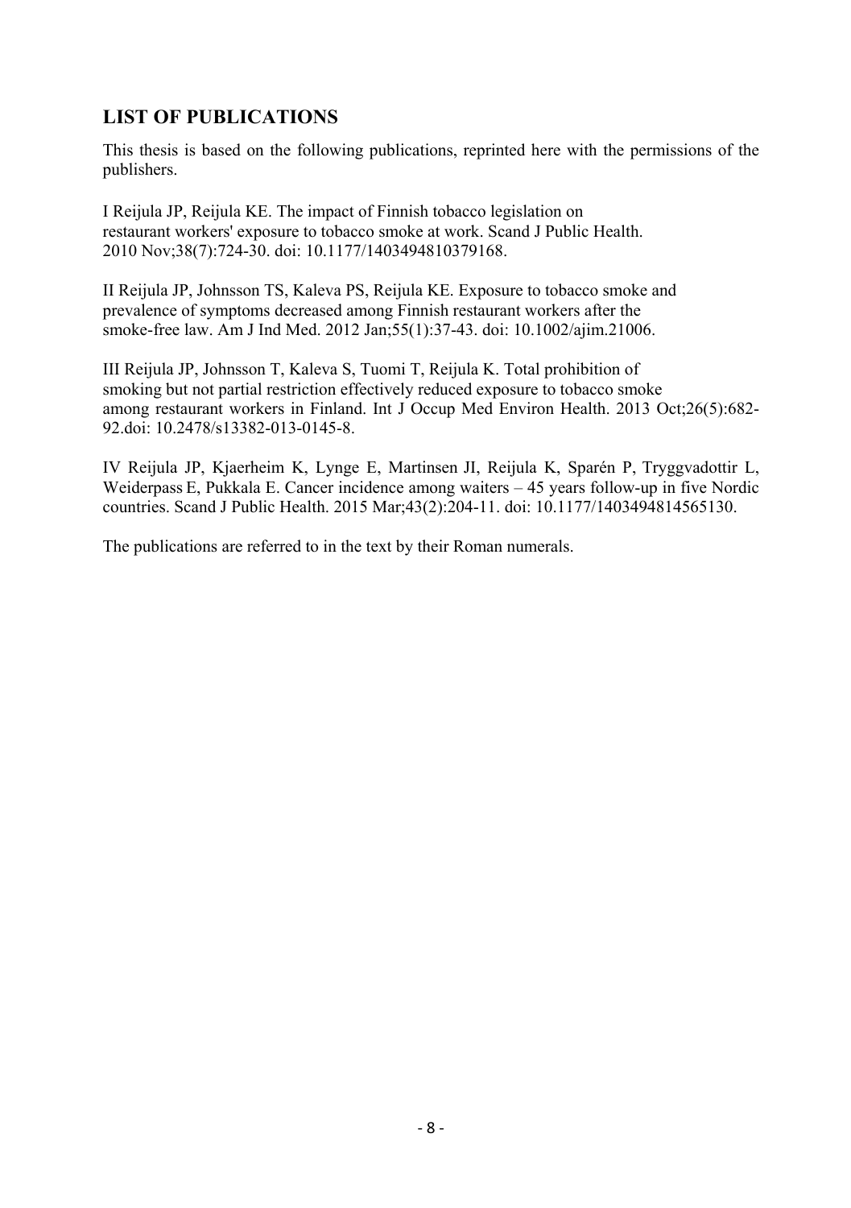## LIST OF PUBLICATIONS

This thesis is based on the following publications, reprinted here with the permissions of the publishers.

I Reijula JP, Reijula KE. The impact of Finnish tobacco legislation on restaurant workers' exposure to tobacco smoke at work. Scand J Public Health. 2010 Nov;38(7):724-30. doi: 10.1177/1403494810379168.

II Reijula JP, Johnsson TS, Kaleva PS, Reijula KE. Exposure to tobacco smoke and prevalence of symptoms decreased among Finnish restaurant workers after the smoke-free law. Am J Ind Med. 2012 Jan;55(1):37-43. doi: 10.1002/ajim.21006.

III Reijula JP, Johnsson T, Kaleva S, Tuomi T, Reijula K. Total prohibition of smoking but not partial restriction effectively reduced exposure to tobacco smoke among restaurant workers in Finland. Int J Occup Med Environ Health. 2013 Oct;26(5):682-92.doi: 10.2478/s13382-013-0145-8.

IV Reijula JP, Kjaerheim K, Lynge E, Martinsen JI, Reijula K, Sparén P, Tryggvadottir L, Weiderpass E, Pukkala E. Cancer incidence among waiters – 45 years follow-up in five Nordic countries. Scand J Public Health. 2015 Mar;43(2):204-11. doi: 10.1177/1403494814565130.

The publications are referred to in the text by their Roman numerals.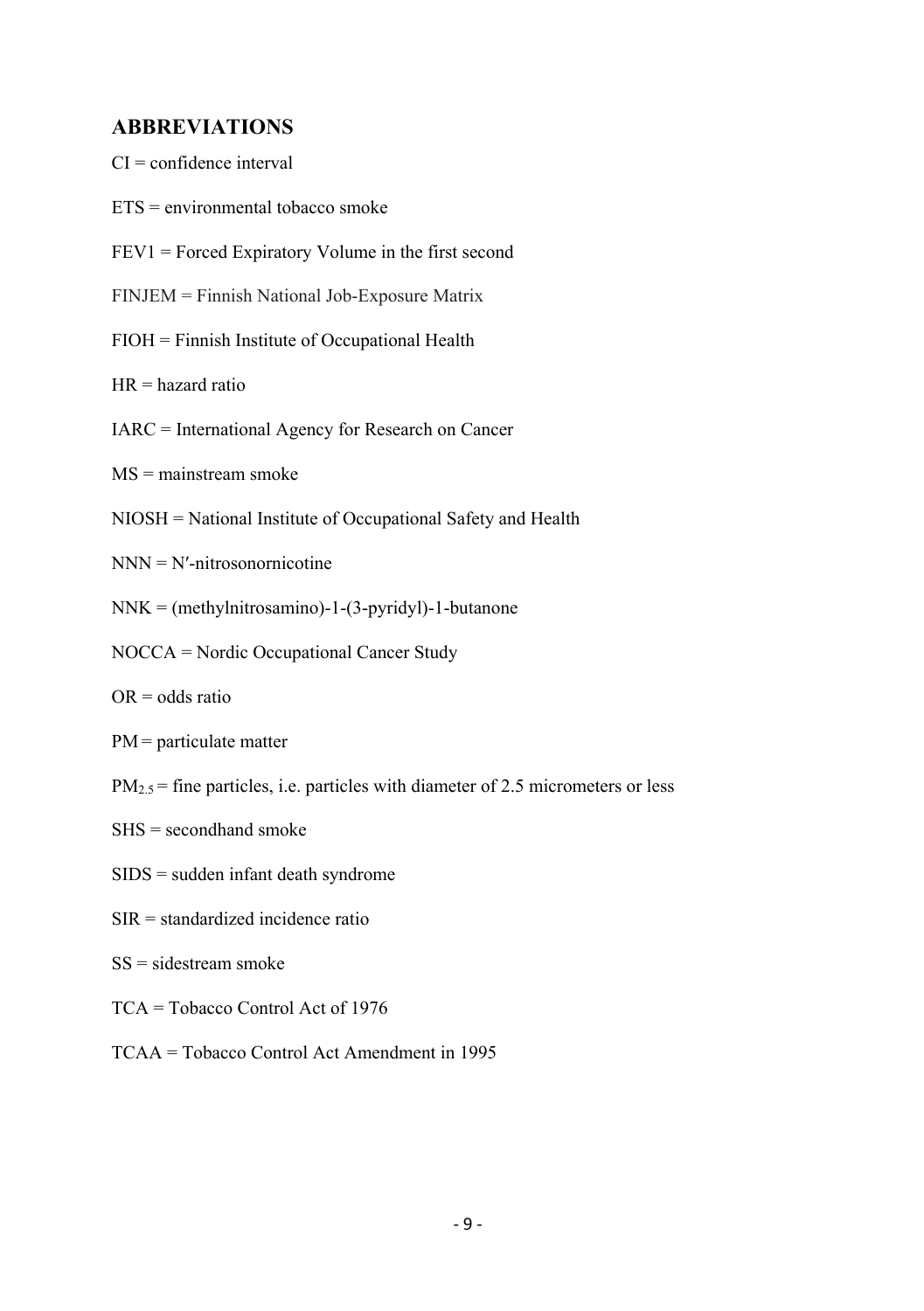## ABBREVIATIONS

CI = confidence interval

ETS = environmental tobacco smoke

FEV1 = Forced Expiratory Volume in the first second

FINJEM = Finnish National Job-Exposure Matrix

FIOH = Finnish Institute of Occupational Health

HR = hazard ratio

IARC = International Agency for Research on Cancer

MS = mainstream smoke

NIOSH = National Institute of Occupational Safety and Health

NNN = N′-nitrosonornicotine

NNK = (methylnitrosamino)-1-(3-pyridyl)-1-butanone

NOCCA = Nordic Occupational Cancer Study

OR = odds ratio

PM = particulate matter

$PM_{2.5}$ = fine particles, i.e. particles with diameter of 2.5 micrometers or less

SHS = secondhand smoke

SIDS = sudden infant death syndrome

SIR = standardized incidence ratio

SS = sidestream smoke

TCA = Tobacco Control Act of 1976

TCAA = Tobacco Control Act Amendment in 1995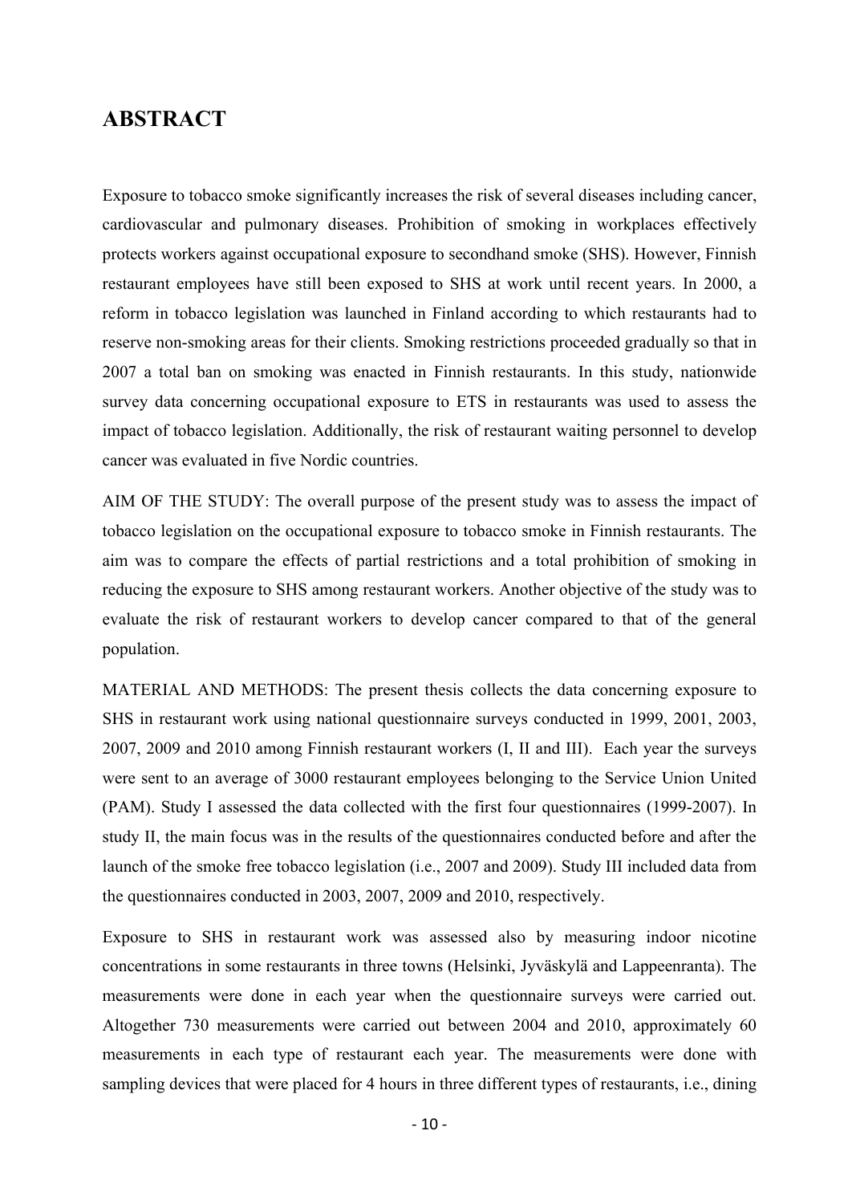# ABSTRACT

Exposure to tobacco smoke significantly increases the risk of several diseases including cancer, cardiovascular and pulmonary diseases. Prohibition of smoking in workplaces effectively protects workers against occupational exposure to secondhand smoke (SHS). However, Finnish restaurant employees have still been exposed to SHS at work until recent years. In 2000, a reform in tobacco legislation was launched in Finland according to which restaurants had to reserve non-smoking areas for their clients. Smoking restrictions proceeded gradually so that in 2007 a total ban on smoking was enacted in Finnish restaurants. In this study, nationwide survey data concerning occupational exposure to ETS in restaurants was used to assess the impact of tobacco legislation. Additionally, the risk of restaurant waiting personnel to develop cancer was evaluated in five Nordic countries.

AIM OF THE STUDY: The overall purpose of the present study was to assess the impact of tobacco legislation on the occupational exposure to tobacco smoke in Finnish restaurants. The aim was to compare the effects of partial restrictions and a total prohibition of smoking in reducing the exposure to SHS among restaurant workers. Another objective of the study was to evaluate the risk of restaurant workers to develop cancer compared to that of the general population.

MATERIAL AND METHODS: The present thesis collects the data concerning exposure to SHS in restaurant work using national questionnaire surveys conducted in 1999, 2001, 2003, 2007, 2009 and 2010 among Finnish restaurant workers (I, II and III). Each year the surveys were sent to an average of 3000 restaurant employees belonging to the Service Union United (PAM). Study I assessed the data collected with the first four questionnaires (1999-2007). In study II, the main focus was in the results of the questionnaires conducted before and after the launch of the smoke free tobacco legislation (i.e., 2007 and 2009). Study III included data from the questionnaires conducted in 2003, 2007, 2009 and 2010, respectively.

Exposure to SHS in restaurant work was assessed also by measuring indoor nicotine concentrations in some restaurants in three towns (Helsinki, Jyväskylä and Lappeenranta). The measurements were done in each year when the questionnaire surveys were carried out. Altogether 730 measurements were carried out between 2004 and 2010, approximately 60 measurements in each type of restaurant each year. The measurements were done with sampling devices that were placed for 4 hours in three different types of restaurants, i.e., dining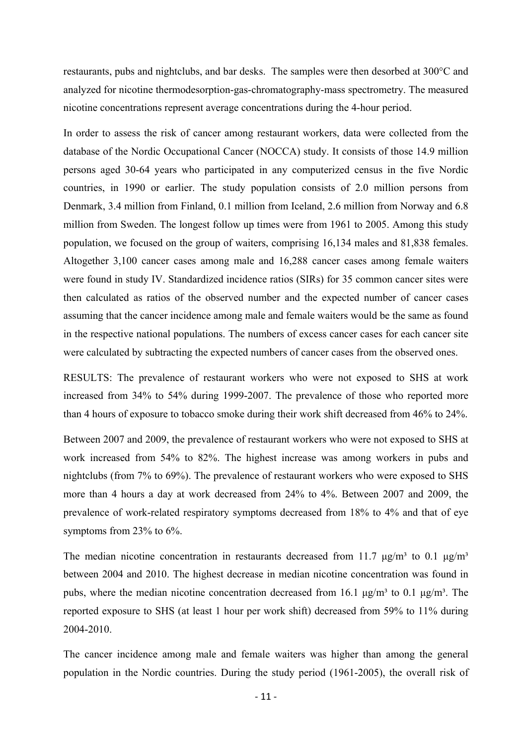restaurants, pubs and nightclubs, and bar desks. The samples were then desorbed at 300°C and analyzed for nicotine thermodesorption-gas-chromatography-mass spectrometry. The measured nicotine concentrations represent average concentrations during the 4-hour period.

In order to assess the risk of cancer among restaurant workers, data were collected from the database of the Nordic Occupational Cancer (NOCCA) study. It consists of those 14.9 million persons aged 30-64 years who participated in any computerized census in the five Nordic countries, in 1990 or earlier. The study population consists of 2.0 million persons from Denmark, 3.4 million from Finland, 0.1 million from Iceland, 2.6 million from Norway and 6.8 million from Sweden. The longest follow up times were from 1961 to 2005. Among this study population, we focused on the group of waiters, comprising 16,134 males and 81,838 females. Altogether 3,100 cancer cases among male and 16,288 cancer cases among female waiters were found in study IV. Standardized incidence ratios (SIRs) for 35 common cancer sites were then calculated as ratios of the observed number and the expected number of cancer cases assuming that the cancer incidence among male and female waiters would be the same as found in the respective national populations. The numbers of excess cancer cases for each cancer site were calculated by subtracting the expected numbers of cancer cases from the observed ones.

RESULTS: The prevalence of restaurant workers who were not exposed to SHS at work increased from 34% to 54% during 1999-2007. The prevalence of those who reported more than 4 hours of exposure to tobacco smoke during their work shift decreased from 46% to 24%.

Between 2007 and 2009, the prevalence of restaurant workers who were not exposed to SHS at work increased from 54% to 82%. The highest increase was among workers in pubs and nightclubs (from 7% to 69%). The prevalence of restaurant workers who were exposed to SHS more than 4 hours a day at work decreased from 24% to 4%. Between 2007 and 2009, the prevalence of work-related respiratory symptoms decreased from 18% to 4% and that of eye symptoms from 23% to 6%.

The median nicotine concentration in restaurants decreased from 11.7 µg/m³ to 0.1 µg/m³ between 2004 and 2010. The highest decrease in median nicotine concentration was found in pubs, where the median nicotine concentration decreased from 16.1 µg/m³ to 0.1 µg/m³. The reported exposure to SHS (at least 1 hour per work shift) decreased from 59% to 11% during 2004-2010.

The cancer incidence among male and female waiters was higher than among the general population in the Nordic countries. During the study period (1961-2005), the overall risk of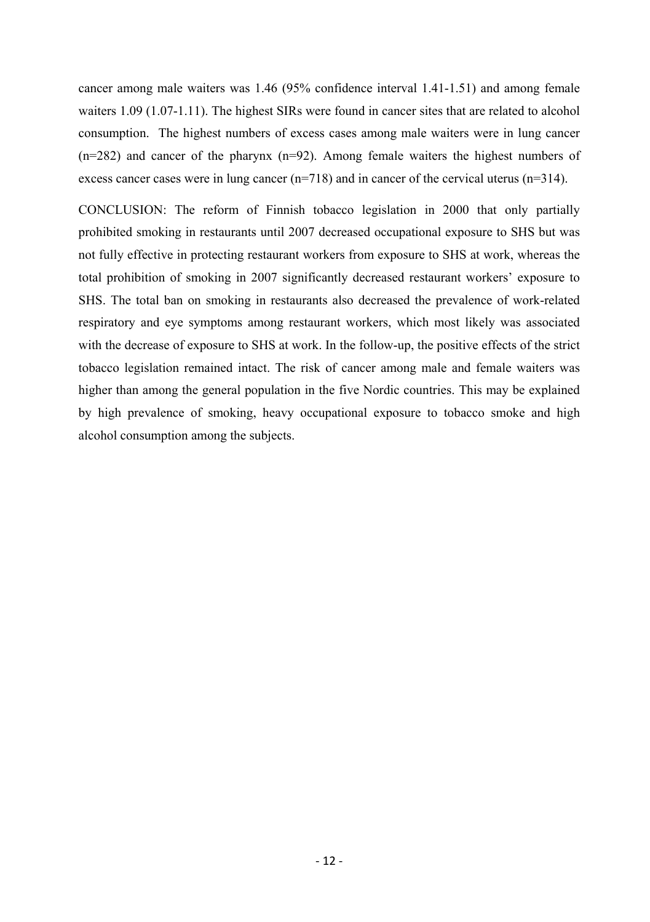cancer among male waiters was 1.46 (95% confidence interval 1.41-1.51) and among female waiters 1.09 (1.07-1.11). The highest SIRs were found in cancer sites that are related to alcohol consumption. The highest numbers of excess cases among male waiters were in lung cancer (n=282) and cancer of the pharynx (n=92). Among female waiters the highest numbers of excess cancer cases were in lung cancer (n=718) and in cancer of the cervical uterus (n=314).

CONCLUSION: The reform of Finnish tobacco legislation in 2000 that only partially prohibited smoking in restaurants until 2007 decreased occupational exposure to SHS but was not fully effective in protecting restaurant workers from exposure to SHS at work, whereas the total prohibition of smoking in 2007 significantly decreased restaurant workers' exposure to SHS. The total ban on smoking in restaurants also decreased the prevalence of work-related respiratory and eye symptoms among restaurant workers, which most likely was associated with the decrease of exposure to SHS at work. In the follow-up, the positive effects of the strict tobacco legislation remained intact. The risk of cancer among male and female waiters was higher than among the general population in the five Nordic countries. This may be explained by high prevalence of smoking, heavy occupational exposure to tobacco smoke and high alcohol consumption among the subjects.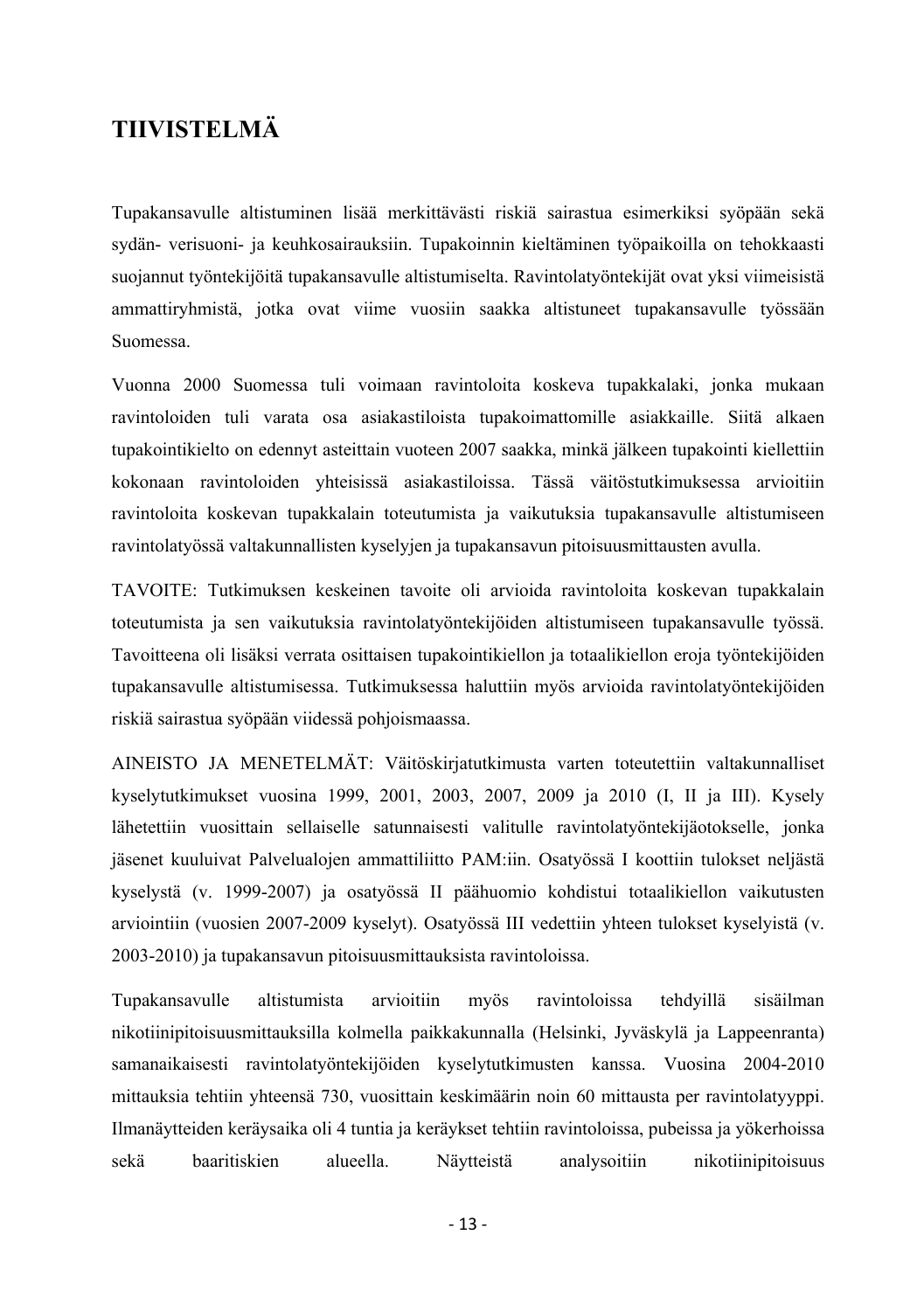# TIIVISTELMÄ

Tupakansavulle altistuminen lisää merkittävästi riskiä sairastua esimerkiksi syöpään sekä sydän- verisuoni- ja keuhkosairauksiin. Tupakoinnin kieltäminen työpaikoilla on tehokkaasti suojannut työntekijöitä tupakansavulle altistumiselta. Ravintolatyöntekijät ovat yksi viimeisistä ammattiryhmistä, jotka ovat viime vuosiin saakka altistuneet tupakansavulle työssään Suomessa.

Vuonna 2000 Suomessa tuli voimaan ravintoloita koskeva tupakkalaki, jonka mukaan ravintoloiden tuli varata osa asiakastiloista tupakoimattomille asiakkaille. Siitä alkaen tupakointikielto on edennyt asteittain vuoteen 2007 saakka, minkä jälkeen tupakointi kiellettiin kokonaan ravintoloiden yhteisissä asiakastiloissa. Tässä väitöstutkimuksessa arvioitiin ravintoloita koskevan tupakkalain toteutumista ja vaikutuksia tupakansavulle altistumiseen ravintolatyössä valtakunnallisten kyselyjen ja tupakansavun pitoisuusmittausten avulla.

TAVOITE: Tutkimuksen keskeinen tavoite oli arvioida ravintoloita koskevan tupakkalain toteutumista ja sen vaikutuksia ravintolatyöntekijöiden altistumiseen tupakansavulle työssä. Tavoitteena oli lisäksi verrata osittaisen tupakointikiellon ja totaalikiellon eroja työntekijöiden tupakansavulle altistumisessa. Tutkimuksessa haluttiin myös arvioida ravintolatyöntekijöiden riskiä sairastua syöpään viidessä pohjoismaassa.

AINEISTO JA MENETELMÄT: Väitöskirjatutkimusta varten toteutettiin valtakunnalliset kyselytutkimukset vuosina 1999, 2001, 2003, 2007, 2009 ja 2010 (I, II ja III). Kysely lähetettiin vuosittain sellaiselle satunnaisesti valitulle ravintolatyöntekijäotokselle, jonka jäsenet kuuluivat Palvelualojen ammattiliitto PAM:iin. Osatyössä I koottiin tulokset neljästä kyselystä (v. 1999-2007) ja osatyössä II päähuomio kohdistui totaalikiellon vaikutusten arviointiin (vuosien 2007-2009 kyselyt). Osatyössä III vedettiin yhteen tulokset kyselyistä (v. 2003-2010) ja tupakansavun pitoisuusmittauksista ravintoloissa.

Tupakansavulle altistumista arvioitiin myös ravintoloissa tehdyillä sisäilman nikotiinipitoisuusmittauksilla kolmella paikkakunnalla (Helsinki, Jyväskylä ja Lappeenranta) samanaikaisesti ravintolatyöntekijöiden kyselytutkimusten kanssa. Vuosina 2004-2010 mittauksia tehtiin yhteensä 730, vuosittain keskimäärin noin 60 mittausta per ravintolatyyppi. Ilmanäytteiden keräysaika oli 4 tuntia ja keräykset tehtiin ravintoloissa, pubeissa ja yökerhoissa sekä baaritiskien alueella. Näytteistä analysoitiin nikotiinipitoisuus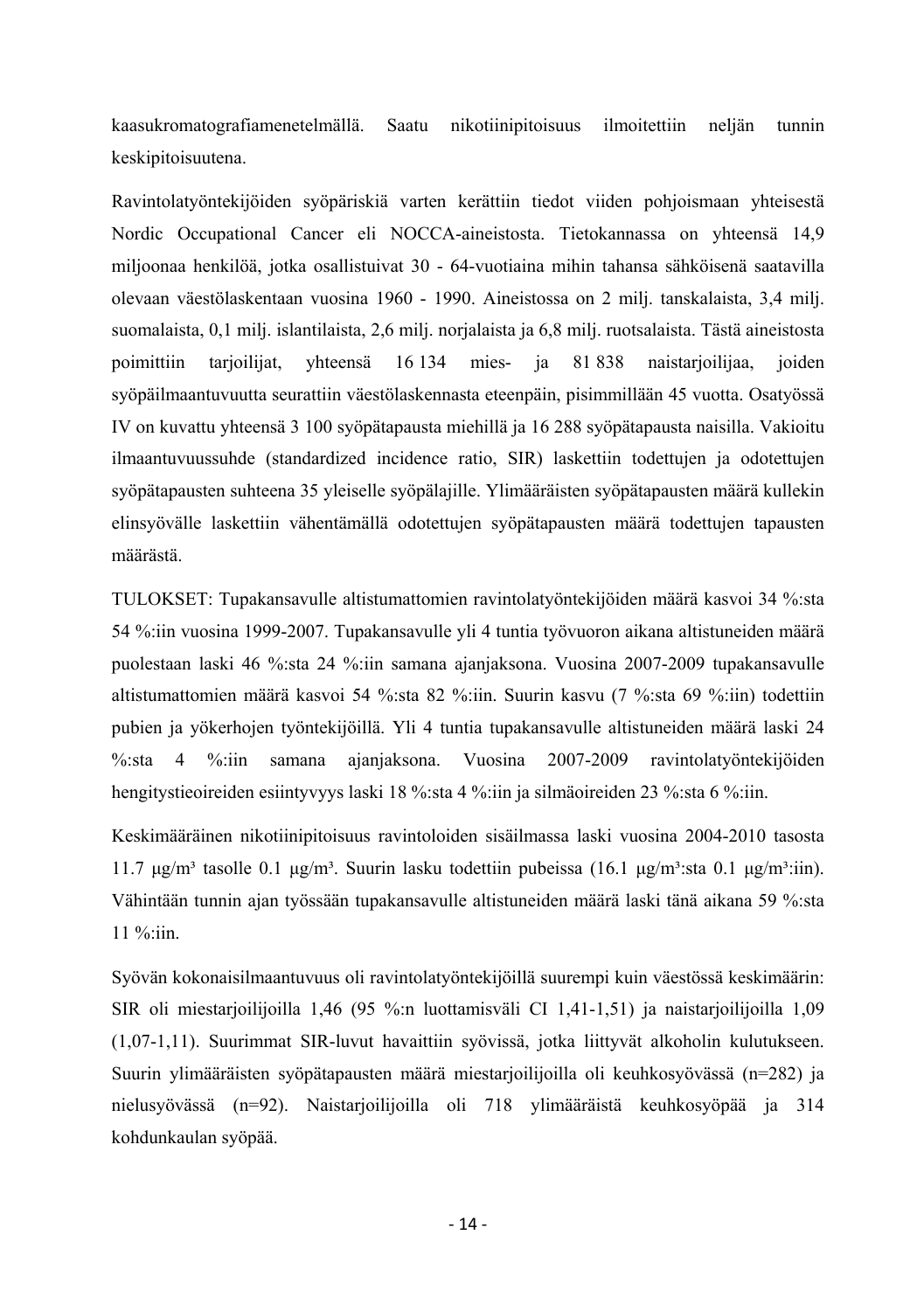kaasukromatografiamenetelmällä. Saatu nikotiinipitoisuus ilmoitettiin neljän tunnin keskipitoisuutena.

Ravintolatyöntekijöiden syöpäriskiä varten kerättiin tiedot viiden pohjoismaan yhteisestä Nordic Occupational Cancer eli NOCCA-aineistosta. Tietokannassa on yhteensä 14,9 miljoonaa henkilöä, jotka osallistuivat 30 - 64-vuotiaina mihin tahansa sähköisenä saatavilla olevaan väestölaskentaan vuosina 1960 - 1990. Aineistossa on 2 milj. tanskalaista, 3,4 milj. suomalaista, 0,1 milj. islantilaista, 2,6 milj. norjalaista ja 6,8 milj. ruotsalaista. Tästä aineistosta poimittiin tarjoilijat, yhteensä 16 134 mies- ja 81 838 naistarjoilijaa, joiden syöpäilmaantuvuutta seurattiin väestölaskennasta eteenpäin, pisimmillään 45 vuotta. Osatyössä IV on kuvattu yhteensä 3 100 syöpätapausta miehillä ja 16 288 syöpätapausta naisilla. Vakioitu ilmaantuvuussuhde (standardized incidence ratio, SIR) laskettiin todettujen ja odotettujen syöpätapausten suhteena 35 yleiselle syöpälajille. Ylimääräisten syöpätapausten määrä kullekin elinsyövälle laskettiin vähentämällä odotettujen syöpätapausten määrä todettujen tapausten määrästä.

TULOKSET: Tupakansavulle altistumattomien ravintolatyöntekijöiden määrä kasvoi 34 %:sta 54 %:iin vuosina 1999-2007. Tupakansavulle yli 4 tuntia työvuoron aikana altistuneiden määrä puolestaan laski 46 %:sta 24 %:iin samana ajanjaksona. Vuosina 2007-2009 tupakansavulle altistumattomien määrä kasvoi 54 %:sta 82 %:iin. Suurin kasvu (7 %:sta 69 %:iin) todettiin pubien ja yökerhojen työntekijöillä. Yli 4 tuntia tupakansavulle altistuneiden määrä laski 24 %:sta 4 %:iin samana ajanjaksona. Vuosina 2007-2009 ravintolatyöntekijöiden hengitystieoireiden esiintyvyys laski 18 %:sta 4 %:iin ja silmäoireiden 23 %:sta 6 %:iin.

Keskimääräinen nikotiinipitoisuus ravintoloiden sisäilmassa laski vuosina 2004-2010 tasosta 11.7 μg/m³ tasolle 0.1 μg/m³. Suurin lasku todettiin pubeissa (16.1 μg/m³:sta 0.1 μg/m³:iin). Vähintään tunnin ajan työssään tupakansavulle altistuneiden määrä laski tänä aikana 59 %:sta 11 %:iin.

Syövän kokonaisilmaantuvuus oli ravintolatyöntekijöillä suurempi kuin väestössä keskimäärin: SIR oli miestarjoilijoilla 1,46 (95 %:n luottamisväli CI 1,41-1,51) ja naistarjoilijoilla 1,09 (1,07-1,11). Suurimmat SIR-luvut havaittiin syövissä, jotka liittyvät alkoholin kulutukseen. Suurin ylimääräisten syöpätapausten määrä miestarjoilijoilla oli keuhkosyövässä (n=282) ja nielusyövässä (n=92). Naistarjoilijoilla oli 718 ylimääräistä keuhkosyöpää ja 314 kohdunkaulan syöpää.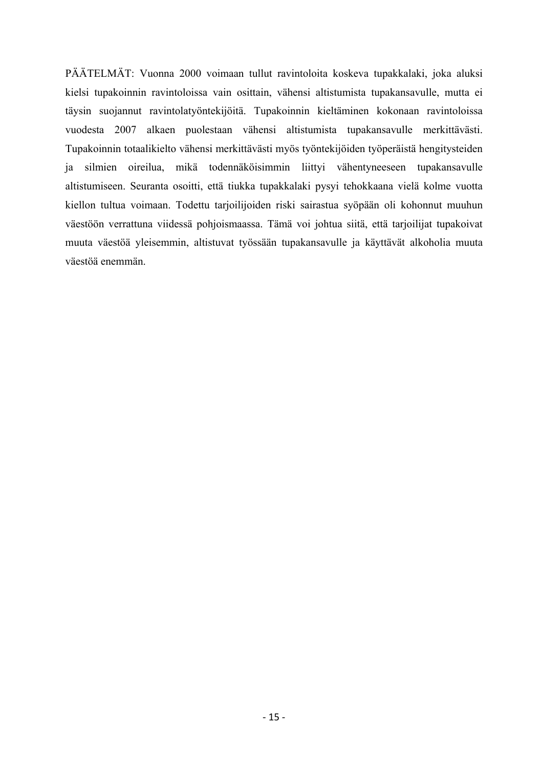PÄÄTELMÄT: Vuonna 2000 voimaan tullut ravintoloita koskeva tupakkalaki, joka aluksi kielsi tupakoinnin ravintoloissa vain osittain, vähensi altistumista tupakansavulle, mutta ei täysin suojannut ravintolatyöntekijöitä. Tupakoinnin kieltäminen kokonaan ravintoloissa vuodesta 2007 alkaen puolestaan vähensi altistumista tupakansavulle merkittävästi. Tupakoinnin totaalikielto vähensi merkittävästi myös työntekijöiden työperäistä hengitysteiden ja silmien oireilua, mikä todennäköisimmin liittyi vähentyneeseen tupakansavulle altistumiseen. Seuranta osoitti, että tiukka tupakkalaki pysyi tehokkaana vielä kolme vuotta kiellon tultua voimaan. Todettu tarjoilijoiden riski sairastua syöpään oli kohonnut muuhun väestöön verrattuna viidessä pohjoismaassa. Tämä voi johtua siitä, että tarjoilijat tupakoivat muuta väestöä yleisemmin, altistuvat työssään tupakansavulle ja käyttävät alkoholia muuta väestöä enemmän.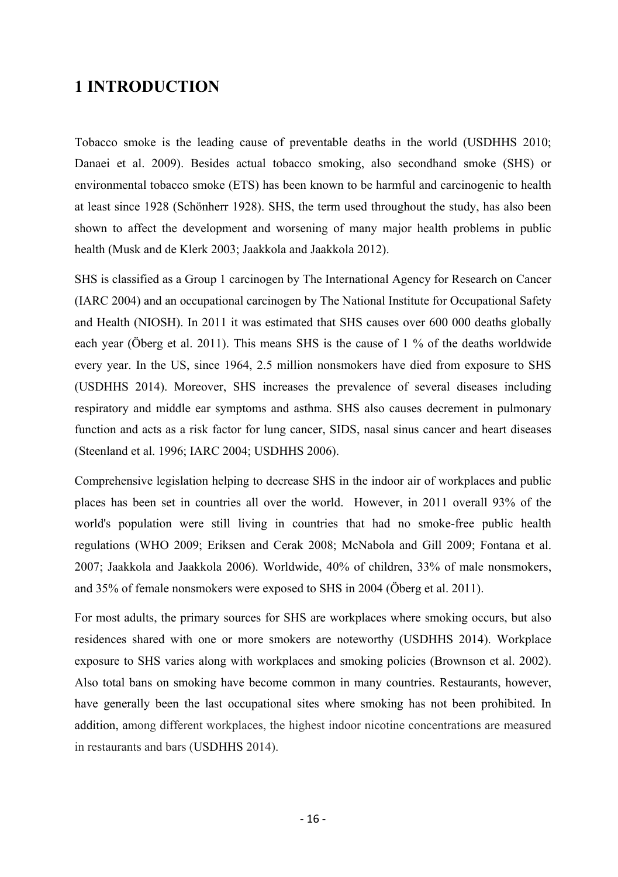# 1 INTRODUCTION

Tobacco smoke is the leading cause of preventable deaths in the world (USDHHS 2010; Danaei et al. 2009). Besides actual tobacco smoking, also secondhand smoke (SHS) or environmental tobacco smoke (ETS) has been known to be harmful and carcinogenic to health at least since 1928 (Schönherr 1928). SHS, the term used throughout the study, has also been shown to affect the development and worsening of many major health problems in public health (Musk and de Klerk 2003; Jaakkola and Jaakkola 2012).

SHS is classified as a Group 1 carcinogen by The International Agency for Research on Cancer (IARC 2004) and an occupational carcinogen by The National Institute for Occupational Safety and Health (NIOSH). In 2011 it was estimated that SHS causes over 600 000 deaths globally each year (Öberg et al. 2011). This means SHS is the cause of 1 % of the deaths worldwide every year. In the US, since 1964, 2.5 million nonsmokers have died from exposure to SHS (USDHHS 2014). Moreover, SHS increases the prevalence of several diseases including respiratory and middle ear symptoms and asthma. SHS also causes decrement in pulmonary function and acts as a risk factor for lung cancer, SIDS, nasal sinus cancer and heart diseases (Steenland et al. 1996; IARC 2004; USDHHS 2006).

Comprehensive legislation helping to decrease SHS in the indoor air of workplaces and public places has been set in countries all over the world. However, in 2011 overall 93% of the world's population were still living in countries that had no smoke-free public health regulations (WHO 2009; Eriksen and Cerak 2008; McNabola and Gill 2009; Fontana et al. 2007; Jaakkola and Jaakkola 2006). Worldwide, 40% of children, 33% of male nonsmokers, and 35% of female nonsmokers were exposed to SHS in 2004 (Öberg et al. 2011).

For most adults, the primary sources for SHS are workplaces where smoking occurs, but also residences shared with one or more smokers are noteworthy (USDHHS 2014). Workplace exposure to SHS varies along with workplaces and smoking policies (Brownson et al. 2002). Also total bans on smoking have become common in many countries. Restaurants, however, have generally been the last occupational sites where smoking has not been prohibited. In addition, among different workplaces, the highest indoor nicotine concentrations are measured in restaurants and bars (USDHHS 2014).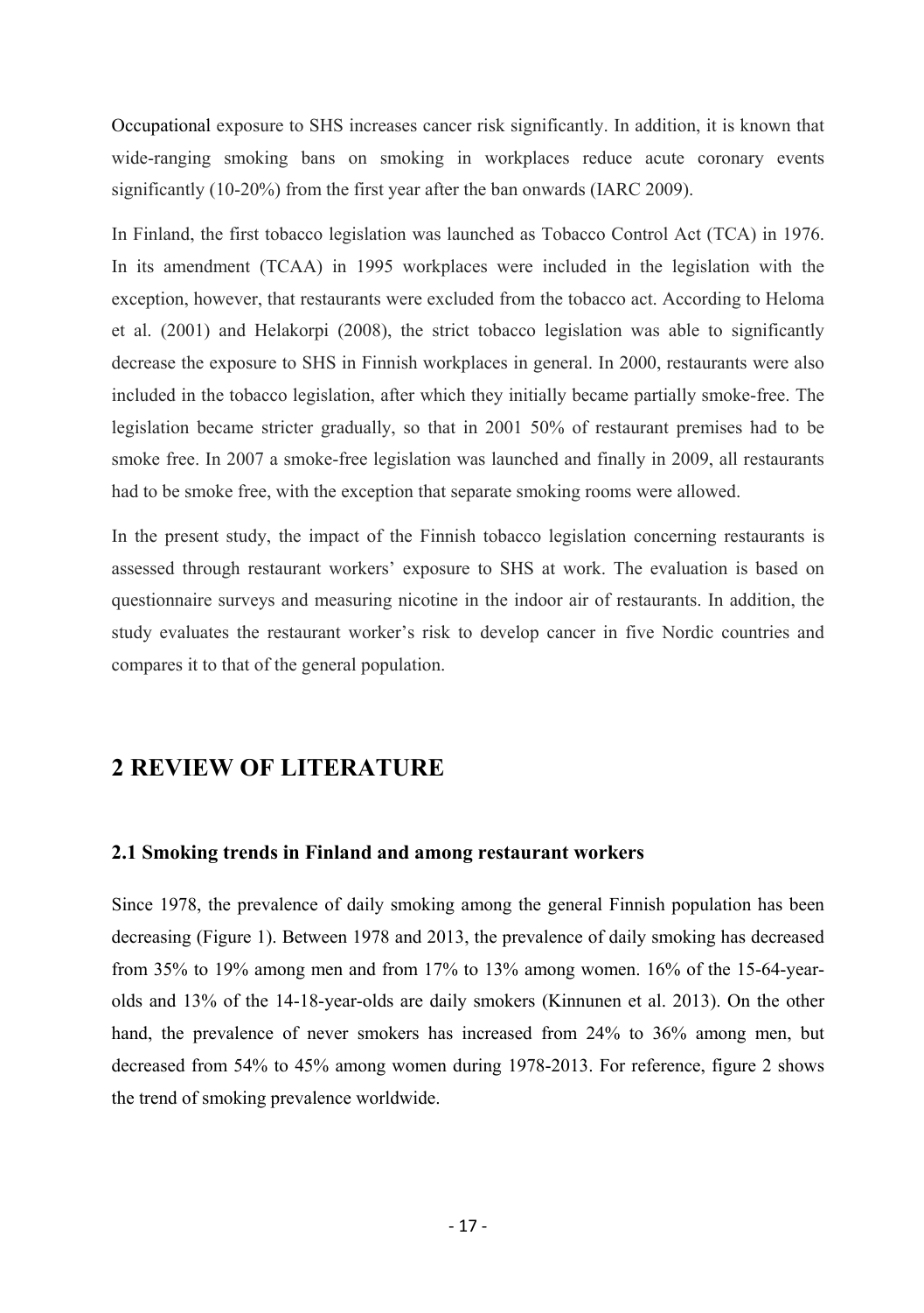Occupational exposure to SHS increases cancer risk significantly. In addition, it is known that wide-ranging smoking bans on smoking in workplaces reduce acute coronary events significantly (10-20%) from the first year after the ban onwards (IARC 2009).

In Finland, the first tobacco legislation was launched as Tobacco Control Act (TCA) in 1976. In its amendment (TCAA) in 1995 workplaces were included in the legislation with the exception, however, that restaurants were excluded from the tobacco act. According to Heloma et al. (2001) and Helakorpi (2008), the strict tobacco legislation was able to significantly decrease the exposure to SHS in Finnish workplaces in general. In 2000, restaurants were also included in the tobacco legislation, after which they initially became partially smoke-free. The legislation became stricter gradually, so that in 2001 50% of restaurant premises had to be smoke free. In 2007 a smoke-free legislation was launched and finally in 2009, all restaurants had to be smoke free, with the exception that separate smoking rooms were allowed.

In the present study, the impact of the Finnish tobacco legislation concerning restaurants is assessed through restaurant workers' exposure to SHS at work. The evaluation is based on questionnaire surveys and measuring nicotine in the indoor air of restaurants. In addition, the study evaluates the restaurant worker's risk to develop cancer in five Nordic countries and compares it to that of the general population.

# 2 REVIEW OF LITERATURE

## 2.1 Smoking trends in Finland and among restaurant workers

Since 1978, the prevalence of daily smoking among the general Finnish population has been decreasing (Figure 1). Between 1978 and 2013, the prevalence of daily smoking has decreased from 35% to 19% among men and from 17% to 13% among women. 16% of the 15-64-year-olds and 13% of the 14-18-year-olds are daily smokers (Kinnunen et al. 2013). On the other hand, the prevalence of never smokers has increased from 24% to 36% among men, but decreased from 54% to 45% among women during 1978-2013. For reference, figure 2 shows the trend of smoking prevalence worldwide.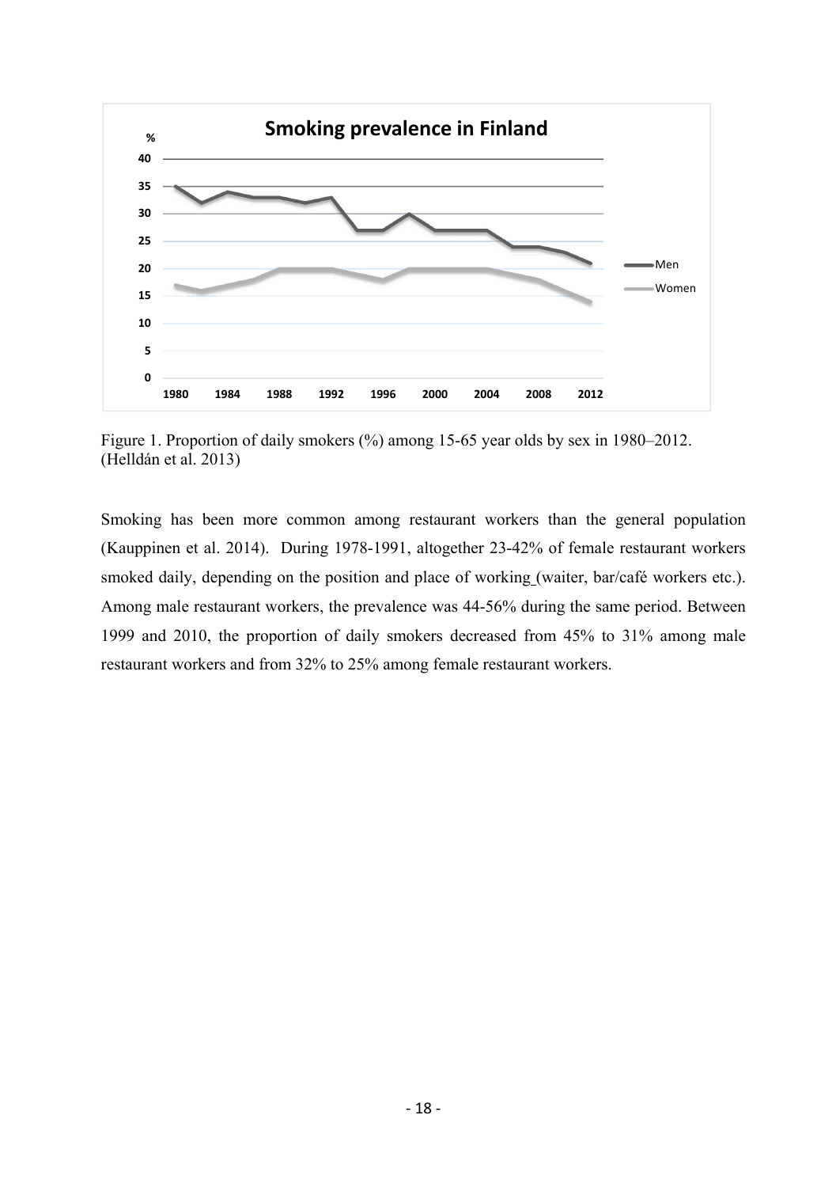Figure 1. Proportion of daily smokers (%) among 15-65 year olds by sex in 1980–2012. (Helldán et al. 2013)

Smoking has been more common among restaurant workers than the general population (Kauppinen et al. 2014). During 1978-1991, altogether 23-42% of female restaurant workers smoked daily, depending on the position and place of working (waiter, bar/café workers etc.). Among male restaurant workers, the prevalence was 44-56% during the same period. Between 1999 and 2010, the proportion of daily smokers decreased from 45% to 31% among male restaurant workers and from 32% to 25% among female restaurant workers.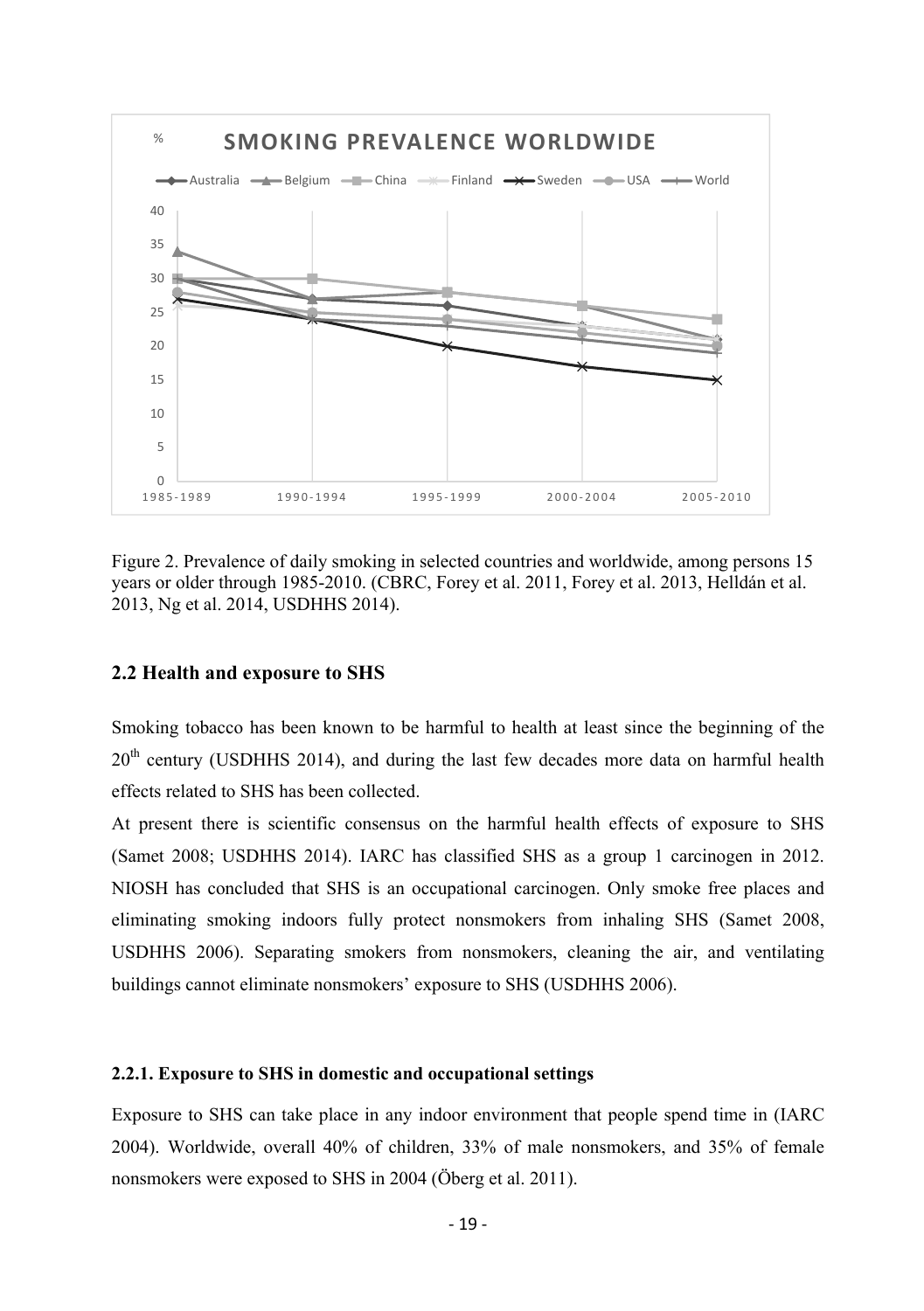Figure 2. Prevalence of daily smoking in selected countries and worldwide, among persons 15 years or older through 1985-2010. (CBRC, Forey et al. 2011, Forey et al. 2013, Helldán et al. 2013, Ng et al. 2014, USDHHS 2014).

## 2.2 Health and exposure to SHS

Smoking tobacco has been known to be harmful to health at least since the beginning of the 20th century (USDHHS 2014), and during the last few decades more data on harmful health effects related to SHS has been collected.

At present there is scientific consensus on the harmful health effects of exposure to SHS (Samet 2008; USDHHS 2014). IARC has classified SHS as a group 1 carcinogen in 2012. NIOSH has concluded that SHS is an occupational carcinogen. Only smoke free places and eliminating smoking indoors fully protect nonsmokers from inhaling SHS (Samet 2008, USDHHS 2006). Separating smokers from nonsmokers, cleaning the air, and ventilating buildings cannot eliminate nonsmokers' exposure to SHS (USDHHS 2006).

### 2.2.1. Exposure to SHS in domestic and occupational settings

Exposure to SHS can take place in any indoor environment that people spend time in (IARC 2004). Worldwide, overall 40% of children, 33% of male nonsmokers, and 35% of female nonsmokers were exposed to SHS in 2004 (Öberg et al. 2011).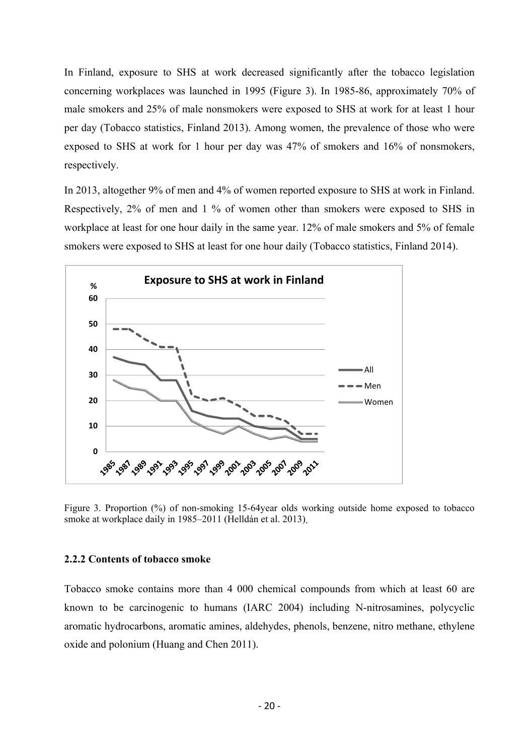In Finland, exposure to SHS at work decreased significantly after the tobacco legislation concerning workplaces was launched in 1995 (Figure 3). In 1985-86, approximately 70% of male smokers and 25% of male nonsmokers were exposed to SHS at work for at least 1 hour per day (Tobacco statistics, Finland 2013). Among women, the prevalence of those who were exposed to SHS at work for 1 hour per day was 47% of smokers and 16% of nonsmokers, respectively.

In 2013, altogether 9% of men and 4% of women reported exposure to SHS at work in Finland. Respectively, 2% of men and 1 % of women other than smokers were exposed to SHS in workplace at least for one hour daily in the same year. 12% of male smokers and 5% of female smokers were exposed to SHS at least for one hour daily (Tobacco statistics, Finland 2014).

Figure 3. Proportion (%) of non-smoking 15-64year olds working outside home exposed to tobacco smoke at workplace daily in 1985–2011 (Helldán et al. 2013).

### 2.2.2 Contents of tobacco smoke

Tobacco smoke contains more than 4 000 chemical compounds from which at least 60 are known to be carcinogenic to humans (IARC 2004) including N-nitrosamines, polycyclic aromatic hydrocarbons, aromatic amines, aldehydes, phenols, benzene, nitro methane, ethylene oxide and polonium (Huang and Chen 2011).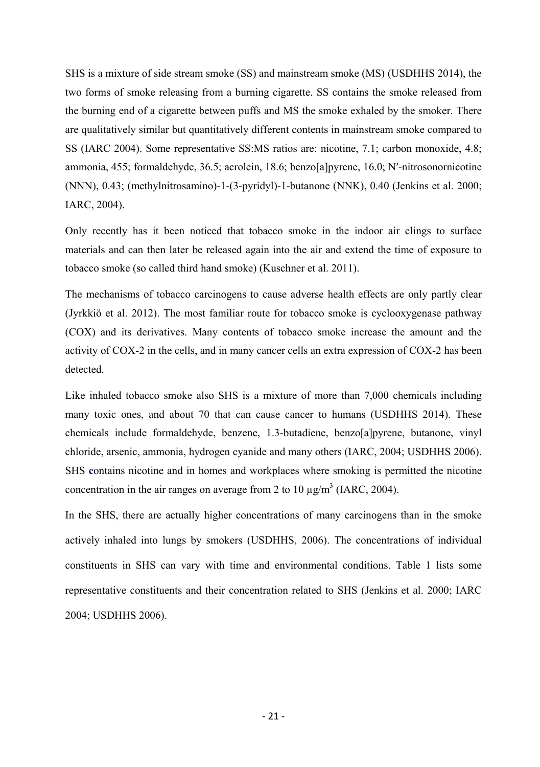SHS is a mixture of side stream smoke (SS) and mainstream smoke (MS) (USDHHS 2014), the two forms of smoke releasing from a burning cigarette. SS contains the smoke released from the burning end of a cigarette between puffs and MS the smoke exhaled by the smoker. There are qualitatively similar but quantitatively different contents in mainstream smoke compared to SS (IARC 2004). Some representative SS:MS ratios are: nicotine, 7.1; carbon monoxide, 4.8; ammonia, 455; formaldehyde, 36.5; acrolein, 18.6; benzo[a]pyrene, 16.0; N′-nitrosonornicotine (NNN), 0.43; (methylnitrosamino)-1-(3-pyridyl)-1-butanone (NNK), 0.40 (Jenkins et al. 2000; IARC, 2004).

Only recently has it been noticed that tobacco smoke in the indoor air clings to surface materials and can then later be released again into the air and extend the time of exposure to tobacco smoke (so called third hand smoke) (Kuschner et al. 2011).

The mechanisms of tobacco carcinogens to cause adverse health effects are only partly clear (Jyrkkiö et al. 2012). The most familiar route for tobacco smoke is cyclooxygenase pathway (COX) and its derivatives. Many contents of tobacco smoke increase the amount and the activity of COX-2 in the cells, and in many cancer cells an extra expression of COX-2 has been detected.

Like inhaled tobacco smoke also SHS is a mixture of more than 7,000 chemicals including many toxic ones, and about 70 that can cause cancer to humans (USDHHS 2014). These chemicals include formaldehyde, benzene, 1.3-butadiene, benzo[a]pyrene, butanone, vinyl chloride, arsenic, ammonia, hydrogen cyanide and many others (IARC, 2004; USDHHS 2006). SHS contains nicotine and in homes and workplaces where smoking is permitted the nicotine concentration in the air ranges on average from 2 to 10 $\mu g/m^3$ (IARC, 2004).

In the SHS, there are actually higher concentrations of many carcinogens than in the smoke actively inhaled into lungs by smokers (USDHHS, 2006). The concentrations of individual constituents in SHS can vary with time and environmental conditions. Table 1 lists some representative constituents and their concentration related to SHS (Jenkins et al. 2000; IARC 2004; USDHHS 2006).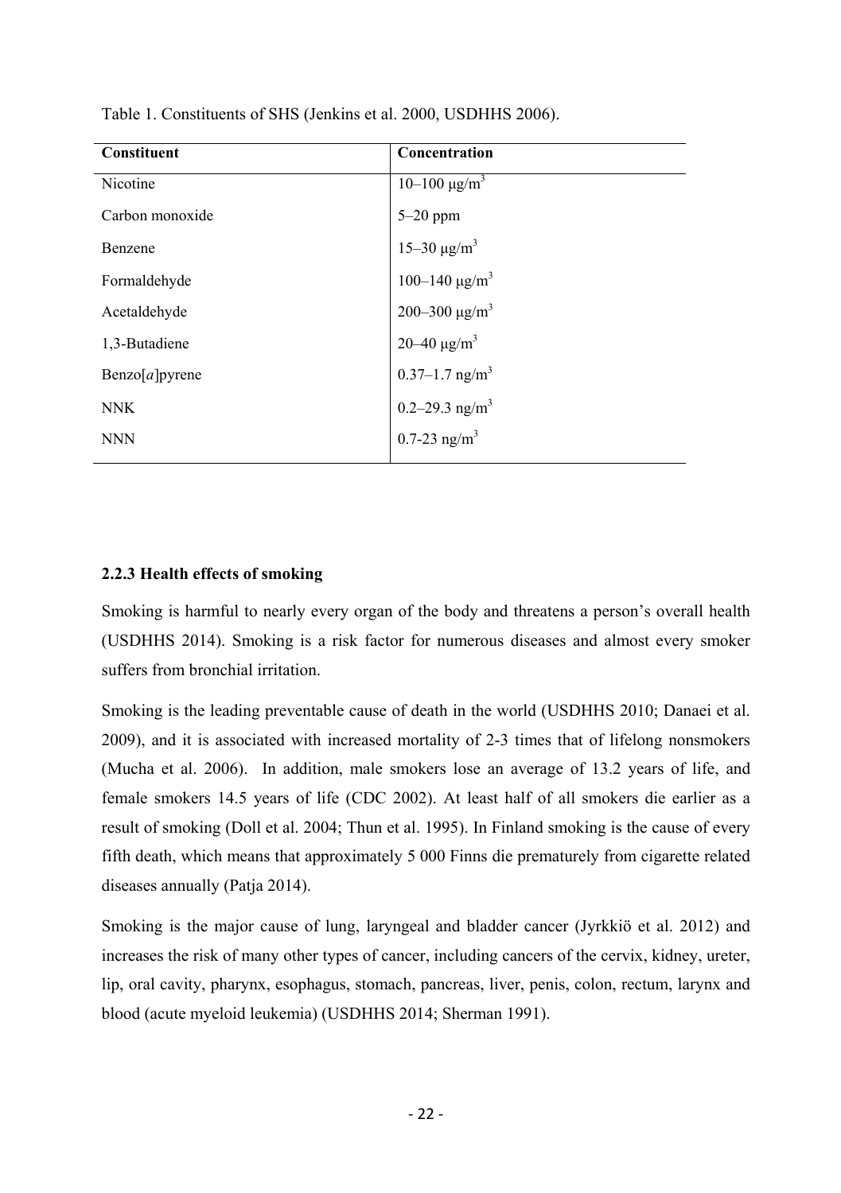Table 1. Constituents of SHS (Jenkins et al. 2000, USDHHS 2006).

| Constituent | Concentration |
| --- | --- |
| Nicotine | 10–100 μg/m$^3$ |
| Carbon monoxide | 5–20 ppm |
| Benzene | 15–30 μg/m$^3$ |
| Formaldehyde | 100–140 μg/m$^3$ |
| Acetaldehyde | 200–300 μg/m$^3$ |
| 1,3-Butadiene | 20–40 μg/m$^3$ |
| Benzo[*a*]pyrene | 0.37–1.7 ng/m$^3$ |
| NNK | 0.2–29.3 ng/m$^3$ |
| NNN | 0.7-23 ng/m$^3$ |

### 2.2.3 Health effects of smoking

Smoking is harmful to nearly every organ of the body and threatens a person's overall health (USDHHS 2014). Smoking is a risk factor for numerous diseases and almost every smoker suffers from bronchial irritation.

Smoking is the leading preventable cause of death in the world (USDHHS 2010; Danaei et al. 2009), and it is associated with increased mortality of 2-3 times that of lifelong nonsmokers (Mucha et al. 2006). In addition, male smokers lose an average of 13.2 years of life, and female smokers 14.5 years of life (CDC 2002). At least half of all smokers die earlier as a result of smoking (Doll et al. 2004; Thun et al. 1995). In Finland smoking is the cause of every fifth death, which means that approximately 5 000 Finns die prematurely from cigarette related diseases annually (Patja 2014).

Smoking is the major cause of lung, laryngeal and bladder cancer (Jyrkkiö et al. 2012) and increases the risk of many other types of cancer, including cancers of the cervix, kidney, ureter, lip, oral cavity, pharynx, esophagus, stomach, pancreas, liver, penis, colon, rectum, larynx and blood (acute myeloid leukemia) (USDHHS 2014; Sherman 1991).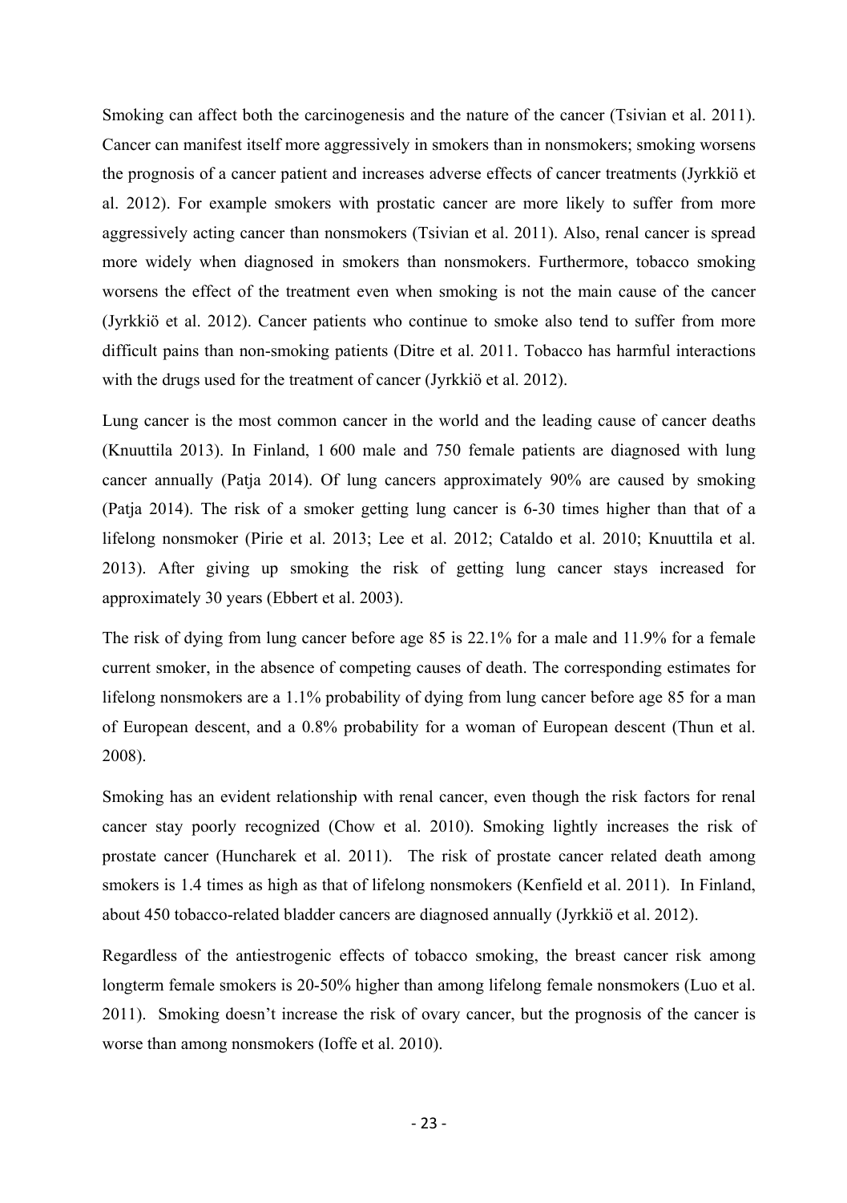Smoking can affect both the carcinogenesis and the nature of the cancer (Tsivian et al. 2011). Cancer can manifest itself more aggressively in smokers than in nonsmokers; smoking worsens the prognosis of a cancer patient and increases adverse effects of cancer treatments (Jyrkkiö et al. 2012). For example smokers with prostatic cancer are more likely to suffer from more aggressively acting cancer than nonsmokers (Tsivian et al. 2011). Also, renal cancer is spread more widely when diagnosed in smokers than nonsmokers. Furthermore, tobacco smoking worsens the effect of the treatment even when smoking is not the main cause of the cancer (Jyrkkiö et al. 2012). Cancer patients who continue to smoke also tend to suffer from more difficult pains than non-smoking patients (Ditre et al. 2011. Tobacco has harmful interactions with the drugs used for the treatment of cancer (Jyrkkiö et al. 2012).

Lung cancer is the most common cancer in the world and the leading cause of cancer deaths (Knuuttila 2013). In Finland, 1 600 male and 750 female patients are diagnosed with lung cancer annually (Patja 2014). Of lung cancers approximately 90% are caused by smoking (Patja 2014). The risk of a smoker getting lung cancer is 6-30 times higher than that of a lifelong nonsmoker (Pirie et al. 2013; Lee et al. 2012; Cataldo et al. 2010; Knuuttila et al. 2013). After giving up smoking the risk of getting lung cancer stays increased for approximately 30 years (Ebbert et al. 2003).

The risk of dying from lung cancer before age 85 is 22.1% for a male and 11.9% for a female current smoker, in the absence of competing causes of death. The corresponding estimates for lifelong nonsmokers are a 1.1% probability of dying from lung cancer before age 85 for a man of European descent, and a 0.8% probability for a woman of European descent (Thun et al. 2008).

Smoking has an evident relationship with renal cancer, even though the risk factors for renal cancer stay poorly recognized (Chow et al. 2010). Smoking lightly increases the risk of prostate cancer (Huncharek et al. 2011). The risk of prostate cancer related death among smokers is 1.4 times as high as that of lifelong nonsmokers (Kenfield et al. 2011). In Finland, about 450 tobacco-related bladder cancers are diagnosed annually (Jyrkkiö et al. 2012).

Regardless of the antiestrogenic effects of tobacco smoking, the breast cancer risk among longterm female smokers is 20-50% higher than among lifelong female nonsmokers (Luo et al. 2011). Smoking doesn't increase the risk of ovary cancer, but the prognosis of the cancer is worse than among nonsmokers (Ioffe et al. 2010).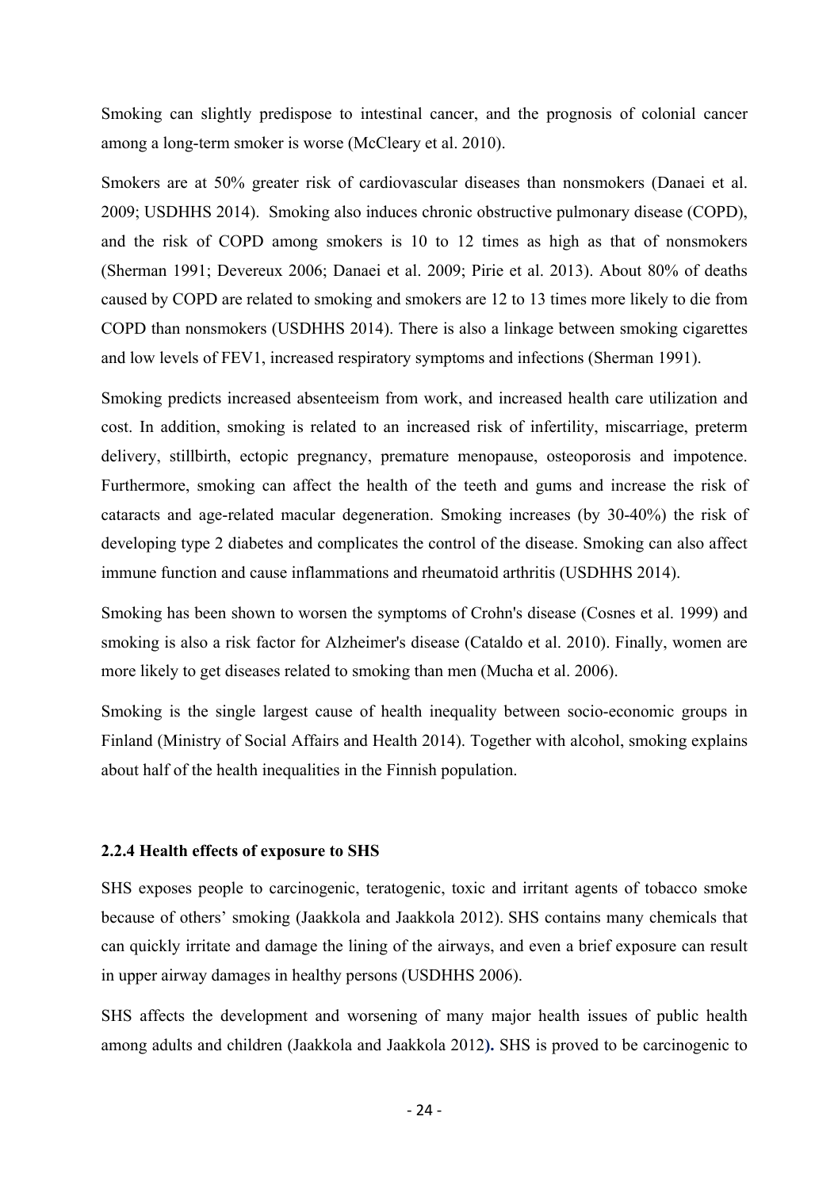Smoking can slightly predispose to intestinal cancer, and the prognosis of colonial cancer among a long-term smoker is worse (McCleary et al. 2010).

Smokers are at 50% greater risk of cardiovascular diseases than nonsmokers (Danaei et al. 2009; USDHHS 2014). Smoking also induces chronic obstructive pulmonary disease (COPD), and the risk of COPD among smokers is 10 to 12 times as high as that of nonsmokers (Sherman 1991; Devereux 2006; Danaei et al. 2009; Pirie et al. 2013). About 80% of deaths caused by COPD are related to smoking and smokers are 12 to 13 times more likely to die from COPD than nonsmokers (USDHHS 2014). There is also a linkage between smoking cigarettes and low levels of FEV1, increased respiratory symptoms and infections (Sherman 1991).

Smoking predicts increased absenteeism from work, and increased health care utilization and cost. In addition, smoking is related to an increased risk of infertility, miscarriage, preterm delivery, stillbirth, ectopic pregnancy, premature menopause, osteoporosis and impotence. Furthermore, smoking can affect the health of the teeth and gums and increase the risk of cataracts and age-related macular degeneration. Smoking increases (by 30-40%) the risk of developing type 2 diabetes and complicates the control of the disease. Smoking can also affect immune function and cause inflammations and rheumatoid arthritis (USDHHS 2014).

Smoking has been shown to worsen the symptoms of Crohn's disease (Cosnes et al. 1999) and smoking is also a risk factor for Alzheimer's disease (Cataldo et al. 2010). Finally, women are more likely to get diseases related to smoking than men (Mucha et al. 2006).

Smoking is the single largest cause of health inequality between socio-economic groups in Finland (Ministry of Social Affairs and Health 2014). Together with alcohol, smoking explains about half of the health inequalities in the Finnish population.

### 2.2.4 Health effects of exposure to SHS

SHS exposes people to carcinogenic, teratogenic, toxic and irritant agents of tobacco smoke because of others' smoking (Jaakkola and Jaakkola 2012). SHS contains many chemicals that can quickly irritate and damage the lining of the airways, and even a brief exposure can result in upper airway damages in healthy persons (USDHHS 2006).

SHS affects the development and worsening of many major health issues of public health among adults and children (Jaakkola and Jaakkola 2012**).** SHS is proved to be carcinogenic to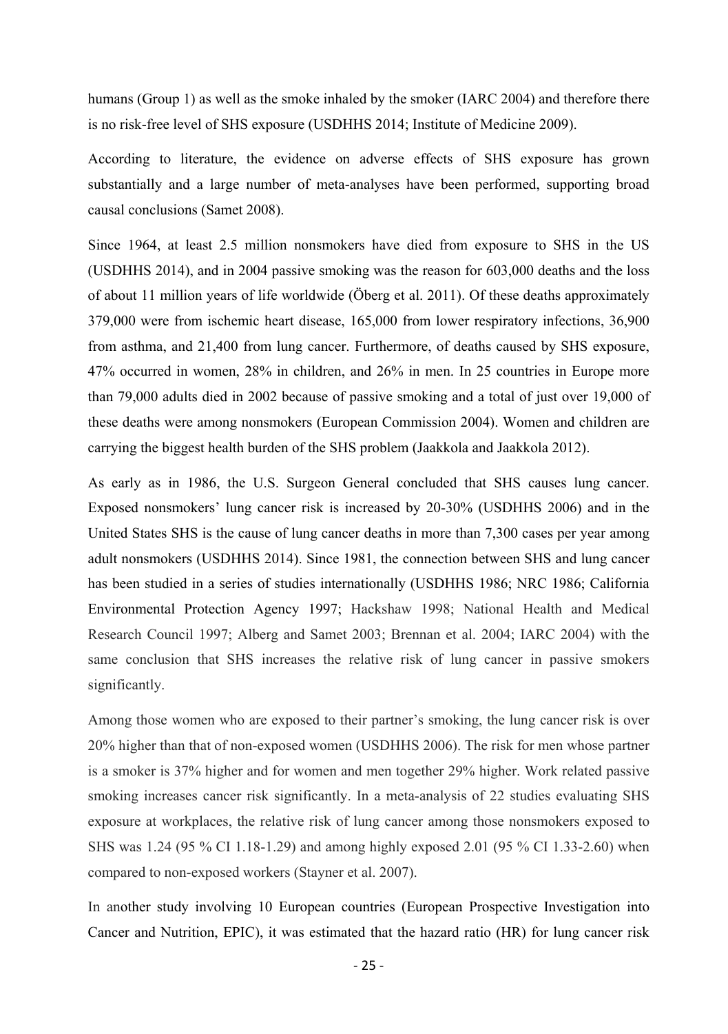humans (Group 1) as well as the smoke inhaled by the smoker (IARC 2004) and therefore there is no risk-free level of SHS exposure (USDHHS 2014; Institute of Medicine 2009).

According to literature, the evidence on adverse effects of SHS exposure has grown substantially and a large number of meta-analyses have been performed, supporting broad causal conclusions (Samet 2008).

Since 1964, at least 2.5 million nonsmokers have died from exposure to SHS in the US (USDHHS 2014), and in 2004 passive smoking was the reason for 603,000 deaths and the loss of about 11 million years of life worldwide (Öberg et al. 2011). Of these deaths approximately 379,000 were from ischemic heart disease, 165,000 from lower respiratory infections, 36,900 from asthma, and 21,400 from lung cancer. Furthermore, of deaths caused by SHS exposure, 47% occurred in women, 28% in children, and 26% in men. In 25 countries in Europe more than 79,000 adults died in 2002 because of passive smoking and a total of just over 19,000 of these deaths were among nonsmokers (European Commission 2004). Women and children are carrying the biggest health burden of the SHS problem (Jaakkola and Jaakkola 2012).

As early as in 1986, the U.S. Surgeon General concluded that SHS causes lung cancer. Exposed nonsmokers' lung cancer risk is increased by 20-30% (USDHHS 2006) and in the United States SHS is the cause of lung cancer deaths in more than 7,300 cases per year among adult nonsmokers (USDHHS 2014). Since 1981, the connection between SHS and lung cancer has been studied in a series of studies internationally (USDHHS 1986; NRC 1986; California Environmental Protection Agency 1997; Hackshaw 1998; National Health and Medical Research Council 1997; Alberg and Samet 2003; Brennan et al. 2004; IARC 2004) with the same conclusion that SHS increases the relative risk of lung cancer in passive smokers significantly.

Among those women who are exposed to their partner's smoking, the lung cancer risk is over 20% higher than that of non-exposed women (USDHHS 2006). The risk for men whose partner is a smoker is 37% higher and for women and men together 29% higher. Work related passive smoking increases cancer risk significantly. In a meta-analysis of 22 studies evaluating SHS exposure at workplaces, the relative risk of lung cancer among those nonsmokers exposed to SHS was 1.24 (95 % CI 1.18-1.29) and among highly exposed 2.01 (95 % CI 1.33-2.60) when compared to non-exposed workers (Stayner et al. 2007).

In another study involving 10 European countries (European Prospective Investigation into Cancer and Nutrition, EPIC), it was estimated that the hazard ratio (HR) for lung cancer risk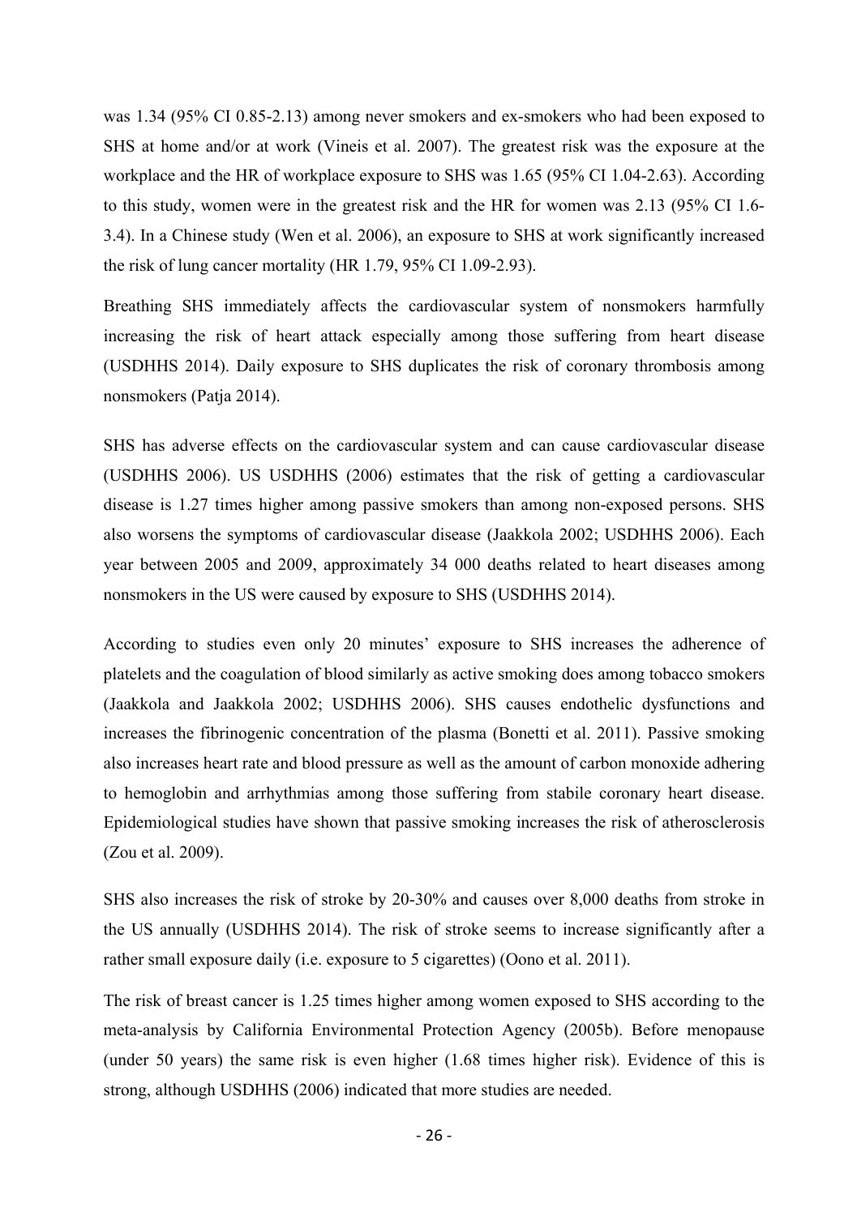was 1.34 (95% CI 0.85-2.13) among never smokers and ex-smokers who had been exposed to SHS at home and/or at work (Vineis et al. 2007). The greatest risk was the exposure at the workplace and the HR of workplace exposure to SHS was 1.65 (95% CI 1.04-2.63). According to this study, women were in the greatest risk and the HR for women was 2.13 (95% CI 1.6-3.4). In a Chinese study (Wen et al. 2006), an exposure to SHS at work significantly increased the risk of lung cancer mortality (HR 1.79, 95% CI 1.09-2.93).

Breathing SHS immediately affects the cardiovascular system of nonsmokers harmfully increasing the risk of heart attack especially among those suffering from heart disease (USDHHS 2014). Daily exposure to SHS duplicates the risk of coronary thrombosis among nonsmokers (Patja 2014).

SHS has adverse effects on the cardiovascular system and can cause cardiovascular disease (USDHHS 2006). US USDHHS (2006) estimates that the risk of getting a cardiovascular disease is 1.27 times higher among passive smokers than among non-exposed persons. SHS also worsens the symptoms of cardiovascular disease (Jaakkola 2002; USDHHS 2006). Each year between 2005 and 2009, approximately 34 000 deaths related to heart diseases among nonsmokers in the US were caused by exposure to SHS (USDHHS 2014).

According to studies even only 20 minutes' exposure to SHS increases the adherence of platelets and the coagulation of blood similarly as active smoking does among tobacco smokers (Jaakkola and Jaakkola 2002; USDHHS 2006). SHS causes endothelic dysfunctions and increases the fibrinogenic concentration of the plasma (Bonetti et al. 2011). Passive smoking also increases heart rate and blood pressure as well as the amount of carbon monoxide adhering to hemoglobin and arrhythmias among those suffering from stabile coronary heart disease. Epidemiological studies have shown that passive smoking increases the risk of atherosclerosis (Zou et al. 2009).

SHS also increases the risk of stroke by 20-30% and causes over 8,000 deaths from stroke in the US annually (USDHHS 2014). The risk of stroke seems to increase significantly after a rather small exposure daily (i.e. exposure to 5 cigarettes) (Oono et al. 2011).

The risk of breast cancer is 1.25 times higher among women exposed to SHS according to the meta-analysis by California Environmental Protection Agency (2005b). Before menopause (under 50 years) the same risk is even higher (1.68 times higher risk). Evidence of this is strong, although USDHHS (2006) indicated that more studies are needed.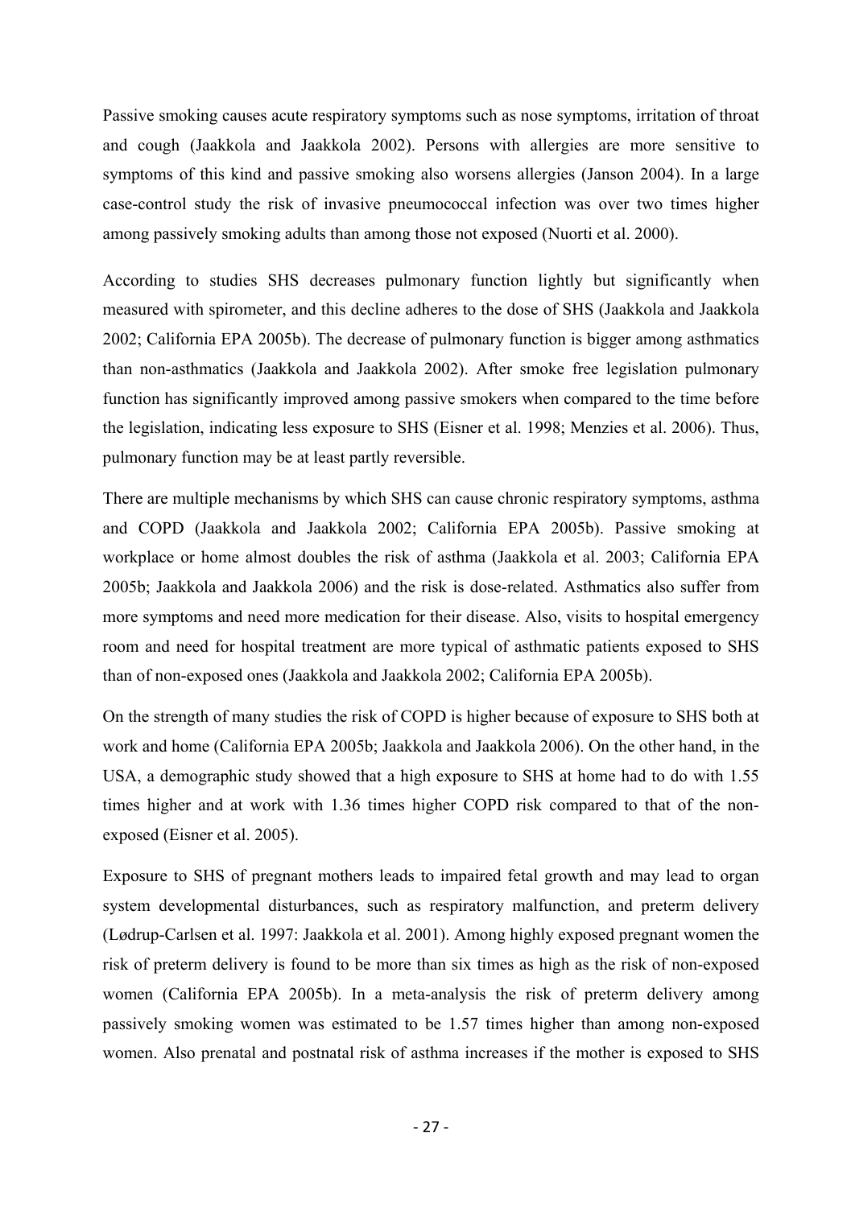Passive smoking causes acute respiratory symptoms such as nose symptoms, irritation of throat and cough (Jaakkola and Jaakkola 2002). Persons with allergies are more sensitive to symptoms of this kind and passive smoking also worsens allergies (Janson 2004). In a large case-control study the risk of invasive pneumococcal infection was over two times higher among passively smoking adults than among those not exposed (Nuorti et al. 2000).

According to studies SHS decreases pulmonary function lightly but significantly when measured with spirometer, and this decline adheres to the dose of SHS (Jaakkola and Jaakkola 2002; California EPA 2005b). The decrease of pulmonary function is bigger among asthmatics than non-asthmatics (Jaakkola and Jaakkola 2002). After smoke free legislation pulmonary function has significantly improved among passive smokers when compared to the time before the legislation, indicating less exposure to SHS (Eisner et al. 1998; Menzies et al. 2006). Thus, pulmonary function may be at least partly reversible.

There are multiple mechanisms by which SHS can cause chronic respiratory symptoms, asthma and COPD (Jaakkola and Jaakkola 2002; California EPA 2005b). Passive smoking at workplace or home almost doubles the risk of asthma (Jaakkola et al. 2003; California EPA 2005b; Jaakkola and Jaakkola 2006) and the risk is dose-related. Asthmatics also suffer from more symptoms and need more medication for their disease. Also, visits to hospital emergency room and need for hospital treatment are more typical of asthmatic patients exposed to SHS than of non-exposed ones (Jaakkola and Jaakkola 2002; California EPA 2005b).

On the strength of many studies the risk of COPD is higher because of exposure to SHS both at work and home (California EPA 2005b; Jaakkola and Jaakkola 2006). On the other hand, in the USA, a demographic study showed that a high exposure to SHS at home had to do with 1.55 times higher and at work with 1.36 times higher COPD risk compared to that of the non-exposed (Eisner et al. 2005).

Exposure to SHS of pregnant mothers leads to impaired fetal growth and may lead to organ system developmental disturbances, such as respiratory malfunction, and preterm delivery (Lødrup-Carlsen et al. 1997: Jaakkola et al. 2001). Among highly exposed pregnant women the risk of preterm delivery is found to be more than six times as high as the risk of non-exposed women (California EPA 2005b). In a meta-analysis the risk of preterm delivery among passively smoking women was estimated to be 1.57 times higher than among non-exposed women. Also prenatal and postnatal risk of asthma increases if the mother is exposed to SHS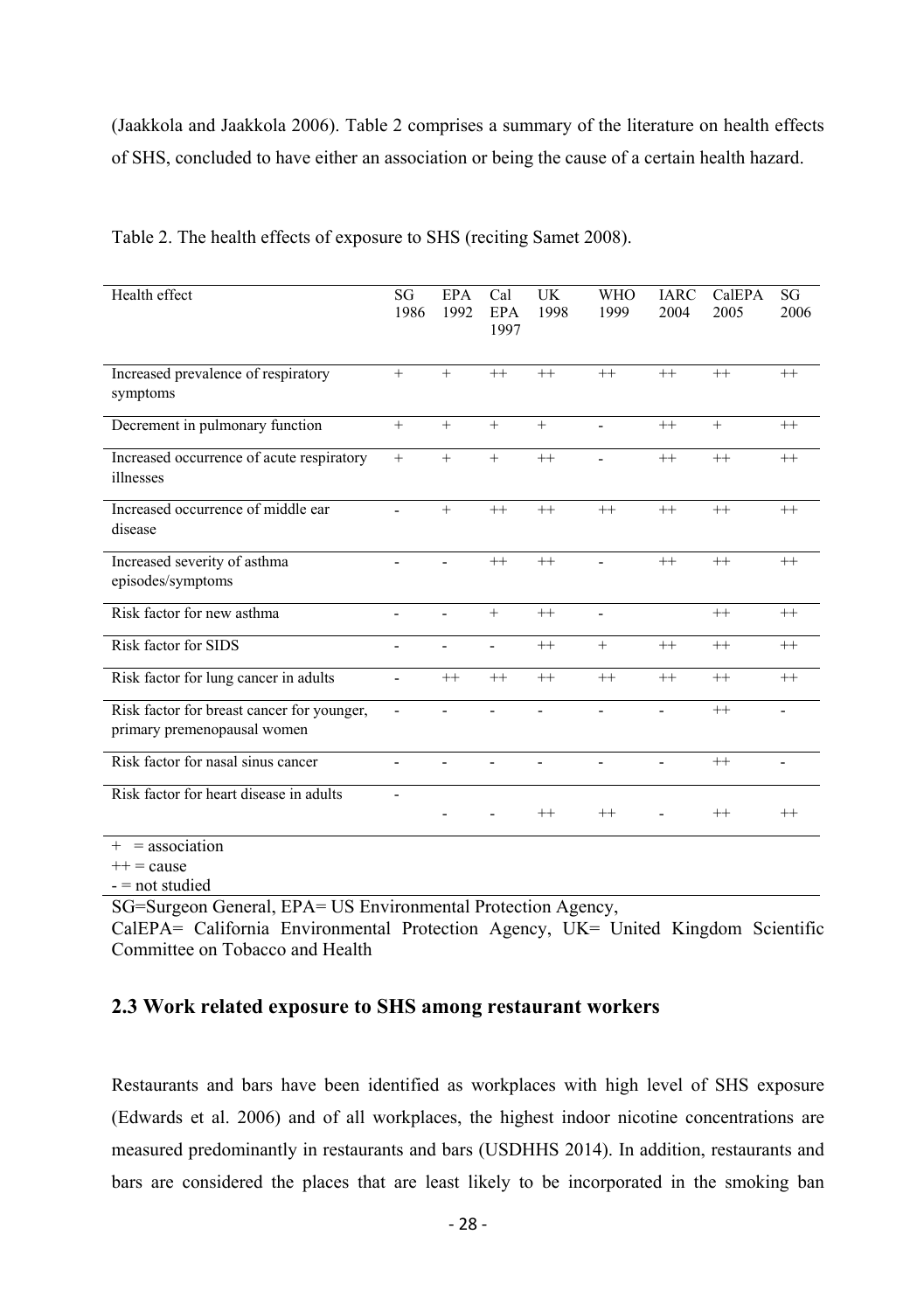(Jaakkola and Jaakkola 2006). Table 2 comprises a summary of the literature on health effects of SHS, concluded to have either an association or being the cause of a certain health hazard.

Table 2. The health effects of exposure to SHS (reciting Samet 2008).

| Health effect | SG 1986 | EPA 1992 | Cal EPA 1997 | UK 1998 | WHO 1999 | IARC 2004 | CalEPA 2005 | SG 2006 |
|---|---|---|---|---|---|---|---|---|
| Increased prevalence of respiratory symptoms | + | + | ++ | ++ | ++ | ++ | ++ | ++ |
| Decrement in pulmonary function | + | + | + | + | - | ++ | + | ++ |
| Increased occurrence of acute respiratory illnesses | + | + | + | ++ | - | ++ | ++ | ++ |
| Increased occurrence of middle ear disease | - | + | ++ | ++ | ++ | ++ | ++ | ++ |
| Increased severity of asthma episodes/symptoms | - | - | ++ | ++ | - | ++ | ++ | ++ |
| Risk factor for new asthma | - | - | + | ++ | - | | ++ | ++ |
| Risk factor for SIDS | - | - | - | ++ | + | ++ | ++ | ++ |
| Risk factor for lung cancer in adults | - | ++ | ++ | ++ | ++ | ++ | ++ | ++ |
| Risk factor for breast cancer for younger, primary premenopausal women | - | - | - | - | - | - | ++ | - |
| Risk factor for nasal sinus cancer | - | - | - | - | - | - | ++ | - |
| Risk factor for heart disease in adults | - | - | - | ++ | ++ | - | ++ | ++ |

\+ = association
++ = cause
\- = not studied

SG=Surgeon General, EPA= US Environmental Protection Agency,
CalEPA= California Environmental Protection Agency, UK= United Kingdom Scientific Committee on Tobacco and Health

## 2.3 Work related exposure to SHS among restaurant workers

Restaurants and bars have been identified as workplaces with high level of SHS exposure (Edwards et al. 2006) and of all workplaces, the highest indoor nicotine concentrations are measured predominantly in restaurants and bars (USDHHS 2014). In addition, restaurants and bars are considered the places that are least likely to be incorporated in the smoking ban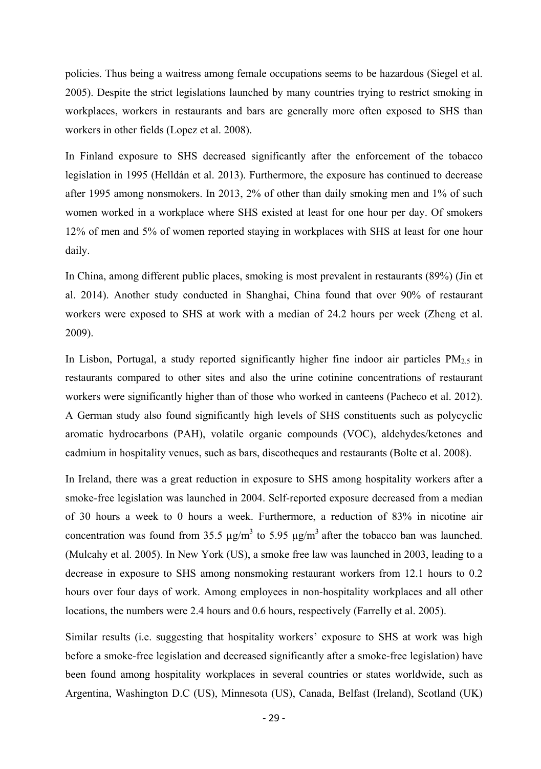policies. Thus being a waitress among female occupations seems to be hazardous (Siegel et al. 2005). Despite the strict legislations launched by many countries trying to restrict smoking in workplaces, workers in restaurants and bars are generally more often exposed to SHS than workers in other fields (Lopez et al. 2008).

In Finland exposure to SHS decreased significantly after the enforcement of the tobacco legislation in 1995 (Helldán et al. 2013). Furthermore, the exposure has continued to decrease after 1995 among nonsmokers. In 2013, 2% of other than daily smoking men and 1% of such women worked in a workplace where SHS existed at least for one hour per day. Of smokers 12% of men and 5% of women reported staying in workplaces with SHS at least for one hour daily.

In China, among different public places, smoking is most prevalent in restaurants (89%) (Jin et al. 2014). Another study conducted in Shanghai, China found that over 90% of restaurant workers were exposed to SHS at work with a median of 24.2 hours per week (Zheng et al. 2009).

In Lisbon, Portugal, a study reported significantly higher fine indoor air particles $PM_{2.5}$ in restaurants compared to other sites and also the urine cotinine concentrations of restaurant workers were significantly higher than of those who worked in canteens (Pacheco et al. 2012). A German study also found significantly high levels of SHS constituents such as polycyclic aromatic hydrocarbons (PAH), volatile organic compounds (VOC), aldehydes/ketones and cadmium in hospitality venues, such as bars, discotheques and restaurants (Bolte et al. 2008).

In Ireland, there was a great reduction in exposure to SHS among hospitality workers after a smoke-free legislation was launched in 2004. Self-reported exposure decreased from a median of 30 hours a week to 0 hours a week. Furthermore, a reduction of 83% in nicotine air concentration was found from 35.5 $\mu g/m^3$ to 5.95 $\mu g/m^3$ after the tobacco ban was launched. (Mulcahy et al. 2005). In New York (US), a smoke free law was launched in 2003, leading to a decrease in exposure to SHS among nonsmoking restaurant workers from 12.1 hours to 0.2 hours over four days of work. Among employees in non-hospitality workplaces and all other locations, the numbers were 2.4 hours and 0.6 hours, respectively (Farrelly et al. 2005).

Similar results (i.e. suggesting that hospitality workers' exposure to SHS at work was high before a smoke-free legislation and decreased significantly after a smoke-free legislation) have been found among hospitality workplaces in several countries or states worldwide, such as Argentina, Washington D.C (US), Minnesota (US), Canada, Belfast (Ireland), Scotland (UK)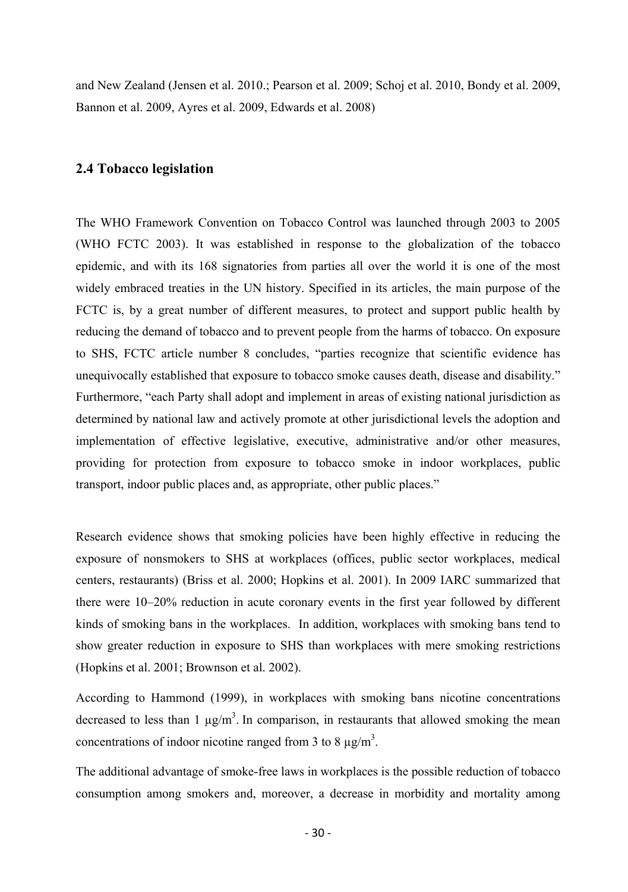and New Zealand (Jensen et al. 2010.; Pearson et al. 2009; Schoj et al. 2010, Bondy et al. 2009, Bannon et al. 2009, Ayres et al. 2009, Edwards et al. 2008)

## 2.4 Tobacco legislation

The WHO Framework Convention on Tobacco Control was launched through 2003 to 2005 (WHO FCTC 2003). It was established in response to the globalization of the tobacco epidemic, and with its 168 signatories from parties all over the world it is one of the most widely embraced treaties in the UN history. Specified in its articles, the main purpose of the FCTC is, by a great number of different measures, to protect and support public health by reducing the demand of tobacco and to prevent people from the harms of tobacco. On exposure to SHS, FCTC article number 8 concludes, "parties recognize that scientific evidence has unequivocally established that exposure to tobacco smoke causes death, disease and disability." Furthermore, "each Party shall adopt and implement in areas of existing national jurisdiction as determined by national law and actively promote at other jurisdictional levels the adoption and implementation of effective legislative, executive, administrative and/or other measures, providing for protection from exposure to tobacco smoke in indoor workplaces, public transport, indoor public places and, as appropriate, other public places."

Research evidence shows that smoking policies have been highly effective in reducing the exposure of nonsmokers to SHS at workplaces (offices, public sector workplaces, medical centers, restaurants) (Briss et al. 2000; Hopkins et al. 2001). In 2009 IARC summarized that there were 10–20% reduction in acute coronary events in the first year followed by different kinds of smoking bans in the workplaces. In addition, workplaces with smoking bans tend to show greater reduction in exposure to SHS than workplaces with mere smoking restrictions (Hopkins et al. 2001; Brownson et al. 2002).

According to Hammond (1999), in workplaces with smoking bans nicotine concentrations decreased to less than 1 $\mu g/m^3$. In comparison, in restaurants that allowed smoking the mean concentrations of indoor nicotine ranged from 3 to 8 $\mu g/m^3$.

The additional advantage of smoke-free laws in workplaces is the possible reduction of tobacco consumption among smokers and, moreover, a decrease in morbidity and mortality among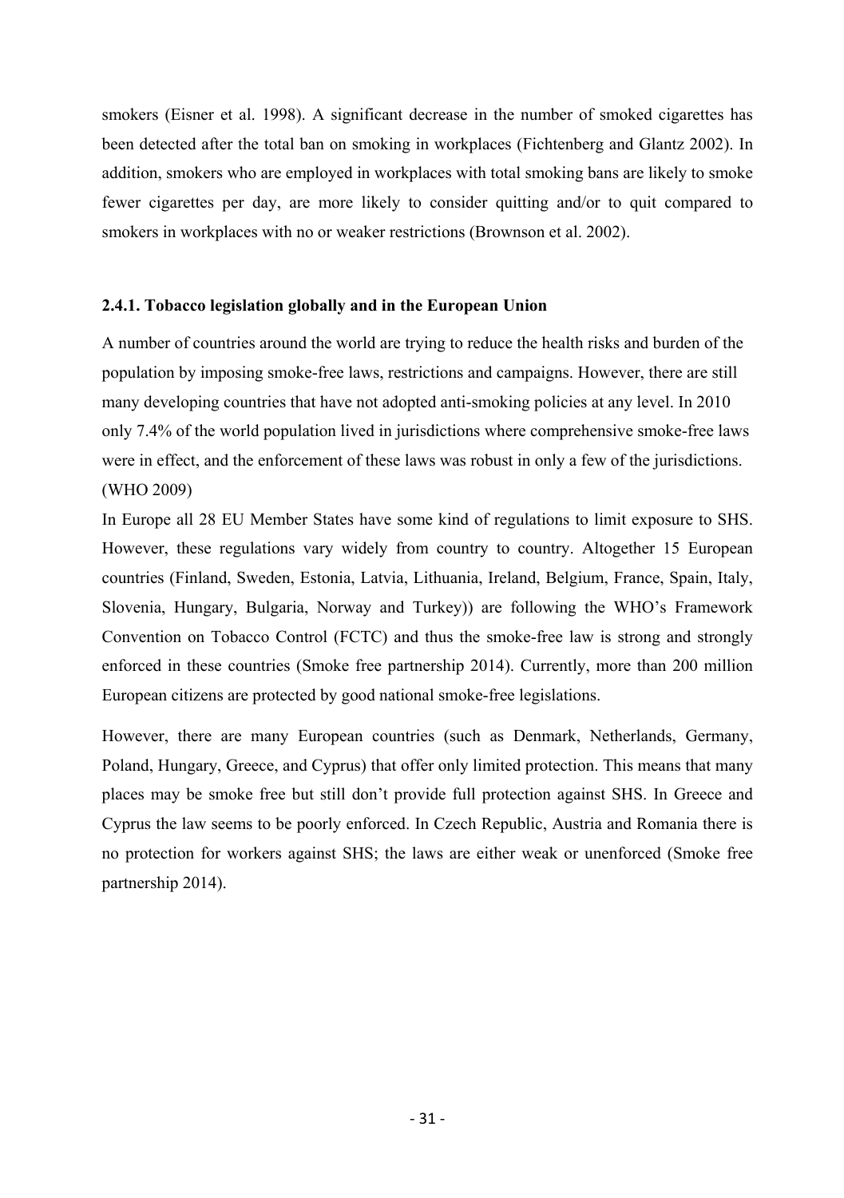smokers (Eisner et al. 1998). A significant decrease in the number of smoked cigarettes has been detected after the total ban on smoking in workplaces (Fichtenberg and Glantz 2002). In addition, smokers who are employed in workplaces with total smoking bans are likely to smoke fewer cigarettes per day, are more likely to consider quitting and/or to quit compared to smokers in workplaces with no or weaker restrictions (Brownson et al. 2002).

### 2.4.1. Tobacco legislation globally and in the European Union

A number of countries around the world are trying to reduce the health risks and burden of the population by imposing smoke-free laws, restrictions and campaigns. However, there are still many developing countries that have not adopted anti-smoking policies at any level. In 2010 only 7.4% of the world population lived in jurisdictions where comprehensive smoke-free laws were in effect, and the enforcement of these laws was robust in only a few of the jurisdictions. (WHO 2009)

In Europe all 28 EU Member States have some kind of regulations to limit exposure to SHS. However, these regulations vary widely from country to country. Altogether 15 European countries (Finland, Sweden, Estonia, Latvia, Lithuania, Ireland, Belgium, France, Spain, Italy, Slovenia, Hungary, Bulgaria, Norway and Turkey)) are following the WHO's Framework Convention on Tobacco Control (FCTC) and thus the smoke-free law is strong and strongly enforced in these countries (Smoke free partnership 2014). Currently, more than 200 million European citizens are protected by good national smoke-free legislations.

However, there are many European countries (such as Denmark, Netherlands, Germany, Poland, Hungary, Greece, and Cyprus) that offer only limited protection. This means that many places may be smoke free but still don't provide full protection against SHS. In Greece and Cyprus the law seems to be poorly enforced. In Czech Republic, Austria and Romania there is no protection for workers against SHS; the laws are either weak or unenforced (Smoke free partnership 2014).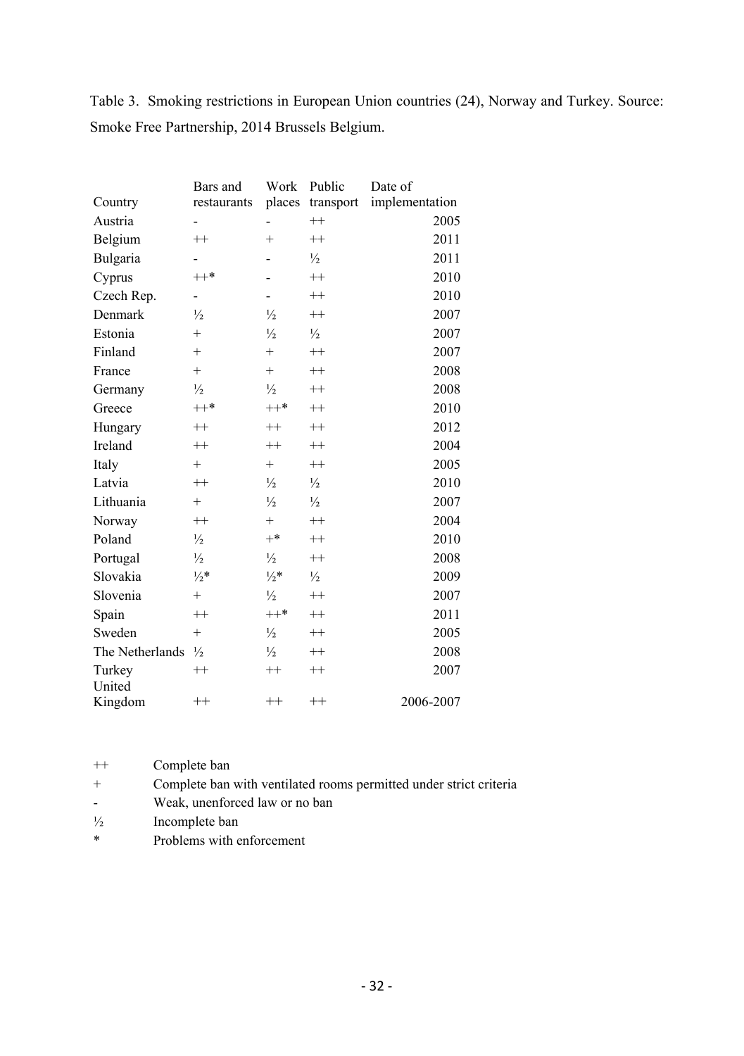Table 3. Smoking restrictions in European Union countries (24), Norway and Turkey. Source: Smoke Free Partnership, 2014 Brussels Belgium.

| Country | Bars and restaurants | Work places | Public transport | Date of implementation |
|---|---|---|---|---|
| Austria | - | - | ++ | 2005 |
| Belgium | ++ | + | ++ | 2011 |
| Bulgaria | - | - | ½ | 2011 |
| Cyprus | ++* | - | ++ | 2010 |
| Czech Rep. | - | - | ++ | 2010 |
| Denmark | ½ | ½ | ++ | 2007 |
| Estonia | + | ½ | ½ | 2007 |
| Finland | + | + | ++ | 2007 |
| France | + | + | ++ | 2008 |
| Germany | ½ | ½ | ++ | 2008 |
| Greece | ++* | ++* | ++ | 2010 |
| Hungary | ++ | ++ | ++ | 2012 |
| Ireland | ++ | ++ | ++ | 2004 |
| Italy | + | + | ++ | 2005 |
| Latvia | ++ | ½ | ½ | 2010 |
| Lithuania | + | ½ | ½ | 2007 |
| Norway | ++ | + | ++ | 2004 |
| Poland | ½ | +* | ++ | 2010 |
| Portugal | ½ | ½ | ++ | 2008 |
| Slovakia | ½* | ½* | ½ | 2009 |
| Slovenia | + | ½ | ++ | 2007 |
| Spain | ++ | ++* | ++ | 2011 |
| Sweden | + | ½ | ++ | 2005 |
| The Netherlands | ½ | ½ | ++ | 2008 |
| Turkey | ++ | ++ | ++ | 2007 |
| United Kingdom | ++ | ++ | ++ | 2006-2007 |

++ Complete ban
+ Complete ban with ventilated rooms permitted under strict criteria
- Weak, unenforced law or no ban
½ Incomplete ban
* Problems with enforcement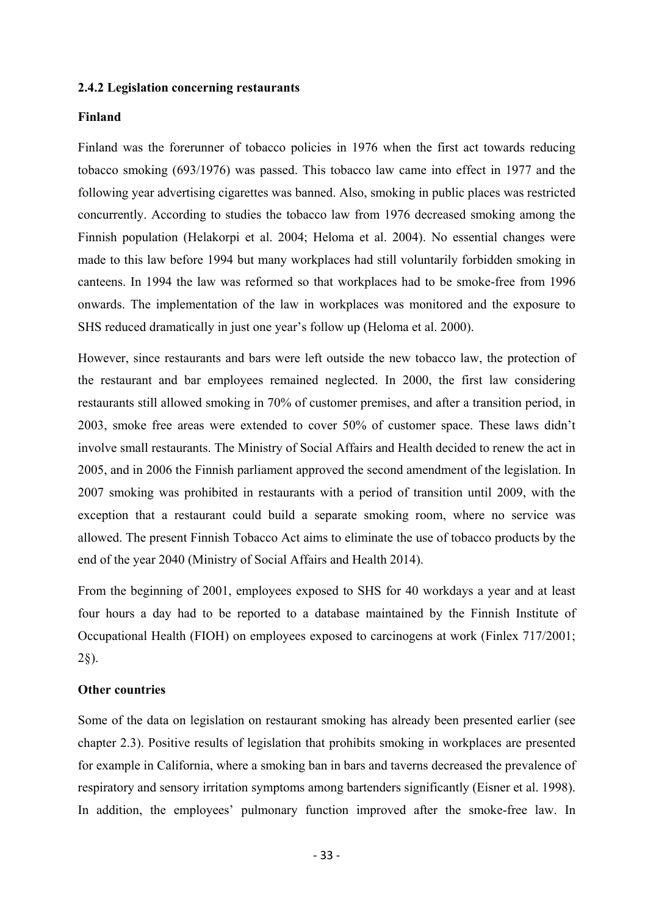### 2.4.2 Legislation concerning restaurants

**Finland**

Finland was the forerunner of tobacco policies in 1976 when the first act towards reducing tobacco smoking (693/1976) was passed. This tobacco law came into effect in 1977 and the following year advertising cigarettes was banned. Also, smoking in public places was restricted concurrently. According to studies the tobacco law from 1976 decreased smoking among the Finnish population (Helakorpi et al. 2004; Heloma et al. 2004). No essential changes were made to this law before 1994 but many workplaces had still voluntarily forbidden smoking in canteens. In 1994 the law was reformed so that workplaces had to be smoke-free from 1996 onwards. The implementation of the law in workplaces was monitored and the exposure to SHS reduced dramatically in just one year's follow up (Heloma et al. 2000).

However, since restaurants and bars were left outside the new tobacco law, the protection of the restaurant and bar employees remained neglected. In 2000, the first law considering restaurants still allowed smoking in 70% of customer premises, and after a transition period, in 2003, smoke free areas were extended to cover 50% of customer space. These laws didn't involve small restaurants. The Ministry of Social Affairs and Health decided to renew the act in 2005, and in 2006 the Finnish parliament approved the second amendment of the legislation. In 2007 smoking was prohibited in restaurants with a period of transition until 2009, with the exception that a restaurant could build a separate smoking room, where no service was allowed. The present Finnish Tobacco Act aims to eliminate the use of tobacco products by the end of the year 2040 (Ministry of Social Affairs and Health 2014).

From the beginning of 2001, employees exposed to SHS for 40 workdays a year and at least four hours a day had to be reported to a database maintained by the Finnish Institute of Occupational Health (FIOH) on employees exposed to carcinogens at work (Finlex 717/2001; 2§).

**Other countries**

Some of the data on legislation on restaurant smoking has already been presented earlier (see chapter 2.3). Positive results of legislation that prohibits smoking in workplaces are presented for example in California, where a smoking ban in bars and taverns decreased the prevalence of respiratory and sensory irritation symptoms among bartenders significantly (Eisner et al. 1998). In addition, the employees' pulmonary function improved after the smoke-free law. In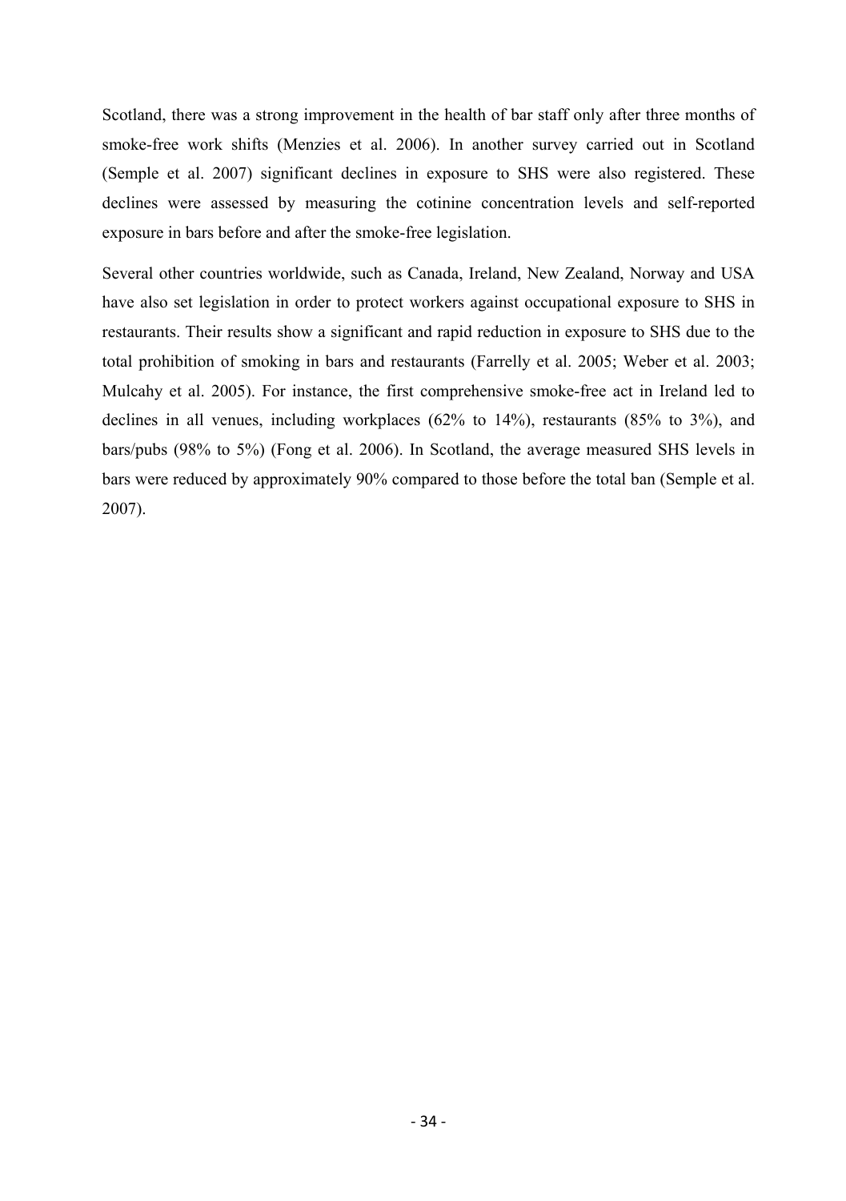Scotland, there was a strong improvement in the health of bar staff only after three months of smoke-free work shifts (Menzies et al. 2006). In another survey carried out in Scotland (Semple et al. 2007) significant declines in exposure to SHS were also registered. These declines were assessed by measuring the cotinine concentration levels and self-reported exposure in bars before and after the smoke-free legislation.

Several other countries worldwide, such as Canada, Ireland, New Zealand, Norway and USA have also set legislation in order to protect workers against occupational exposure to SHS in restaurants. Their results show a significant and rapid reduction in exposure to SHS due to the total prohibition of smoking in bars and restaurants (Farrelly et al. 2005; Weber et al. 2003; Mulcahy et al. 2005). For instance, the first comprehensive smoke-free act in Ireland led to declines in all venues, including workplaces (62% to 14%), restaurants (85% to 3%), and bars/pubs (98% to 5%) (Fong et al. 2006). In Scotland, the average measured SHS levels in bars were reduced by approximately 90% compared to those before the total ban (Semple et al. 2007).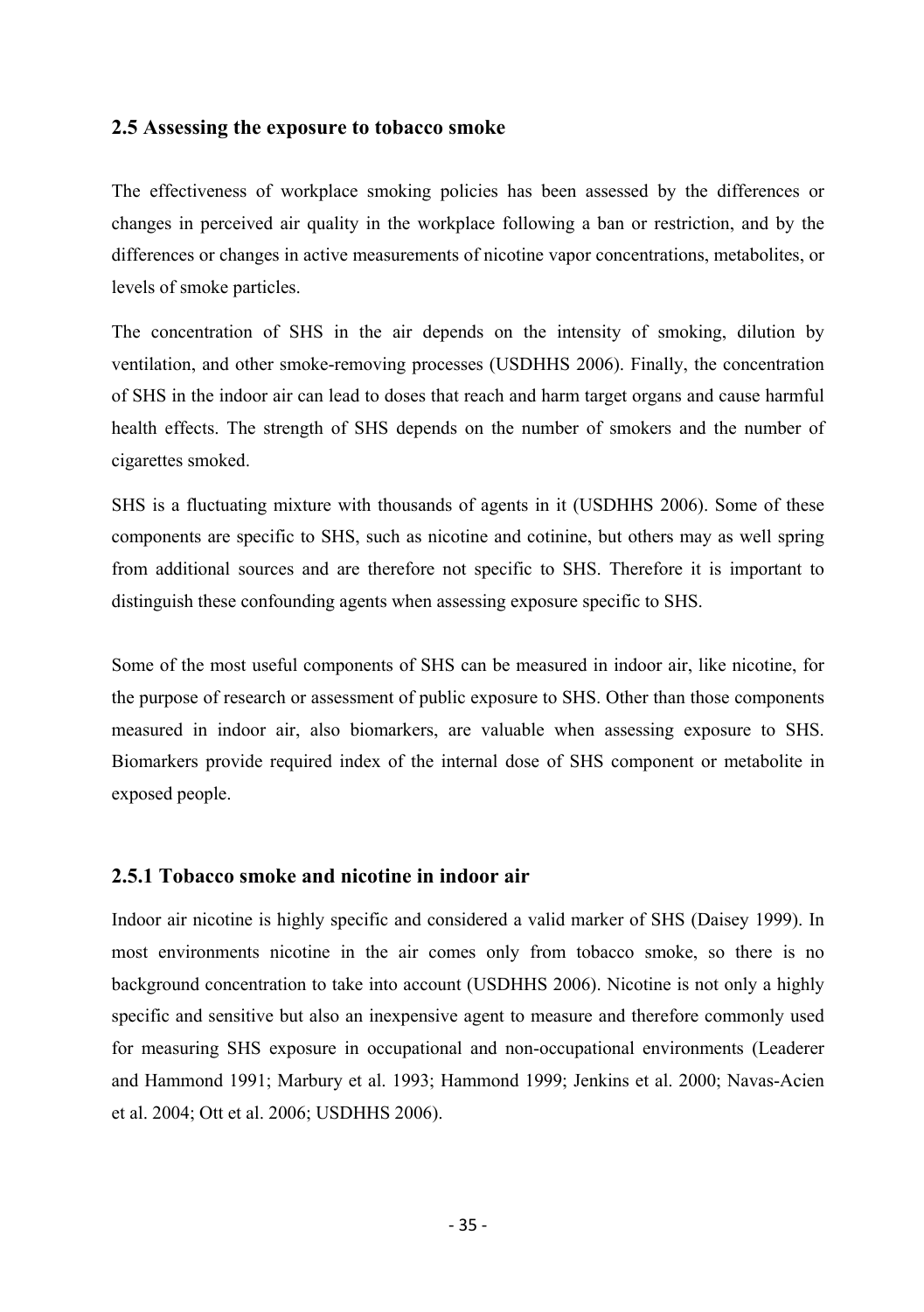## 2.5 Assessing the exposure to tobacco smoke

The effectiveness of workplace smoking policies has been assessed by the differences or changes in perceived air quality in the workplace following a ban or restriction, and by the differences or changes in active measurements of nicotine vapor concentrations, metabolites, or levels of smoke particles.

The concentration of SHS in the air depends on the intensity of smoking, dilution by ventilation, and other smoke-removing processes (USDHHS 2006). Finally, the concentration of SHS in the indoor air can lead to doses that reach and harm target organs and cause harmful health effects. The strength of SHS depends on the number of smokers and the number of cigarettes smoked.

SHS is a fluctuating mixture with thousands of agents in it (USDHHS 2006). Some of these components are specific to SHS, such as nicotine and cotinine, but others may as well spring from additional sources and are therefore not specific to SHS. Therefore it is important to distinguish these confounding agents when assessing exposure specific to SHS.

Some of the most useful components of SHS can be measured in indoor air, like nicotine, for the purpose of research or assessment of public exposure to SHS. Other than those components measured in indoor air, also biomarkers, are valuable when assessing exposure to SHS. Biomarkers provide required index of the internal dose of SHS component or metabolite in exposed people.

### 2.5.1 Tobacco smoke and nicotine in indoor air

Indoor air nicotine is highly specific and considered a valid marker of SHS (Daisey 1999). In most environments nicotine in the air comes only from tobacco smoke, so there is no background concentration to take into account (USDHHS 2006). Nicotine is not only a highly specific and sensitive but also an inexpensive agent to measure and therefore commonly used for measuring SHS exposure in occupational and non-occupational environments (Leaderer and Hammond 1991; Marbury et al. 1993; Hammond 1999; Jenkins et al. 2000; Navas-Acien et al. 2004; Ott et al. 2006; USDHHS 2006).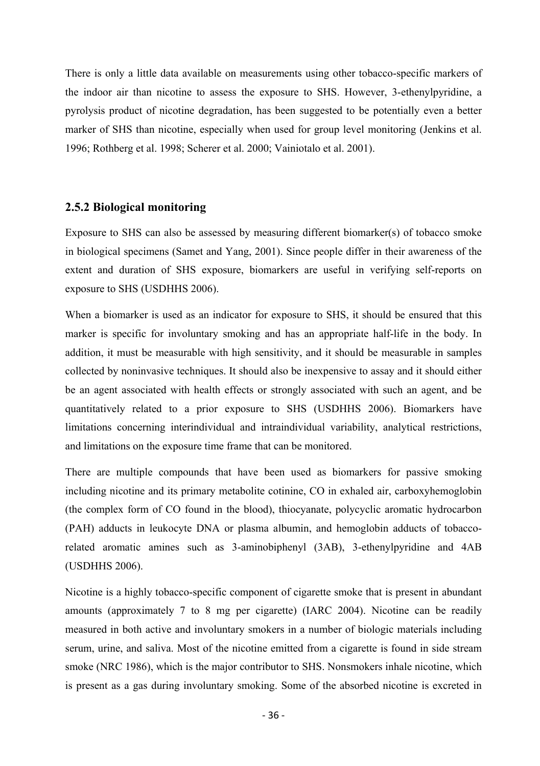There is only a little data available on measurements using other tobacco-specific markers of the indoor air than nicotine to assess the exposure to SHS. However, 3-ethenylpyridine, a pyrolysis product of nicotine degradation, has been suggested to be potentially even a better marker of SHS than nicotine, especially when used for group level monitoring (Jenkins et al. 1996; Rothberg et al. 1998; Scherer et al. 2000; Vainiotalo et al. 2001).

### 2.5.2 Biological monitoring

Exposure to SHS can also be assessed by measuring different biomarker(s) of tobacco smoke in biological specimens (Samet and Yang, 2001). Since people differ in their awareness of the extent and duration of SHS exposure, biomarkers are useful in verifying self-reports on exposure to SHS (USDHHS 2006).

When a biomarker is used as an indicator for exposure to SHS, it should be ensured that this marker is specific for involuntary smoking and has an appropriate half-life in the body. In addition, it must be measurable with high sensitivity, and it should be measurable in samples collected by noninvasive techniques. It should also be inexpensive to assay and it should either be an agent associated with health effects or strongly associated with such an agent, and be quantitatively related to a prior exposure to SHS (USDHHS 2006). Biomarkers have limitations concerning interindividual and intraindividual variability, analytical restrictions, and limitations on the exposure time frame that can be monitored.

There are multiple compounds that have been used as biomarkers for passive smoking including nicotine and its primary metabolite cotinine, CO in exhaled air, carboxyhemoglobin (the complex form of CO found in the blood), thiocyanate, polycyclic aromatic hydrocarbon (PAH) adducts in leukocyte DNA or plasma albumin, and hemoglobin adducts of tobacco-related aromatic amines such as 3-aminobiphenyl (3AB), 3-ethenylpyridine and 4AB (USDHHS 2006).

Nicotine is a highly tobacco-specific component of cigarette smoke that is present in abundant amounts (approximately 7 to 8 mg per cigarette) (IARC 2004). Nicotine can be readily measured in both active and involuntary smokers in a number of biologic materials including serum, urine, and saliva. Most of the nicotine emitted from a cigarette is found in side stream smoke (NRC 1986), which is the major contributor to SHS. Nonsmokers inhale nicotine, which is present as a gas during involuntary smoking. Some of the absorbed nicotine is excreted in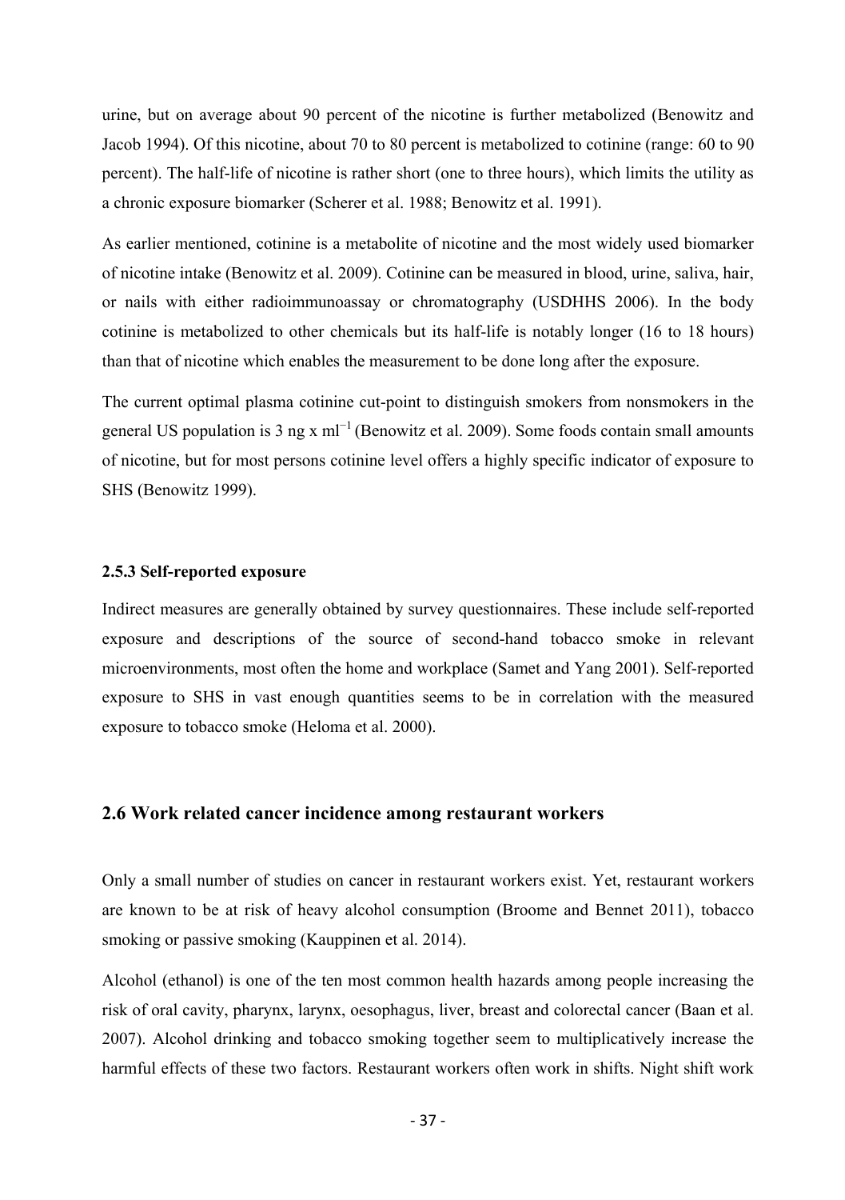urine, but on average about 90 percent of the nicotine is further metabolized (Benowitz and Jacob 1994). Of this nicotine, about 70 to 80 percent is metabolized to cotinine (range: 60 to 90 percent). The half-life of nicotine is rather short (one to three hours), which limits the utility as a chronic exposure biomarker (Scherer et al. 1988; Benowitz et al. 1991).

As earlier mentioned, cotinine is a metabolite of nicotine and the most widely used biomarker of nicotine intake (Benowitz et al. 2009). Cotinine can be measured in blood, urine, saliva, hair, or nails with either radioimmunoassay or chromatography (USDHHS 2006). In the body cotinine is metabolized to other chemicals but its half-life is notably longer (16 to 18 hours) than that of nicotine which enables the measurement to be done long after the exposure.

The current optimal plasma cotinine cut-point to distinguish smokers from nonsmokers in the general US population is 3 ng x $ml^{-1}$ (Benowitz et al. 2009). Some foods contain small amounts of nicotine, but for most persons cotinine level offers a highly specific indicator of exposure to SHS (Benowitz 1999).

### 2.5.3 Self-reported exposure

Indirect measures are generally obtained by survey questionnaires. These include self-reported exposure and descriptions of the source of second-hand tobacco smoke in relevant microenvironments, most often the home and workplace (Samet and Yang 2001). Self-reported exposure to SHS in vast enough quantities seems to be in correlation with the measured exposure to tobacco smoke (Heloma et al. 2000).

## 2.6 Work related cancer incidence among restaurant workers

Only a small number of studies on cancer in restaurant workers exist. Yet, restaurant workers are known to be at risk of heavy alcohol consumption (Broome and Bennet 2011), tobacco smoking or passive smoking (Kauppinen et al. 2014).

Alcohol (ethanol) is one of the ten most common health hazards among people increasing the risk of oral cavity, pharynx, larynx, oesophagus, liver, breast and colorectal cancer (Baan et al. 2007). Alcohol drinking and tobacco smoking together seem to multiplicatively increase the harmful effects of these two factors. Restaurant workers often work in shifts. Night shift work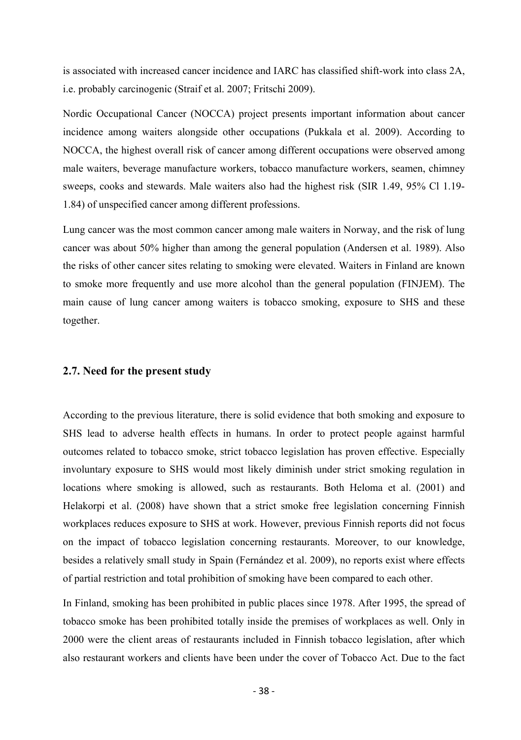is associated with increased cancer incidence and IARC has classified shift-work into class 2A, i.e. probably carcinogenic (Straif et al. 2007; Fritschi 2009).

Nordic Occupational Cancer (NOCCA) project presents important information about cancer incidence among waiters alongside other occupations (Pukkala et al. 2009). According to NOCCA, the highest overall risk of cancer among different occupations were observed among male waiters, beverage manufacture workers, tobacco manufacture workers, seamen, chimney sweeps, cooks and stewards. Male waiters also had the highest risk (SIR 1.49, 95% Cl 1.19-1.84) of unspecified cancer among different professions.

Lung cancer was the most common cancer among male waiters in Norway, and the risk of lung cancer was about 50% higher than among the general population (Andersen et al. 1989). Also the risks of other cancer sites relating to smoking were elevated. Waiters in Finland are known to smoke more frequently and use more alcohol than the general population (FINJEM). The main cause of lung cancer among waiters is tobacco smoking, exposure to SHS and these together.

## 2.7. Need for the present study

According to the previous literature, there is solid evidence that both smoking and exposure to SHS lead to adverse health effects in humans. In order to protect people against harmful outcomes related to tobacco smoke, strict tobacco legislation has proven effective. Especially involuntary exposure to SHS would most likely diminish under strict smoking regulation in locations where smoking is allowed, such as restaurants. Both Heloma et al. (2001) and Helakorpi et al. (2008) have shown that a strict smoke free legislation concerning Finnish workplaces reduces exposure to SHS at work. However, previous Finnish reports did not focus on the impact of tobacco legislation concerning restaurants. Moreover, to our knowledge, besides a relatively small study in Spain (Fernández et al. 2009), no reports exist where effects of partial restriction and total prohibition of smoking have been compared to each other.

In Finland, smoking has been prohibited in public places since 1978. After 1995, the spread of tobacco smoke has been prohibited totally inside the premises of workplaces as well. Only in 2000 were the client areas of restaurants included in Finnish tobacco legislation, after which also restaurant workers and clients have been under the cover of Tobacco Act. Due to the fact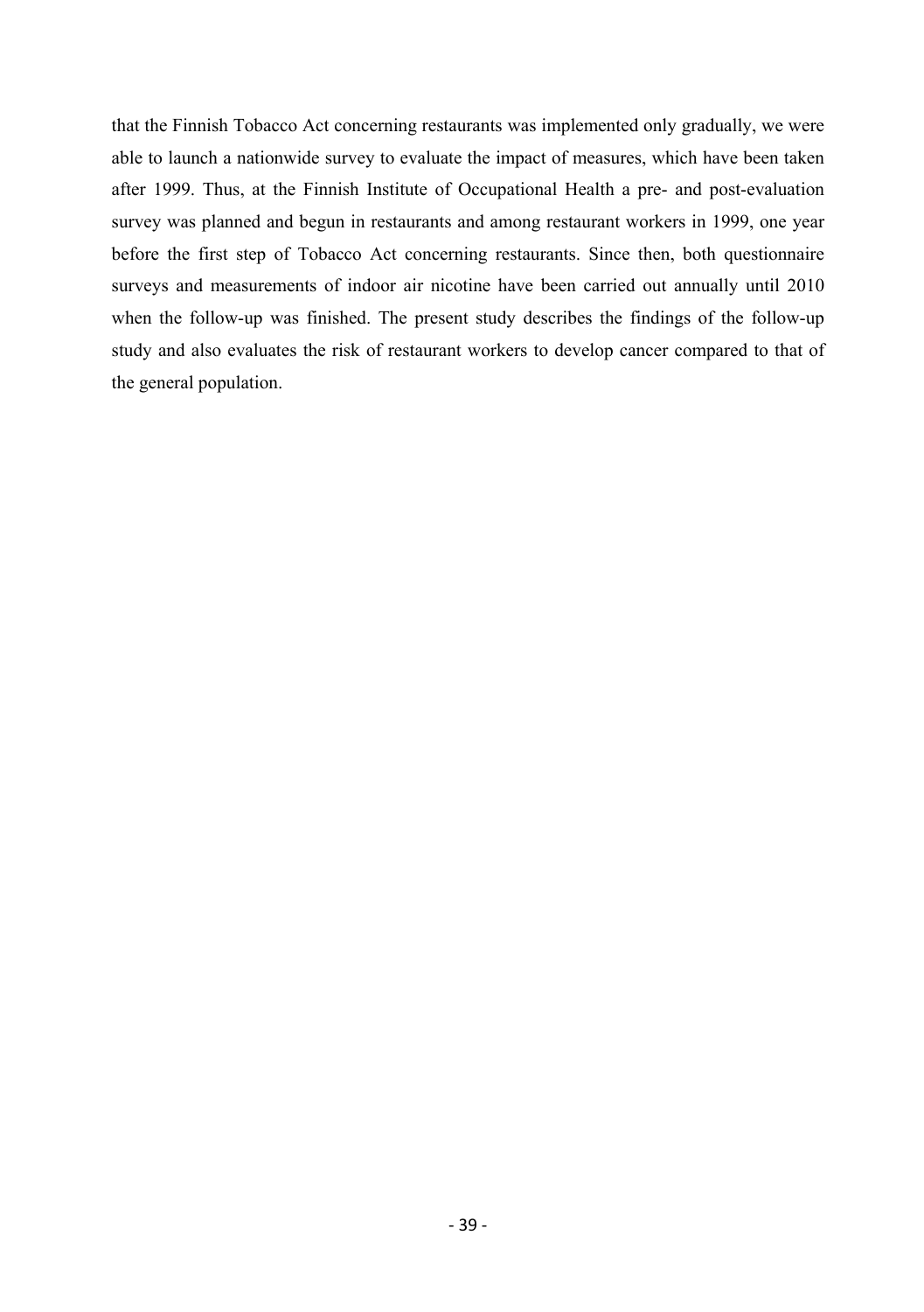that the Finnish Tobacco Act concerning restaurants was implemented only gradually, we were able to launch a nationwide survey to evaluate the impact of measures, which have been taken after 1999. Thus, at the Finnish Institute of Occupational Health a pre- and post-evaluation survey was planned and begun in restaurants and among restaurant workers in 1999, one year before the first step of Tobacco Act concerning restaurants. Since then, both questionnaire surveys and measurements of indoor air nicotine have been carried out annually until 2010 when the follow-up was finished. The present study describes the findings of the follow-up study and also evaluates the risk of restaurant workers to develop cancer compared to that of the general population.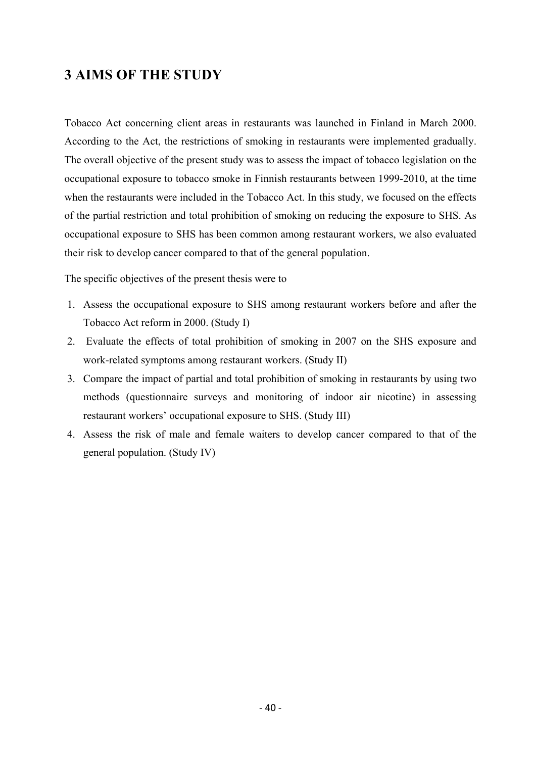# 3 AIMS OF THE STUDY

Tobacco Act concerning client areas in restaurants was launched in Finland in March 2000. According to the Act, the restrictions of smoking in restaurants were implemented gradually. The overall objective of the present study was to assess the impact of tobacco legislation on the occupational exposure to tobacco smoke in Finnish restaurants between 1999-2010, at the time when the restaurants were included in the Tobacco Act. In this study, we focused on the effects of the partial restriction and total prohibition of smoking on reducing the exposure to SHS. As occupational exposure to SHS has been common among restaurant workers, we also evaluated their risk to develop cancer compared to that of the general population.

The specific objectives of the present thesis were to

1. Assess the occupational exposure to SHS among restaurant workers before and after the Tobacco Act reform in 2000. (Study I)
2. Evaluate the effects of total prohibition of smoking in 2007 on the SHS exposure and work-related symptoms among restaurant workers. (Study II)
3. Compare the impact of partial and total prohibition of smoking in restaurants by using two methods (questionnaire surveys and monitoring of indoor air nicotine) in assessing restaurant workers' occupational exposure to SHS. (Study III)
4. Assess the risk of male and female waiters to develop cancer compared to that of the general population. (Study IV)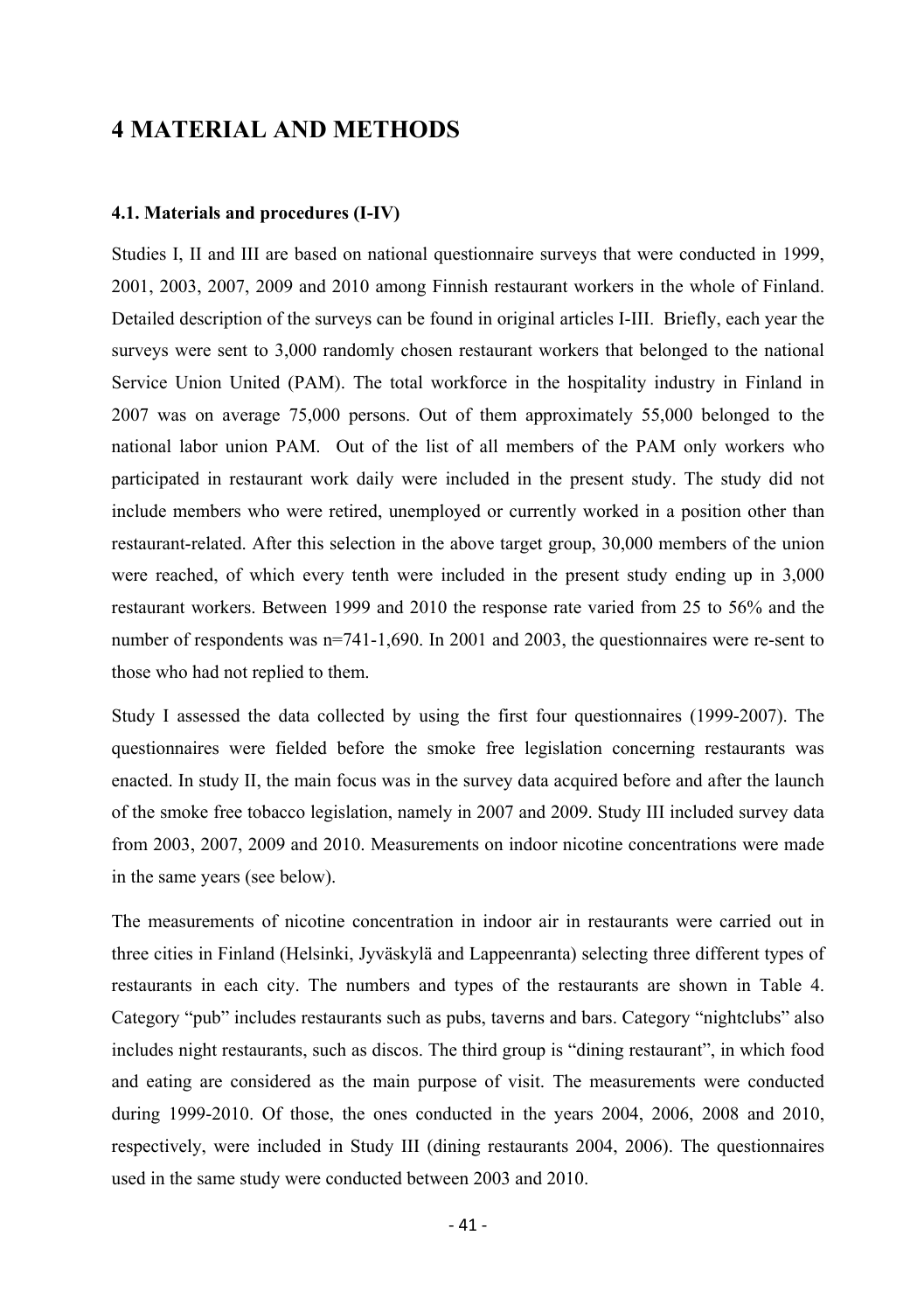# 4 MATERIAL AND METHODS

### 4.1. Materials and procedures (I-IV)

Studies I, II and III are based on national questionnaire surveys that were conducted in 1999, 2001, 2003, 2007, 2009 and 2010 among Finnish restaurant workers in the whole of Finland. Detailed description of the surveys can be found in original articles I-III. Briefly, each year the surveys were sent to 3,000 randomly chosen restaurant workers that belonged to the national Service Union United (PAM). The total workforce in the hospitality industry in Finland in 2007 was on average 75,000 persons. Out of them approximately 55,000 belonged to the national labor union PAM. Out of the list of all members of the PAM only workers who participated in restaurant work daily were included in the present study. The study did not include members who were retired, unemployed or currently worked in a position other than restaurant-related. After this selection in the above target group, 30,000 members of the union were reached, of which every tenth were included in the present study ending up in 3,000 restaurant workers. Between 1999 and 2010 the response rate varied from 25 to 56% and the number of respondents was n=741-1,690. In 2001 and 2003, the questionnaires were re-sent to those who had not replied to them.

Study I assessed the data collected by using the first four questionnaires (1999-2007). The questionnaires were fielded before the smoke free legislation concerning restaurants was enacted. In study II, the main focus was in the survey data acquired before and after the launch of the smoke free tobacco legislation, namely in 2007 and 2009. Study III included survey data from 2003, 2007, 2009 and 2010. Measurements on indoor nicotine concentrations were made in the same years (see below).

The measurements of nicotine concentration in indoor air in restaurants were carried out in three cities in Finland (Helsinki, Jyväskylä and Lappeenranta) selecting three different types of restaurants in each city. The numbers and types of the restaurants are shown in Table 4. Category "pub" includes restaurants such as pubs, taverns and bars. Category "nightclubs" also includes night restaurants, such as discos. The third group is "dining restaurant", in which food and eating are considered as the main purpose of visit. The measurements were conducted during 1999-2010. Of those, the ones conducted in the years 2004, 2006, 2008 and 2010, respectively, were included in Study III (dining restaurants 2004, 2006). The questionnaires used in the same study were conducted between 2003 and 2010.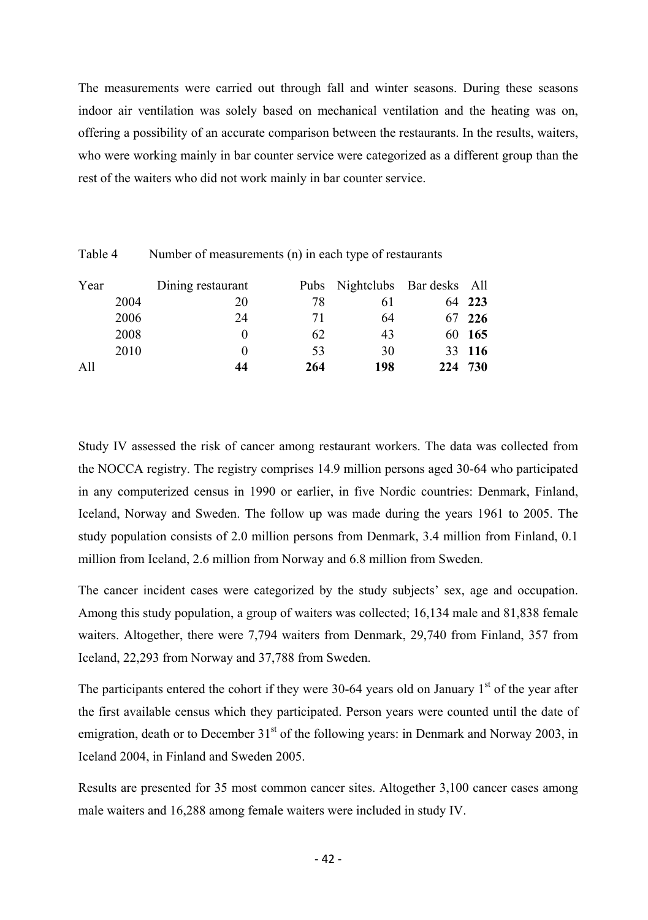The measurements were carried out through fall and winter seasons. During these seasons indoor air ventilation was solely based on mechanical ventilation and the heating was on, offering a possibility of an accurate comparison between the restaurants. In the results, waiters, who were working mainly in bar counter service were categorized as a different group than the rest of the waiters who did not work mainly in bar counter service.

Table 4 Number of measurements (n) in each type of restaurants

| Year | Dining restaurant | Pubs | Nightclubs | Bar desks | All |
|---|---|---|---|---|---|
| 2004 | 20 | 78 | 61 | 64 | **223** |
| 2006 | 24 | 71 | 64 | 67 | **226** |
| 2008 | 0 | 62 | 43 | 60 | **165** |
| 2010 | 0 | 53 | 30 | 33 | **116** |
| All | **44** | **264** | **198** | **224** | **730** |

Study IV assessed the risk of cancer among restaurant workers. The data was collected from the NOCCA registry. The registry comprises 14.9 million persons aged 30-64 who participated in any computerized census in 1990 or earlier, in five Nordic countries: Denmark, Finland, Iceland, Norway and Sweden. The follow up was made during the years 1961 to 2005. The study population consists of 2.0 million persons from Denmark, 3.4 million from Finland, 0.1 million from Iceland, 2.6 million from Norway and 6.8 million from Sweden.

The cancer incident cases were categorized by the study subjects' sex, age and occupation. Among this study population, a group of waiters was collected; 16,134 male and 81,838 female waiters. Altogether, there were 7,794 waiters from Denmark, 29,740 from Finland, 357 from Iceland, 22,293 from Norway and 37,788 from Sweden.

The participants entered the cohort if they were 30-64 years old on January 1st of the year after the first available census which they participated. Person years were counted until the date of emigration, death or to December 31st of the following years: in Denmark and Norway 2003, in Iceland 2004, in Finland and Sweden 2005.

Results are presented for 35 most common cancer sites. Altogether 3,100 cancer cases among male waiters and 16,288 among female waiters were included in study IV.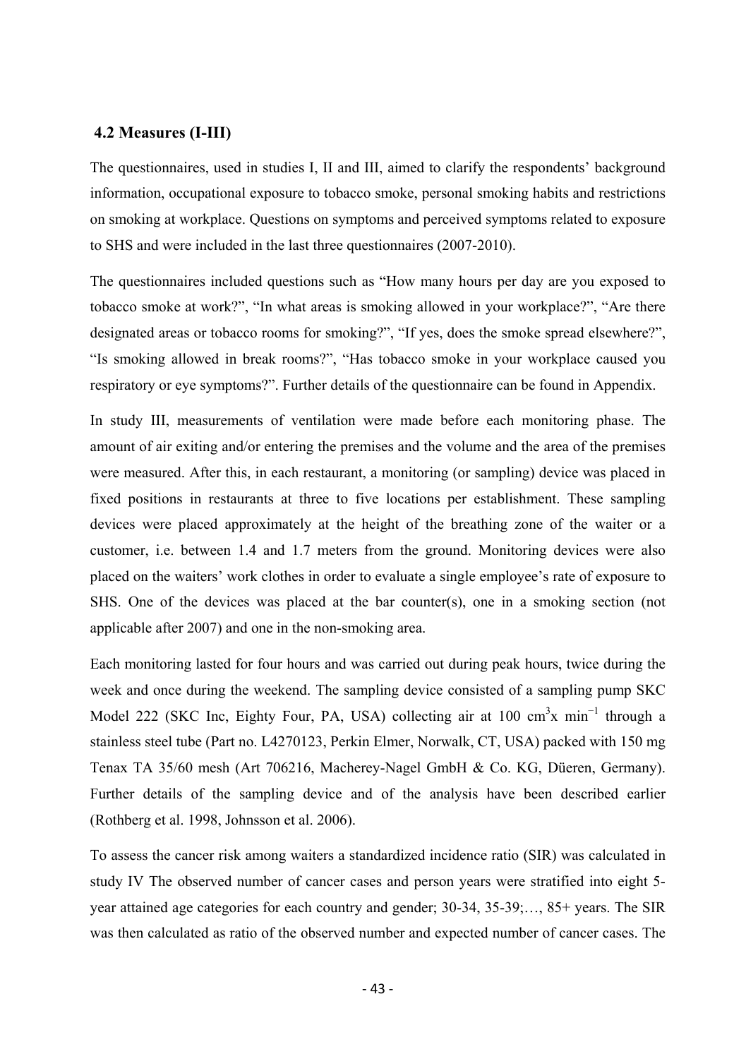## 4.2 Measures (I-III)

The questionnaires, used in studies I, II and III, aimed to clarify the respondents' background information, occupational exposure to tobacco smoke, personal smoking habits and restrictions on smoking at workplace. Questions on symptoms and perceived symptoms related to exposure to SHS and were included in the last three questionnaires (2007-2010).

The questionnaires included questions such as "How many hours per day are you exposed to tobacco smoke at work?", "In what areas is smoking allowed in your workplace?", "Are there designated areas or tobacco rooms for smoking?", "If yes, does the smoke spread elsewhere?", "Is smoking allowed in break rooms?", "Has tobacco smoke in your workplace caused you respiratory or eye symptoms?". Further details of the questionnaire can be found in Appendix.

In study III, measurements of ventilation were made before each monitoring phase. The amount of air exiting and/or entering the premises and the volume and the area of the premises were measured. After this, in each restaurant, a monitoring (or sampling) device was placed in fixed positions in restaurants at three to five locations per establishment. These sampling devices were placed approximately at the height of the breathing zone of the waiter or a customer, i.e. between 1.4 and 1.7 meters from the ground. Monitoring devices were also placed on the waiters' work clothes in order to evaluate a single employee's rate of exposure to SHS. One of the devices was placed at the bar counter(s), one in a smoking section (not applicable after 2007) and one in the non-smoking area.

Each monitoring lasted for four hours and was carried out during peak hours, twice during the week and once during the weekend. The sampling device consisted of a sampling pump SKC Model 222 (SKC Inc, Eighty Four, PA, USA) collecting air at 100 $cm^3 x\ min^{-1}$ through a stainless steel tube (Part no. L4270123, Perkin Elmer, Norwalk, CT, USA) packed with 150 mg Tenax TA 35/60 mesh (Art 706216, Macherey-Nagel GmbH & Co. KG, Düeren, Germany). Further details of the sampling device and of the analysis have been described earlier (Rothberg et al. 1998, Johnsson et al. 2006).

To assess the cancer risk among waiters a standardized incidence ratio (SIR) was calculated in study IV The observed number of cancer cases and person years were stratified into eight 5-year attained age categories for each country and gender; 30-34, 35-39;…, 85+ years. The SIR was then calculated as ratio of the observed number and expected number of cancer cases. The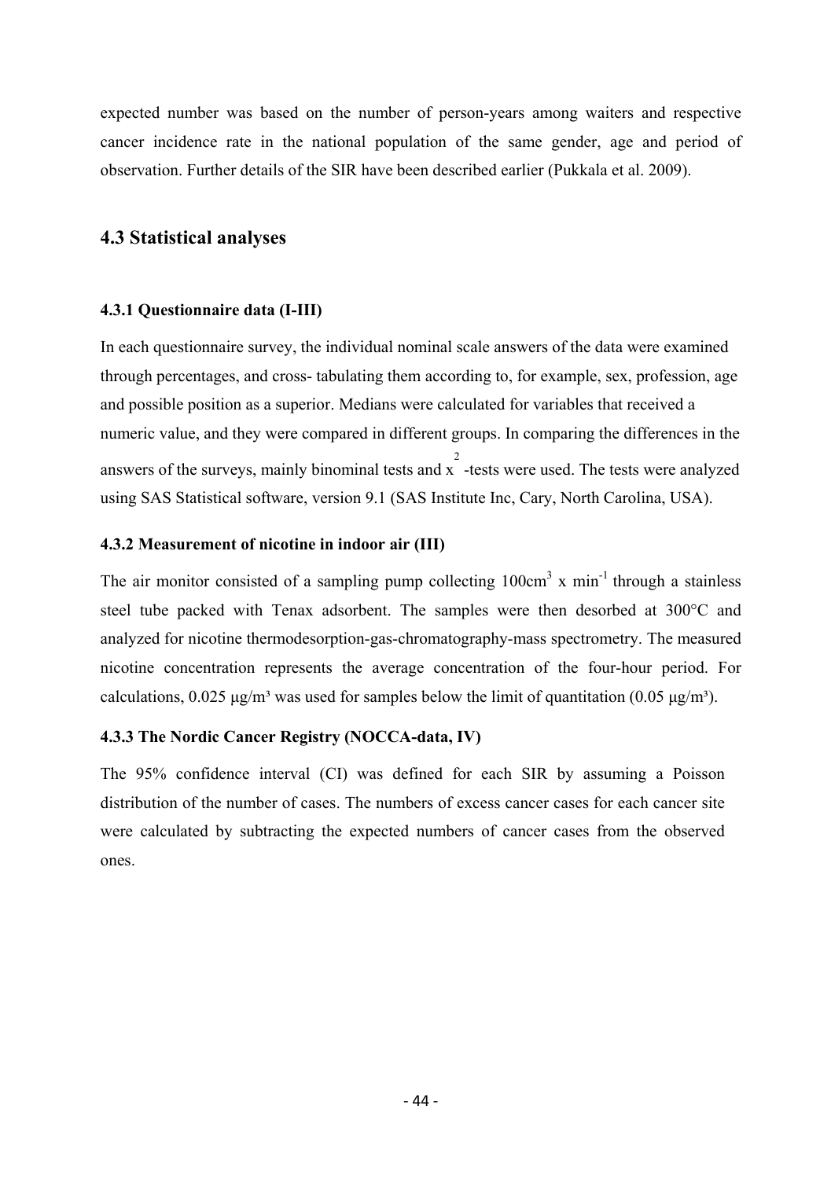expected number was based on the number of person-years among waiters and respective cancer incidence rate in the national population of the same gender, age and period of observation. Further details of the SIR have been described earlier (Pukkala et al. 2009).

## 4.3 Statistical analyses

### 4.3.1 Questionnaire data (I-III)

In each questionnaire survey, the individual nominal scale answers of the data were examined through percentages, and cross- tabulating them according to, for example, sex, profession, age and possible position as a superior. Medians were calculated for variables that received a numeric value, and they were compared in different groups. In comparing the differences in the answers of the surveys, mainly binominal tests and $x^2$ -tests were used. The tests were analyzed using SAS Statistical software, version 9.1 (SAS Institute Inc, Cary, North Carolina, USA).

### 4.3.2 Measurement of nicotine in indoor air (III)

The air monitor consisted of a sampling pump collecting $100\text{cm}^3 \text{ x } \text{min}^{-1}$ through a stainless steel tube packed with Tenax adsorbent. The samples were then desorbed at 300°C and analyzed for nicotine thermodesorption-gas-chromatography-mass spectrometry. The measured nicotine concentration represents the average concentration of the four-hour period. For calculations, 0.025 $\mu g/m^3$ was used for samples below the limit of quantitation (0.05 $\mu g/m^3$).

### 4.3.3 The Nordic Cancer Registry (NOCCA-data, IV)

The 95% confidence interval (CI) was defined for each SIR by assuming a Poisson distribution of the number of cases. The numbers of excess cancer cases for each cancer site were calculated by subtracting the expected numbers of cancer cases from the observed ones.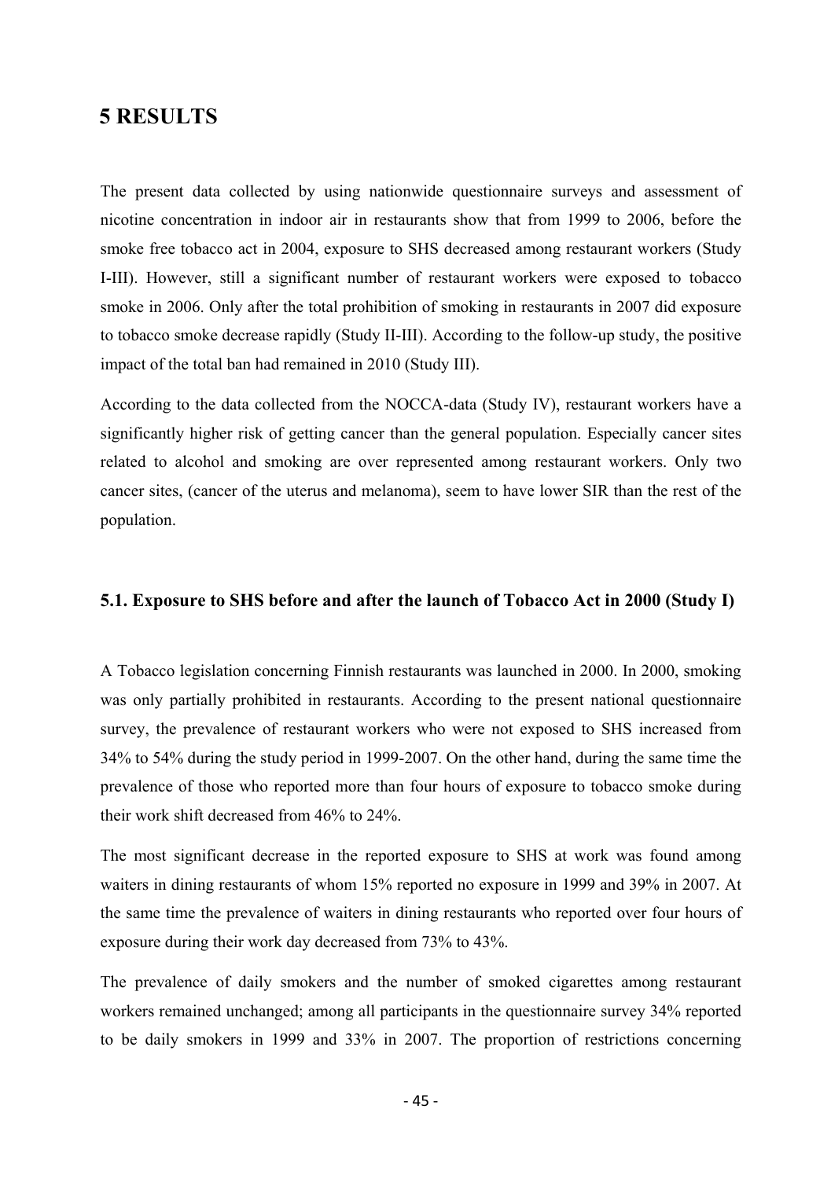# 5 RESULTS

The present data collected by using nationwide questionnaire surveys and assessment of nicotine concentration in indoor air in restaurants show that from 1999 to 2006, before the smoke free tobacco act in 2004, exposure to SHS decreased among restaurant workers (Study I-III). However, still a significant number of restaurant workers were exposed to tobacco smoke in 2006. Only after the total prohibition of smoking in restaurants in 2007 did exposure to tobacco smoke decrease rapidly (Study II-III). According to the follow-up study, the positive impact of the total ban had remained in 2010 (Study III).

According to the data collected from the NOCCA-data (Study IV), restaurant workers have a significantly higher risk of getting cancer than the general population. Especially cancer sites related to alcohol and smoking are over represented among restaurant workers. Only two cancer sites, (cancer of the uterus and melanoma), seem to have lower SIR than the rest of the population.

## 5.1. Exposure to SHS before and after the launch of Tobacco Act in 2000 (Study I)

A Tobacco legislation concerning Finnish restaurants was launched in 2000. In 2000, smoking was only partially prohibited in restaurants. According to the present national questionnaire survey, the prevalence of restaurant workers who were not exposed to SHS increased from 34% to 54% during the study period in 1999-2007. On the other hand, during the same time the prevalence of those who reported more than four hours of exposure to tobacco smoke during their work shift decreased from 46% to 24%.

The most significant decrease in the reported exposure to SHS at work was found among waiters in dining restaurants of whom 15% reported no exposure in 1999 and 39% in 2007. At the same time the prevalence of waiters in dining restaurants who reported over four hours of exposure during their work day decreased from 73% to 43%.

The prevalence of daily smokers and the number of smoked cigarettes among restaurant workers remained unchanged; among all participants in the questionnaire survey 34% reported to be daily smokers in 1999 and 33% in 2007. The proportion of restrictions concerning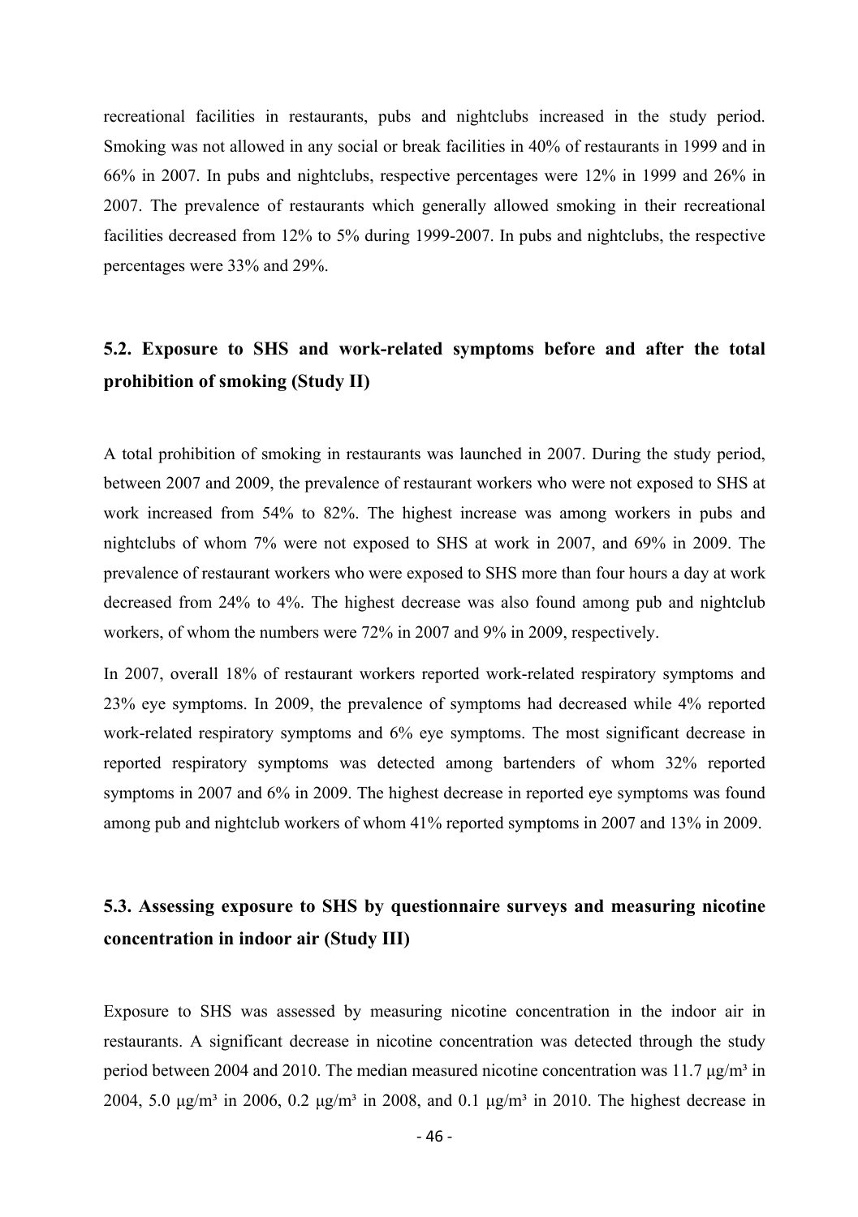recreational facilities in restaurants, pubs and nightclubs increased in the study period. Smoking was not allowed in any social or break facilities in 40% of restaurants in 1999 and in 66% in 2007. In pubs and nightclubs, respective percentages were 12% in 1999 and 26% in 2007. The prevalence of restaurants which generally allowed smoking in their recreational facilities decreased from 12% to 5% during 1999-2007. In pubs and nightclubs, the respective percentages were 33% and 29%.

## 5.2. Exposure to SHS and work-related symptoms before and after the total prohibition of smoking (Study II)

A total prohibition of smoking in restaurants was launched in 2007. During the study period, between 2007 and 2009, the prevalence of restaurant workers who were not exposed to SHS at work increased from 54% to 82%. The highest increase was among workers in pubs and nightclubs of whom 7% were not exposed to SHS at work in 2007, and 69% in 2009. The prevalence of restaurant workers who were exposed to SHS more than four hours a day at work decreased from 24% to 4%. The highest decrease was also found among pub and nightclub workers, of whom the numbers were 72% in 2007 and 9% in 2009, respectively.

In 2007, overall 18% of restaurant workers reported work-related respiratory symptoms and 23% eye symptoms. In 2009, the prevalence of symptoms had decreased while 4% reported work-related respiratory symptoms and 6% eye symptoms. The most significant decrease in reported respiratory symptoms was detected among bartenders of whom 32% reported symptoms in 2007 and 6% in 2009. The highest decrease in reported eye symptoms was found among pub and nightclub workers of whom 41% reported symptoms in 2007 and 13% in 2009.

## 5.3. Assessing exposure to SHS by questionnaire surveys and measuring nicotine concentration in indoor air (Study III)

Exposure to SHS was assessed by measuring nicotine concentration in the indoor air in restaurants. A significant decrease in nicotine concentration was detected through the study period between 2004 and 2010. The median measured nicotine concentration was 11.7 $\mu g/m^3$ in 2004, 5.0 $\mu g/m^3$ in 2006, 0.2 $\mu g/m^3$ in 2008, and 0.1 $\mu g/m^3$ in 2010. The highest decrease in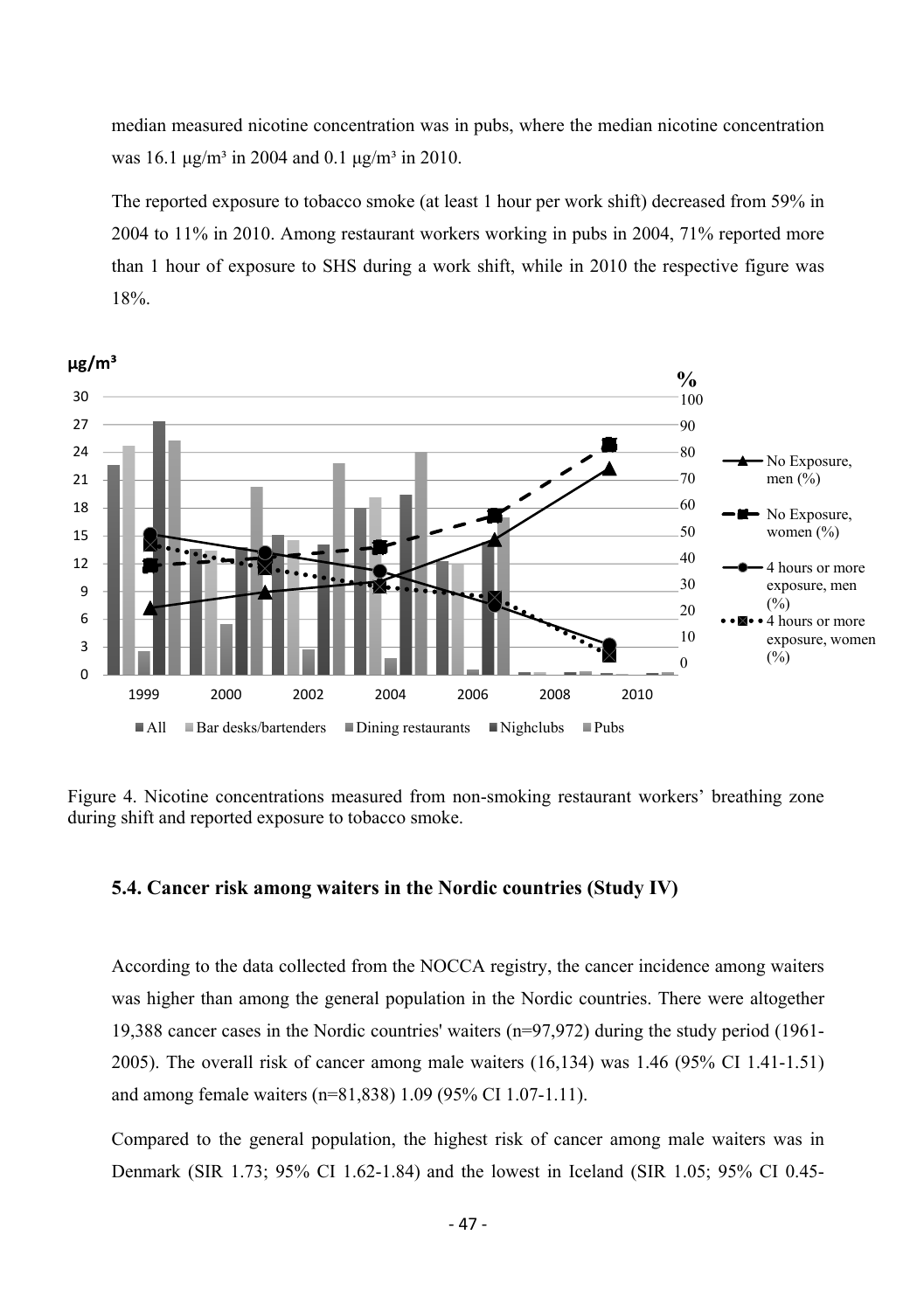median measured nicotine concentration was in pubs, where the median nicotine concentration was 16.1 μg/m³ in 2004 and 0.1 μg/m³ in 2010.

The reported exposure to tobacco smoke (at least 1 hour per work shift) decreased from 59% in 2004 to 11% in 2010. Among restaurant workers working in pubs in 2004, 71% reported more than 1 hour of exposure to SHS during a work shift, while in 2010 the respective figure was 18%.

Figure 4. Nicotine concentrations measured from non-smoking restaurant workers' breathing zone during shift and reported exposure to tobacco smoke.

### 5.4. Cancer risk among waiters in the Nordic countries (Study IV)

According to the data collected from the NOCCA registry, the cancer incidence among waiters was higher than among the general population in the Nordic countries. There were altogether 19,388 cancer cases in the Nordic countries' waiters (n=97,972) during the study period (1961-2005). The overall risk of cancer among male waiters (16,134) was 1.46 (95% CI 1.41-1.51) and among female waiters (n=81,838) 1.09 (95% CI 1.07-1.11).

Compared to the general population, the highest risk of cancer among male waiters was in Denmark (SIR 1.73; 95% CI 1.62-1.84) and the lowest in Iceland (SIR 1.05; 95% CI 0.45-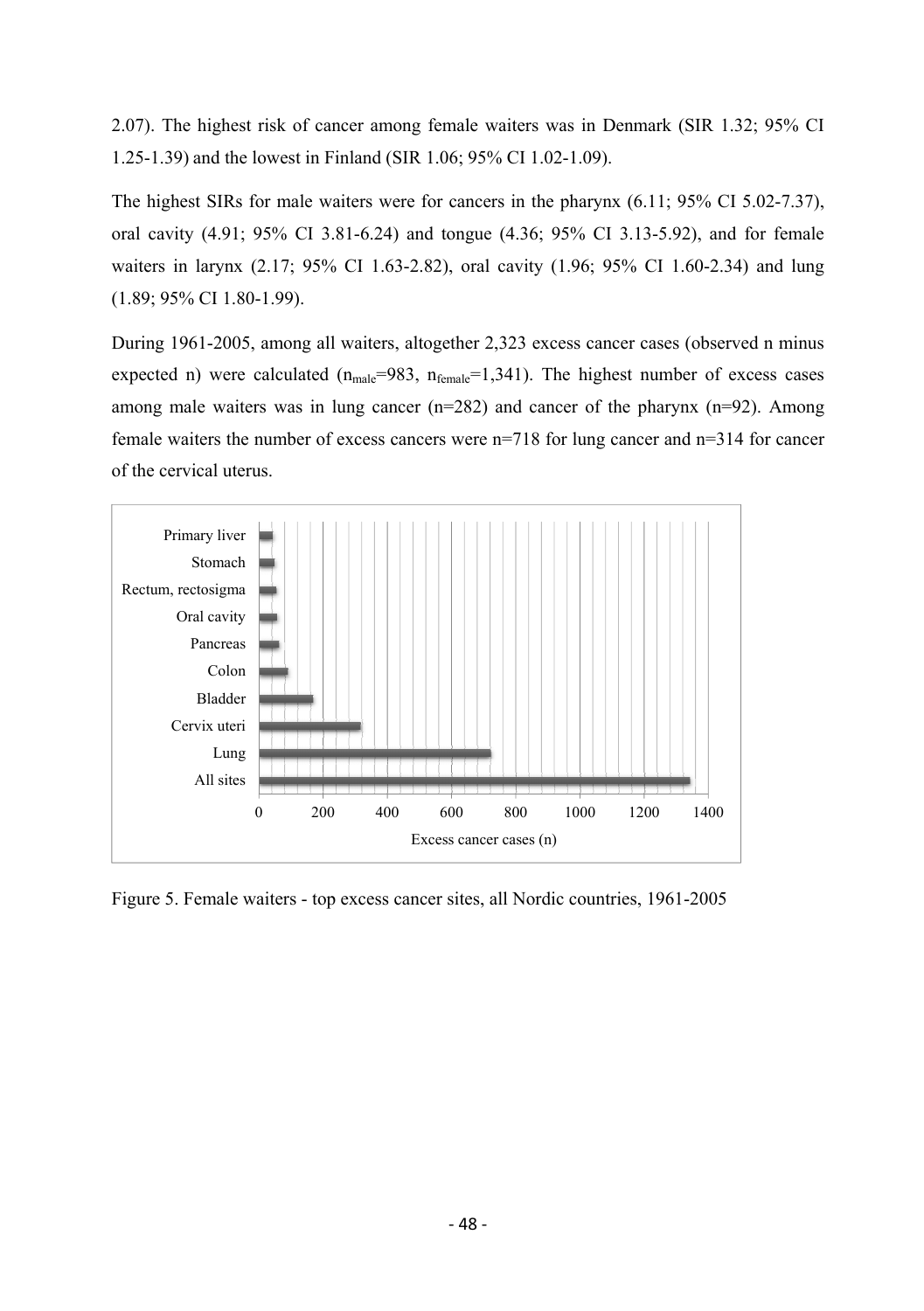2.07). The highest risk of cancer among female waiters was in Denmark (SIR 1.32; 95% CI 1.25-1.39) and the lowest in Finland (SIR 1.06; 95% CI 1.02-1.09).

The highest SIRs for male waiters were for cancers in the pharynx (6.11; 95% CI 5.02-7.37), oral cavity (4.91; 95% CI 3.81-6.24) and tongue (4.36; 95% CI 3.13-5.92), and for female waiters in larynx (2.17; 95% CI 1.63-2.82), oral cavity (1.96; 95% CI 1.60-2.34) and lung (1.89; 95% CI 1.80-1.99).

During 1961-2005, among all waiters, altogether 2,323 excess cancer cases (observed n minus expected n) were calculated ($n_{male}$=983, $n_{female}$=1,341). The highest number of excess cases among male waiters was in lung cancer (n=282) and cancer of the pharynx (n=92). Among female waiters the number of excess cancers were n=718 for lung cancer and n=314 for cancer of the cervical uterus.

Figure 5. Female waiters - top excess cancer sites, all Nordic countries, 1961-2005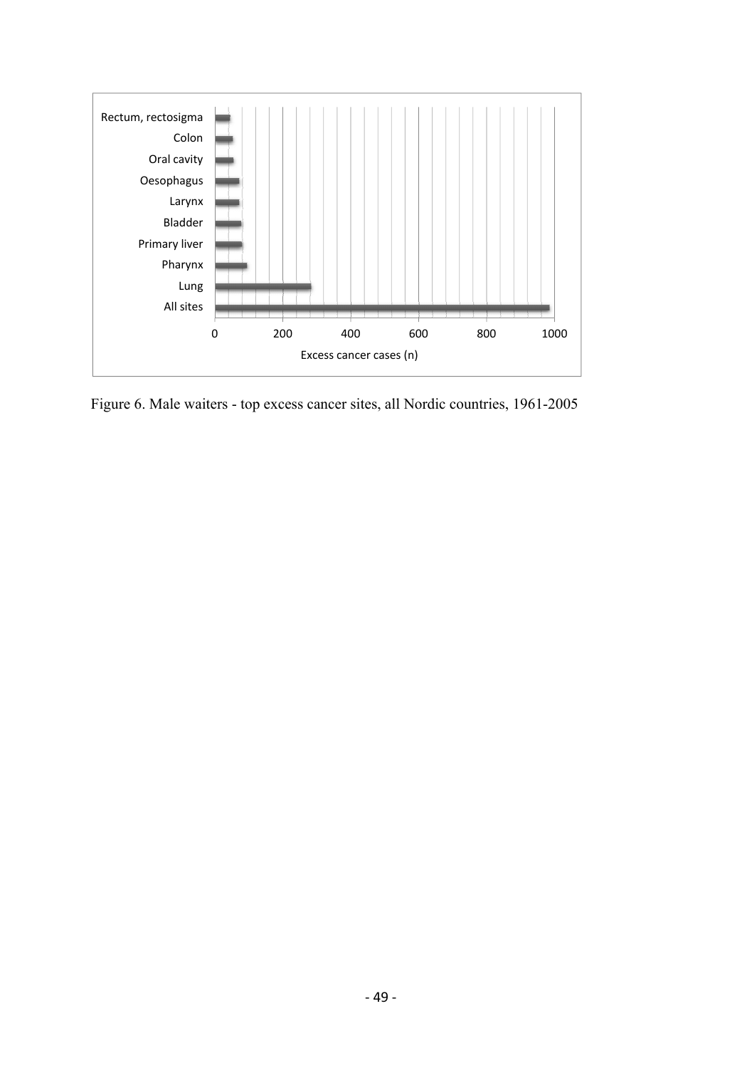Figure 6. Male waiters - top excess cancer sites, all Nordic countries, 1961-2005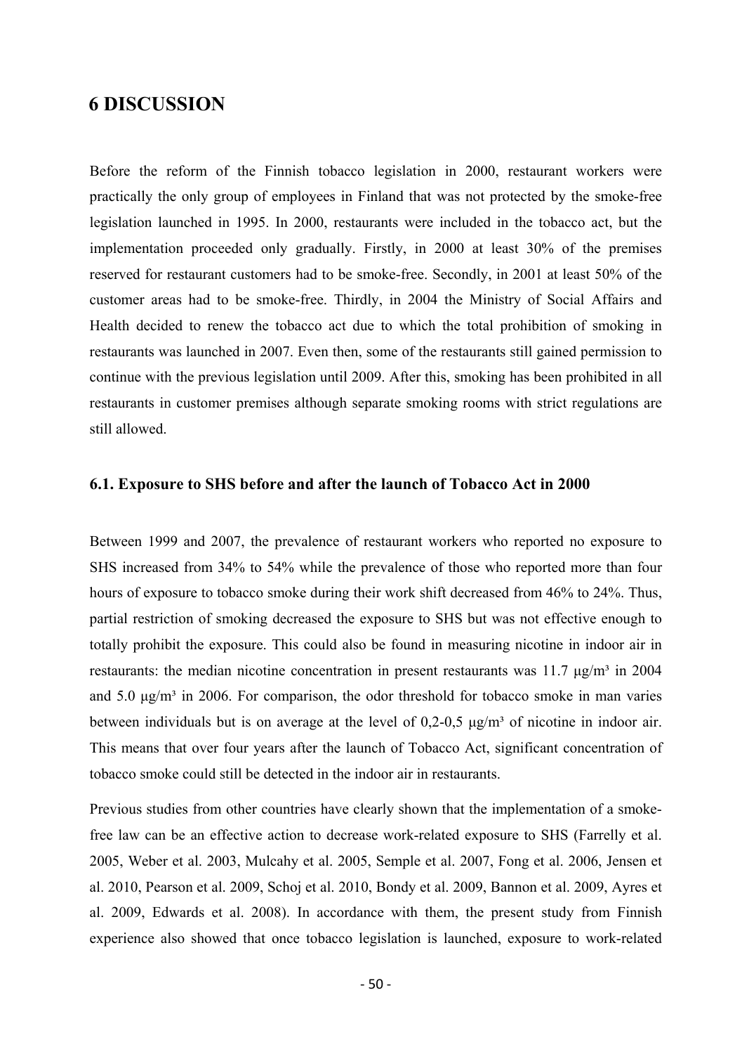# 6 DISCUSSION

Before the reform of the Finnish tobacco legislation in 2000, restaurant workers were practically the only group of employees in Finland that was not protected by the smoke-free legislation launched in 1995. In 2000, restaurants were included in the tobacco act, but the implementation proceeded only gradually. Firstly, in 2000 at least 30% of the premises reserved for restaurant customers had to be smoke-free. Secondly, in 2001 at least 50% of the customer areas had to be smoke-free. Thirdly, in 2004 the Ministry of Social Affairs and Health decided to renew the tobacco act due to which the total prohibition of smoking in restaurants was launched in 2007. Even then, some of the restaurants still gained permission to continue with the previous legislation until 2009. After this, smoking has been prohibited in all restaurants in customer premises although separate smoking rooms with strict regulations are still allowed.

## 6.1. Exposure to SHS before and after the launch of Tobacco Act in 2000

Between 1999 and 2007, the prevalence of restaurant workers who reported no exposure to SHS increased from 34% to 54% while the prevalence of those who reported more than four hours of exposure to tobacco smoke during their work shift decreased from 46% to 24%. Thus, partial restriction of smoking decreased the exposure to SHS but was not effective enough to totally prohibit the exposure. This could also be found in measuring nicotine in indoor air in restaurants: the median nicotine concentration in present restaurants was 11.7 µg/m³ in 2004 and 5.0 µg/m³ in 2006. For comparison, the odor threshold for tobacco smoke in man varies between individuals but is on average at the level of 0,2-0,5 µg/m³ of nicotine in indoor air. This means that over four years after the launch of Tobacco Act, significant concentration of tobacco smoke could still be detected in the indoor air in restaurants.

Previous studies from other countries have clearly shown that the implementation of a smoke-free law can be an effective action to decrease work-related exposure to SHS (Farrelly et al. 2005, Weber et al. 2003, Mulcahy et al. 2005, Semple et al. 2007, Fong et al. 2006, Jensen et al. 2010, Pearson et al. 2009, Schoj et al. 2010, Bondy et al. 2009, Bannon et al. 2009, Ayres et al. 2009, Edwards et al. 2008). In accordance with them, the present study from Finnish experience also showed that once tobacco legislation is launched, exposure to work-related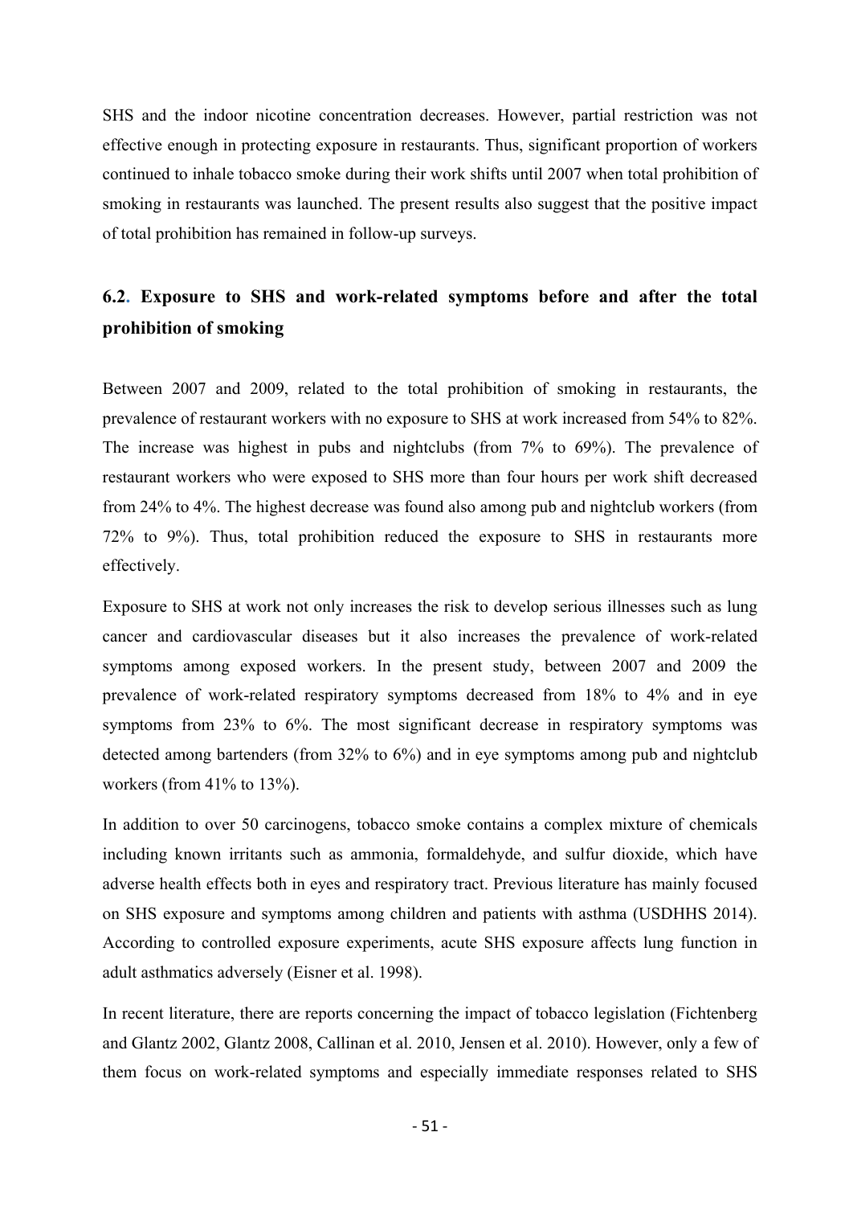SHS and the indoor nicotine concentration decreases. However, partial restriction was not effective enough in protecting exposure in restaurants. Thus, significant proportion of workers continued to inhale tobacco smoke during their work shifts until 2007 when total prohibition of smoking in restaurants was launched. The present results also suggest that the positive impact of total prohibition has remained in follow-up surveys.

## 6.2. Exposure to SHS and work-related symptoms before and after the total prohibition of smoking

Between 2007 and 2009, related to the total prohibition of smoking in restaurants, the prevalence of restaurant workers with no exposure to SHS at work increased from 54% to 82%. The increase was highest in pubs and nightclubs (from 7% to 69%). The prevalence of restaurant workers who were exposed to SHS more than four hours per work shift decreased from 24% to 4%. The highest decrease was found also among pub and nightclub workers (from 72% to 9%). Thus, total prohibition reduced the exposure to SHS in restaurants more effectively.

Exposure to SHS at work not only increases the risk to develop serious illnesses such as lung cancer and cardiovascular diseases but it also increases the prevalence of work-related symptoms among exposed workers. In the present study, between 2007 and 2009 the prevalence of work-related respiratory symptoms decreased from 18% to 4% and in eye symptoms from 23% to 6%. The most significant decrease in respiratory symptoms was detected among bartenders (from 32% to 6%) and in eye symptoms among pub and nightclub workers (from 41% to 13%).

In addition to over 50 carcinogens, tobacco smoke contains a complex mixture of chemicals including known irritants such as ammonia, formaldehyde, and sulfur dioxide, which have adverse health effects both in eyes and respiratory tract. Previous literature has mainly focused on SHS exposure and symptoms among children and patients with asthma (USDHHS 2014). According to controlled exposure experiments, acute SHS exposure affects lung function in adult asthmatics adversely (Eisner et al. 1998).

In recent literature, there are reports concerning the impact of tobacco legislation (Fichtenberg and Glantz 2002, Glantz 2008, Callinan et al. 2010, Jensen et al. 2010). However, only a few of them focus on work-related symptoms and especially immediate responses related to SHS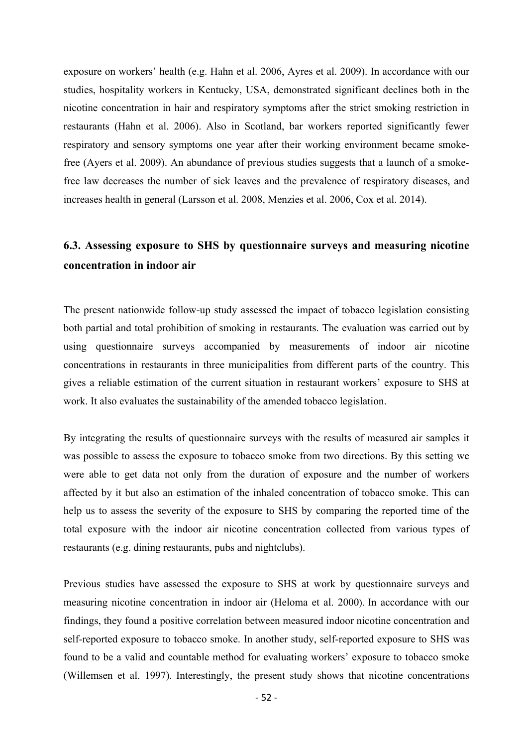exposure on workers' health (e.g. Hahn et al. 2006, Ayres et al. 2009). In accordance with our studies, hospitality workers in Kentucky, USA, demonstrated significant declines both in the nicotine concentration in hair and respiratory symptoms after the strict smoking restriction in restaurants (Hahn et al. 2006). Also in Scotland, bar workers reported significantly fewer respiratory and sensory symptoms one year after their working environment became smoke-free (Ayers et al. 2009). An abundance of previous studies suggests that a launch of a smoke-free law decreases the number of sick leaves and the prevalence of respiratory diseases, and increases health in general (Larsson et al. 2008, Menzies et al. 2006, Cox et al. 2014).

## 6.3. Assessing exposure to SHS by questionnaire surveys and measuring nicotine concentration in indoor air

The present nationwide follow-up study assessed the impact of tobacco legislation consisting both partial and total prohibition of smoking in restaurants. The evaluation was carried out by using questionnaire surveys accompanied by measurements of indoor air nicotine concentrations in restaurants in three municipalities from different parts of the country. This gives a reliable estimation of the current situation in restaurant workers' exposure to SHS at work. It also evaluates the sustainability of the amended tobacco legislation.

By integrating the results of questionnaire surveys with the results of measured air samples it was possible to assess the exposure to tobacco smoke from two directions. By this setting we were able to get data not only from the duration of exposure and the number of workers affected by it but also an estimation of the inhaled concentration of tobacco smoke. This can help us to assess the severity of the exposure to SHS by comparing the reported time of the total exposure with the indoor air nicotine concentration collected from various types of restaurants (e.g. dining restaurants, pubs and nightclubs).

Previous studies have assessed the exposure to SHS at work by questionnaire surveys and measuring nicotine concentration in indoor air (Heloma et al. 2000). In accordance with our findings, they found a positive correlation between measured indoor nicotine concentration and self-reported exposure to tobacco smoke. In another study, self-reported exposure to SHS was found to be a valid and countable method for evaluating workers' exposure to tobacco smoke (Willemsen et al. 1997). Interestingly, the present study shows that nicotine concentrations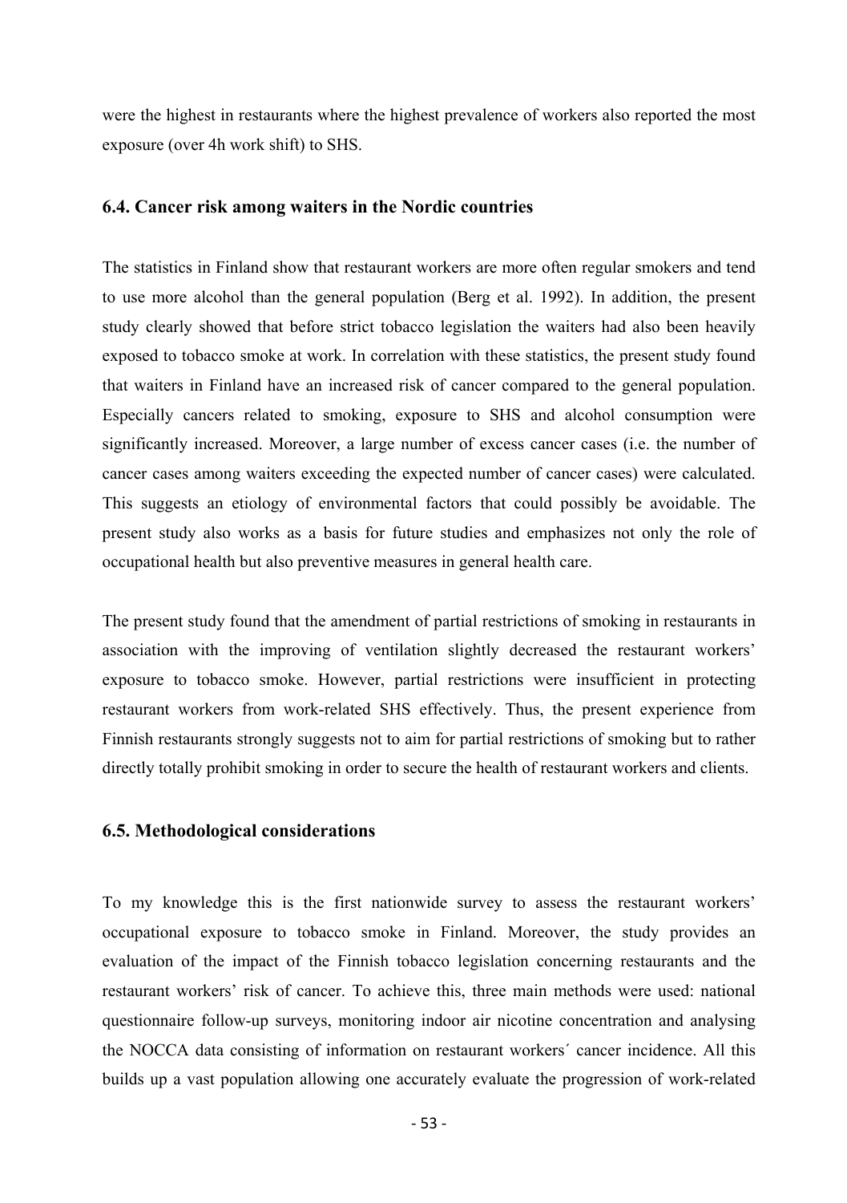were the highest in restaurants where the highest prevalence of workers also reported the most exposure (over 4h work shift) to SHS.

### 6.4. Cancer risk among waiters in the Nordic countries

The statistics in Finland show that restaurant workers are more often regular smokers and tend to use more alcohol than the general population (Berg et al. 1992). In addition, the present study clearly showed that before strict tobacco legislation the waiters had also been heavily exposed to tobacco smoke at work. In correlation with these statistics, the present study found that waiters in Finland have an increased risk of cancer compared to the general population. Especially cancers related to smoking, exposure to SHS and alcohol consumption were significantly increased. Moreover, a large number of excess cancer cases (i.e. the number of cancer cases among waiters exceeding the expected number of cancer cases) were calculated. This suggests an etiology of environmental factors that could possibly be avoidable. The present study also works as a basis for future studies and emphasizes not only the role of occupational health but also preventive measures in general health care.

The present study found that the amendment of partial restrictions of smoking in restaurants in association with the improving of ventilation slightly decreased the restaurant workers' exposure to tobacco smoke. However, partial restrictions were insufficient in protecting restaurant workers from work-related SHS effectively. Thus, the present experience from Finnish restaurants strongly suggests not to aim for partial restrictions of smoking but to rather directly totally prohibit smoking in order to secure the health of restaurant workers and clients.

### 6.5. Methodological considerations

To my knowledge this is the first nationwide survey to assess the restaurant workers' occupational exposure to tobacco smoke in Finland. Moreover, the study provides an evaluation of the impact of the Finnish tobacco legislation concerning restaurants and the restaurant workers' risk of cancer. To achieve this, three main methods were used: national questionnaire follow-up surveys, monitoring indoor air nicotine concentration and analysing the NOCCA data consisting of information on restaurant workers´ cancer incidence. All this builds up a vast population allowing one accurately evaluate the progression of work-related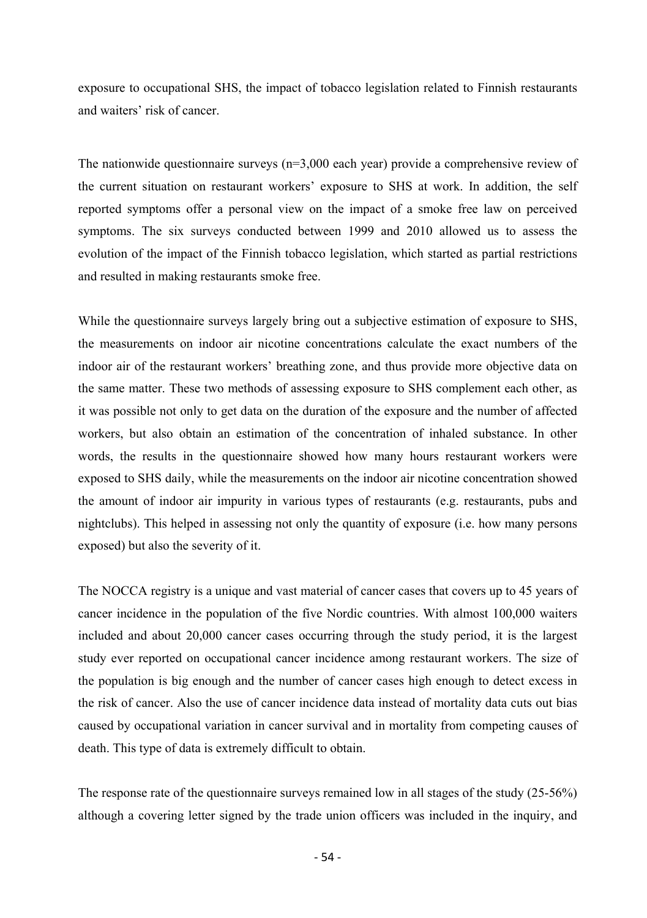exposure to occupational SHS, the impact of tobacco legislation related to Finnish restaurants and waiters' risk of cancer.

The nationwide questionnaire surveys (n=3,000 each year) provide a comprehensive review of the current situation on restaurant workers' exposure to SHS at work. In addition, the self reported symptoms offer a personal view on the impact of a smoke free law on perceived symptoms. The six surveys conducted between 1999 and 2010 allowed us to assess the evolution of the impact of the Finnish tobacco legislation, which started as partial restrictions and resulted in making restaurants smoke free.

While the questionnaire surveys largely bring out a subjective estimation of exposure to SHS, the measurements on indoor air nicotine concentrations calculate the exact numbers of the indoor air of the restaurant workers' breathing zone, and thus provide more objective data on the same matter. These two methods of assessing exposure to SHS complement each other, as it was possible not only to get data on the duration of the exposure and the number of affected workers, but also obtain an estimation of the concentration of inhaled substance. In other words, the results in the questionnaire showed how many hours restaurant workers were exposed to SHS daily, while the measurements on the indoor air nicotine concentration showed the amount of indoor air impurity in various types of restaurants (e.g. restaurants, pubs and nightclubs). This helped in assessing not only the quantity of exposure (i.e. how many persons exposed) but also the severity of it.

The NOCCA registry is a unique and vast material of cancer cases that covers up to 45 years of cancer incidence in the population of the five Nordic countries. With almost 100,000 waiters included and about 20,000 cancer cases occurring through the study period, it is the largest study ever reported on occupational cancer incidence among restaurant workers. The size of the population is big enough and the number of cancer cases high enough to detect excess in the risk of cancer. Also the use of cancer incidence data instead of mortality data cuts out bias caused by occupational variation in cancer survival and in mortality from competing causes of death. This type of data is extremely difficult to obtain.

The response rate of the questionnaire surveys remained low in all stages of the study (25-56%) although a covering letter signed by the trade union officers was included in the inquiry, and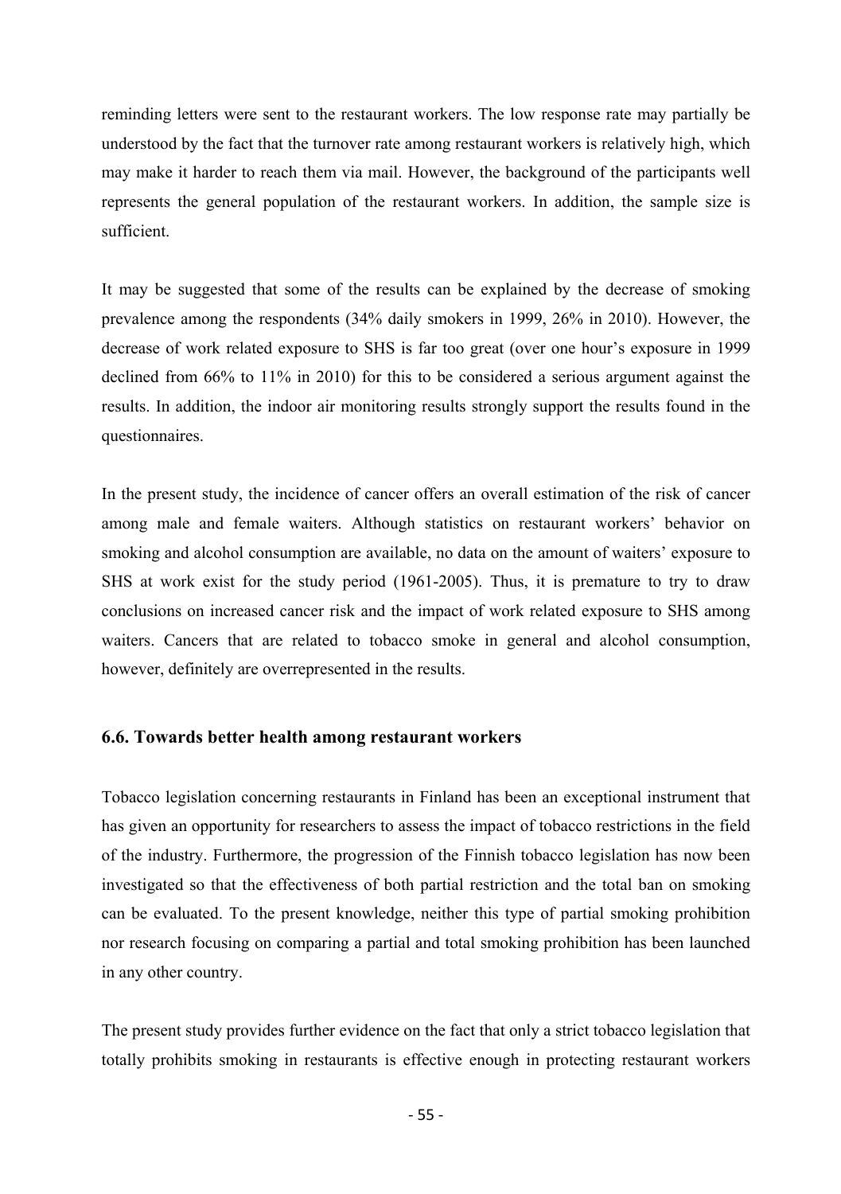reminding letters were sent to the restaurant workers. The low response rate may partially be understood by the fact that the turnover rate among restaurant workers is relatively high, which may make it harder to reach them via mail. However, the background of the participants well represents the general population of the restaurant workers. In addition, the sample size is sufficient.

It may be suggested that some of the results can be explained by the decrease of smoking prevalence among the respondents (34% daily smokers in 1999, 26% in 2010). However, the decrease of work related exposure to SHS is far too great (over one hour's exposure in 1999 declined from 66% to 11% in 2010) for this to be considered a serious argument against the results. In addition, the indoor air monitoring results strongly support the results found in the questionnaires.

In the present study, the incidence of cancer offers an overall estimation of the risk of cancer among male and female waiters. Although statistics on restaurant workers' behavior on smoking and alcohol consumption are available, no data on the amount of waiters' exposure to SHS at work exist for the study period (1961-2005). Thus, it is premature to try to draw conclusions on increased cancer risk and the impact of work related exposure to SHS among waiters. Cancers that are related to tobacco smoke in general and alcohol consumption, however, definitely are overrepresented in the results.

### 6.6. Towards better health among restaurant workers

Tobacco legislation concerning restaurants in Finland has been an exceptional instrument that has given an opportunity for researchers to assess the impact of tobacco restrictions in the field of the industry. Furthermore, the progression of the Finnish tobacco legislation has now been investigated so that the effectiveness of both partial restriction and the total ban on smoking can be evaluated. To the present knowledge, neither this type of partial smoking prohibition nor research focusing on comparing a partial and total smoking prohibition has been launched in any other country.

The present study provides further evidence on the fact that only a strict tobacco legislation that totally prohibits smoking in restaurants is effective enough in protecting restaurant workers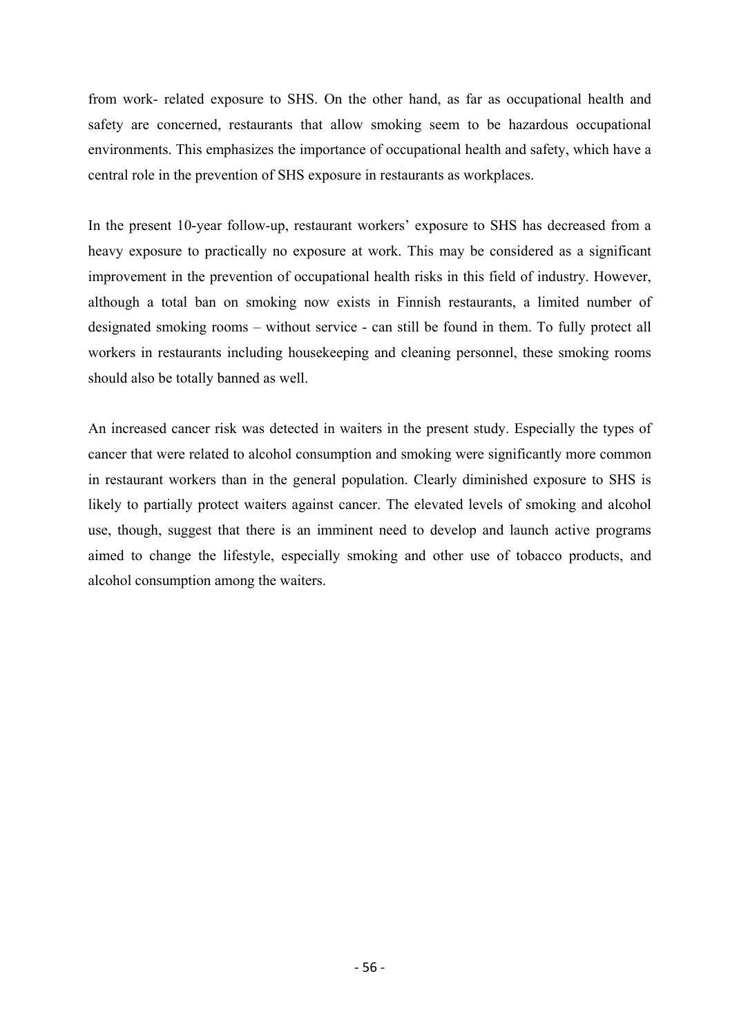from work- related exposure to SHS. On the other hand, as far as occupational health and safety are concerned, restaurants that allow smoking seem to be hazardous occupational environments. This emphasizes the importance of occupational health and safety, which have a central role in the prevention of SHS exposure in restaurants as workplaces.

In the present 10-year follow-up, restaurant workers' exposure to SHS has decreased from a heavy exposure to practically no exposure at work. This may be considered as a significant improvement in the prevention of occupational health risks in this field of industry. However, although a total ban on smoking now exists in Finnish restaurants, a limited number of designated smoking rooms – without service - can still be found in them. To fully protect all workers in restaurants including housekeeping and cleaning personnel, these smoking rooms should also be totally banned as well.

An increased cancer risk was detected in waiters in the present study. Especially the types of cancer that were related to alcohol consumption and smoking were significantly more common in restaurant workers than in the general population. Clearly diminished exposure to SHS is likely to partially protect waiters against cancer. The elevated levels of smoking and alcohol use, though, suggest that there is an imminent need to develop and launch active programs aimed to change the lifestyle, especially smoking and other use of tobacco products, and alcohol consumption among the waiters.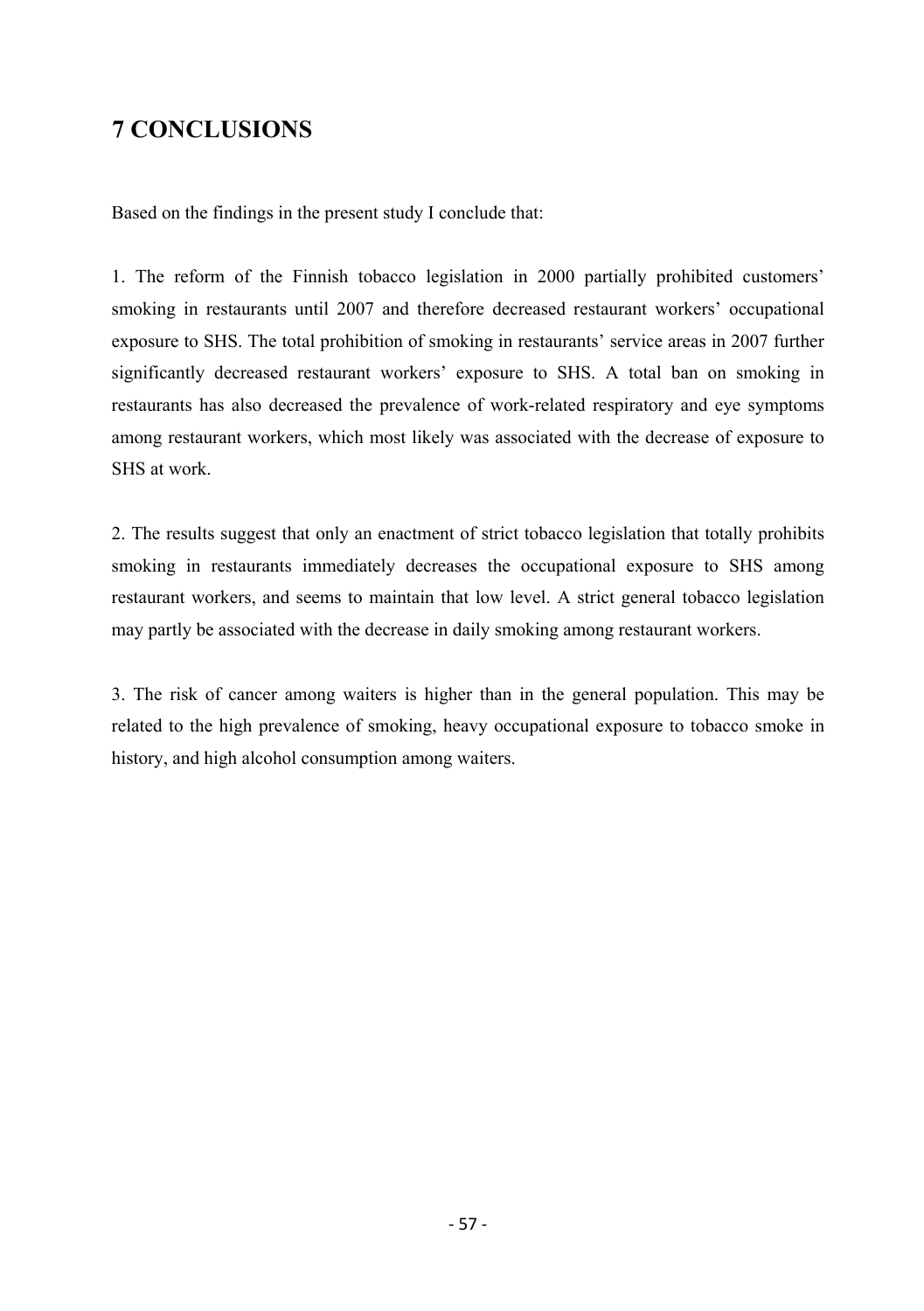# 7 CONCLUSIONS

Based on the findings in the present study I conclude that:

1. The reform of the Finnish tobacco legislation in 2000 partially prohibited customers' smoking in restaurants until 2007 and therefore decreased restaurant workers' occupational exposure to SHS. The total prohibition of smoking in restaurants' service areas in 2007 further significantly decreased restaurant workers' exposure to SHS. A total ban on smoking in restaurants has also decreased the prevalence of work-related respiratory and eye symptoms among restaurant workers, which most likely was associated with the decrease of exposure to SHS at work.

2. The results suggest that only an enactment of strict tobacco legislation that totally prohibits smoking in restaurants immediately decreases the occupational exposure to SHS among restaurant workers, and seems to maintain that low level. A strict general tobacco legislation may partly be associated with the decrease in daily smoking among restaurant workers.

3. The risk of cancer among waiters is higher than in the general population. This may be related to the high prevalence of smoking, heavy occupational exposure to tobacco smoke in history, and high alcohol consumption among waiters.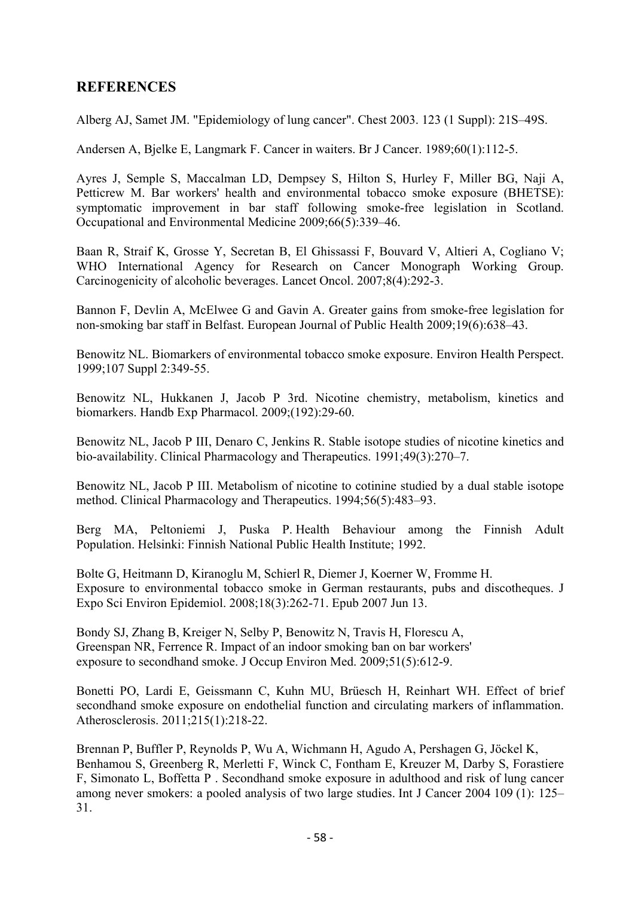## REFERENCES

Alberg AJ, Samet JM. "Epidemiology of lung cancer". Chest 2003. 123 (1 Suppl): 21S–49S.

Andersen A, Bjelke E, Langmark F. Cancer in waiters. Br J Cancer. 1989;60(1):112-5.

Ayres J, Semple S, Maccalman LD, Dempsey S, Hilton S, Hurley F, Miller BG, Naji A, Petticrew M. Bar workers' health and environmental tobacco smoke exposure (BHETSE): symptomatic improvement in bar staff following smoke-free legislation in Scotland. Occupational and Environmental Medicine 2009;66(5):339–46.

Baan R, Straif K, Grosse Y, Secretan B, El Ghissassi F, Bouvard V, Altieri A, Cogliano V; WHO International Agency for Research on Cancer Monograph Working Group. Carcinogenicity of alcoholic beverages. Lancet Oncol. 2007;8(4):292-3.

Bannon F, Devlin A, McElwee G and Gavin A. Greater gains from smoke-free legislation for non-smoking bar staff in Belfast. European Journal of Public Health 2009;19(6):638–43.

Benowitz NL. Biomarkers of environmental tobacco smoke exposure. Environ Health Perspect. 1999;107 Suppl 2:349-55.

Benowitz NL, Hukkanen J, Jacob P 3rd. Nicotine chemistry, metabolism, kinetics and biomarkers. Handb Exp Pharmacol. 2009;(192):29-60.

Benowitz NL, Jacob P III, Denaro C, Jenkins R. Stable isotope studies of nicotine kinetics and bio-availability. Clinical Pharmacology and Therapeutics. 1991;49(3):270–7.

Benowitz NL, Jacob P III. Metabolism of nicotine to cotinine studied by a dual stable isotope method. Clinical Pharmacology and Therapeutics. 1994;56(5):483–93.

Berg MA, Peltoniemi J, Puska P. Health Behaviour among the Finnish Adult Population. Helsinki: Finnish National Public Health Institute; 1992.

Bolte G, Heitmann D, Kiranoglu M, Schierl R, Diemer J, Koerner W, Fromme H. Exposure to environmental tobacco smoke in German restaurants, pubs and discotheques. J Expo Sci Environ Epidemiol. 2008;18(3):262-71. Epub 2007 Jun 13.

Bondy SJ, Zhang B, Kreiger N, Selby P, Benowitz N, Travis H, Florescu A, Greenspan NR, Ferrence R. Impact of an indoor smoking ban on bar workers' exposure to secondhand smoke. J Occup Environ Med. 2009;51(5):612-9.

Bonetti PO, Lardi E, Geissmann C, Kuhn MU, Brüesch H, Reinhart WH. Effect of brief secondhand smoke exposure on endothelial function and circulating markers of inflammation. Atherosclerosis. 2011;215(1):218-22.

Brennan P, Buffler P, Reynolds P, Wu A, Wichmann H, Agudo A, Pershagen G, Jöckel K, Benhamou S, Greenberg R, Merletti F, Winck C, Fontham E, Kreuzer M, Darby S, Forastiere F, Simonato L, Boffetta P . Secondhand smoke exposure in adulthood and risk of lung cancer among never smokers: a pooled analysis of two large studies. Int J Cancer 2004 109 (1): 125–31.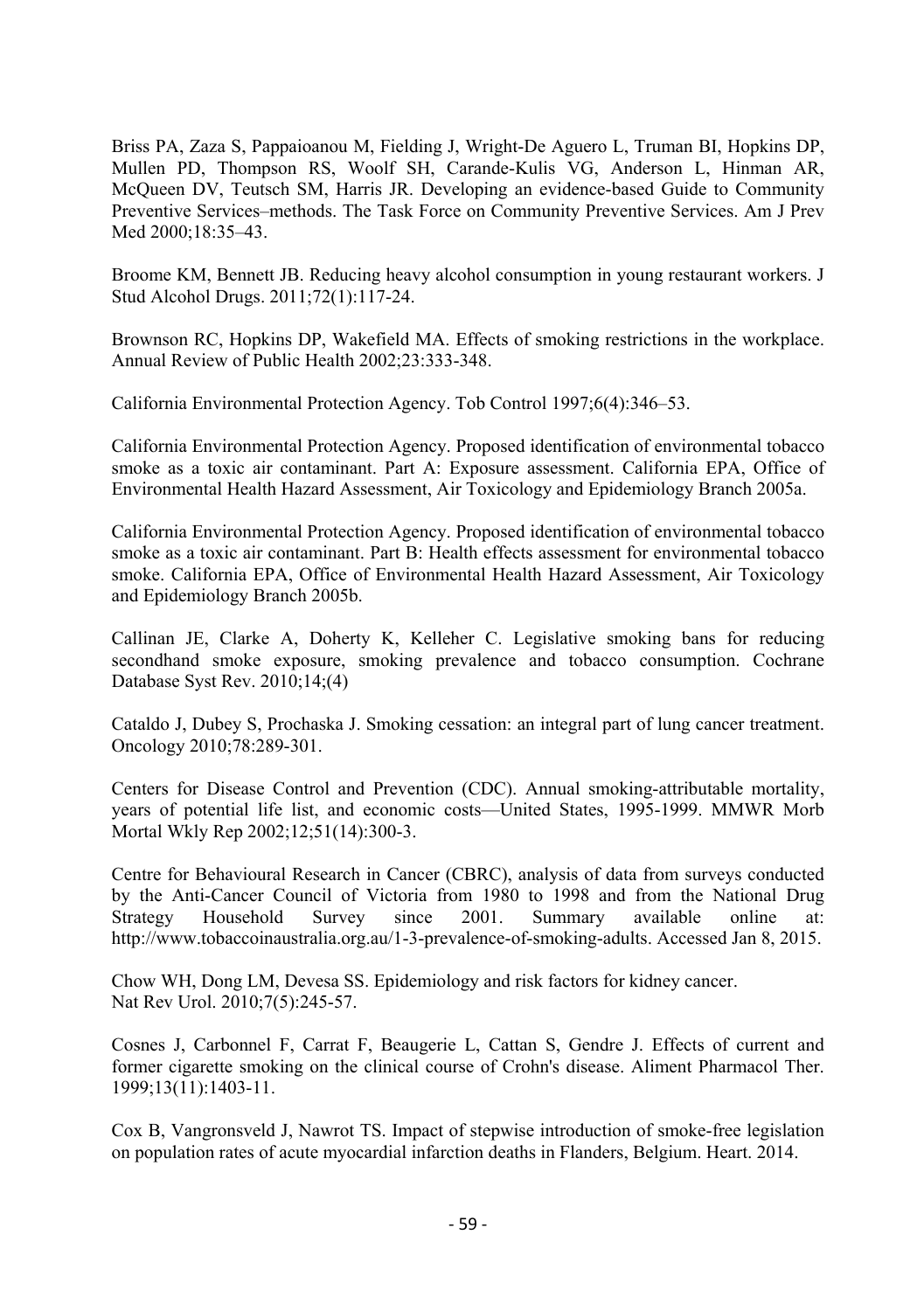Briss PA, Zaza S, Pappaioanou M, Fielding J, Wright-De Aguero L, Truman BI, Hopkins DP, Mullen PD, Thompson RS, Woolf SH, Carande-Kulis VG, Anderson L, Hinman AR, McQueen DV, Teutsch SM, Harris JR. Developing an evidence-based Guide to Community Preventive Services–methods. The Task Force on Community Preventive Services. Am J Prev Med 2000;18:35–43.

Broome KM, Bennett JB. Reducing heavy alcohol consumption in young restaurant workers. J Stud Alcohol Drugs. 2011;72(1):117-24.

Brownson RC, Hopkins DP, Wakefield MA. Effects of smoking restrictions in the workplace. Annual Review of Public Health 2002;23:333-348.

California Environmental Protection Agency. Tob Control 1997;6(4):346–53.

California Environmental Protection Agency. Proposed identification of environmental tobacco smoke as a toxic air contaminant. Part A: Exposure assessment. California EPA, Office of Environmental Health Hazard Assessment, Air Toxicology and Epidemiology Branch 2005a.

California Environmental Protection Agency. Proposed identification of environmental tobacco smoke as a toxic air contaminant. Part B: Health effects assessment for environmental tobacco smoke. California EPA, Office of Environmental Health Hazard Assessment, Air Toxicology and Epidemiology Branch 2005b.

Callinan JE, Clarke A, Doherty K, Kelleher C. Legislative smoking bans for reducing secondhand smoke exposure, smoking prevalence and tobacco consumption. Cochrane Database Syst Rev. 2010;14;(4)

Cataldo J, Dubey S, Prochaska J. Smoking cessation: an integral part of lung cancer treatment. Oncology 2010;78:289-301.

Centers for Disease Control and Prevention (CDC). Annual smoking-attributable mortality, years of potential life list, and economic costs—United States, 1995-1999. MMWR Morb Mortal Wkly Rep 2002;12;51(14):300-3.

Centre for Behavioural Research in Cancer (CBRC), analysis of data from surveys conducted by the Anti-Cancer Council of Victoria from 1980 to 1998 and from the National Drug Strategy Household Survey since 2001. Summary available online at: http://www.tobaccoinaustralia.org.au/1-3-prevalence-of-smoking-adults. Accessed Jan 8, 2015.

Chow WH, Dong LM, Devesa SS. Epidemiology and risk factors for kidney cancer. Nat Rev Urol. 2010;7(5):245-57.

Cosnes J, Carbonnel F, Carrat F, Beaugerie L, Cattan S, Gendre J. Effects of current and former cigarette smoking on the clinical course of Crohn's disease. Aliment Pharmacol Ther. 1999;13(11):1403-11.

Cox B, Vangronsveld J, Nawrot TS. Impact of stepwise introduction of smoke-free legislation on population rates of acute myocardial infarction deaths in Flanders, Belgium. Heart. 2014.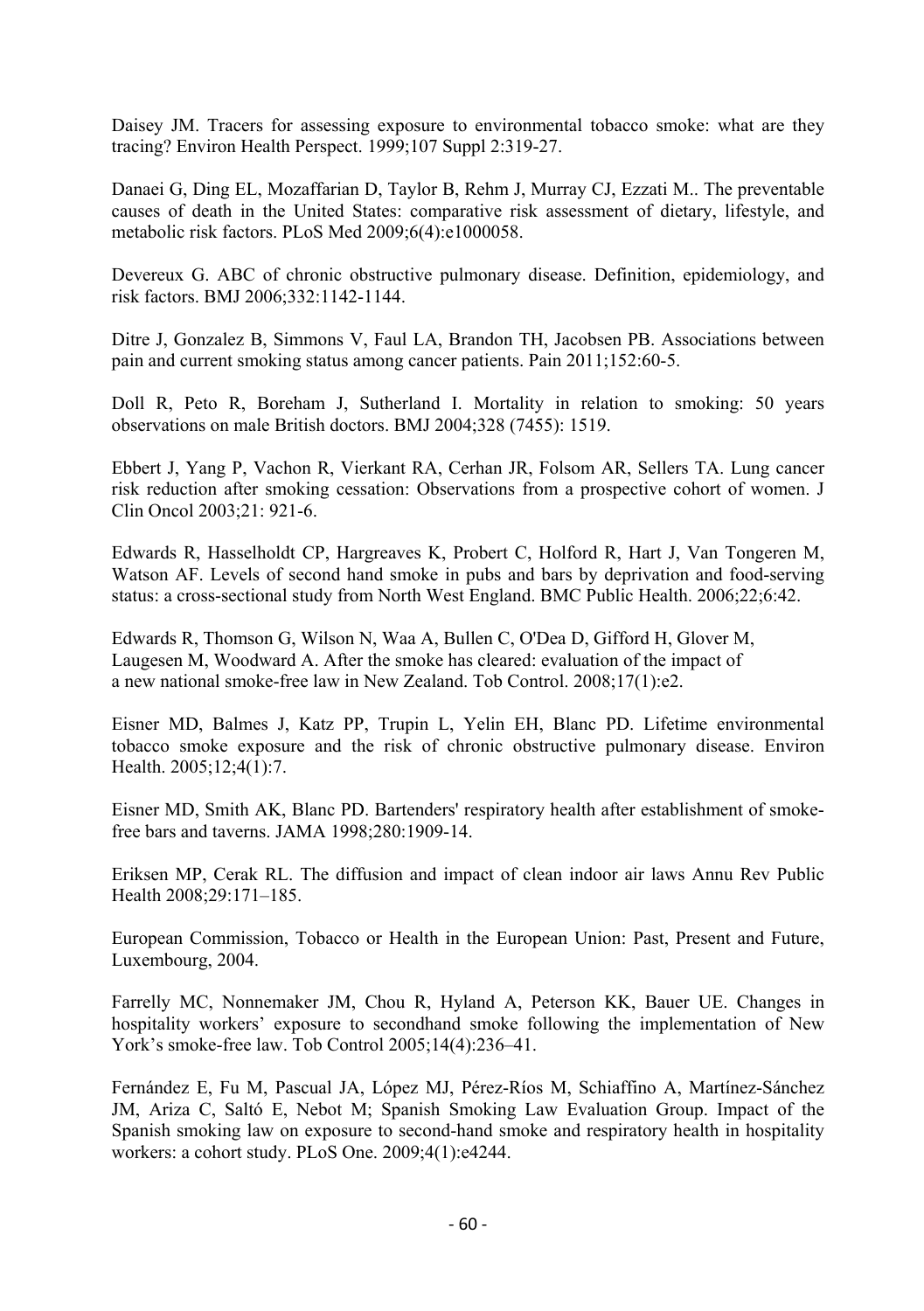Daisey JM. Tracers for assessing exposure to environmental tobacco smoke: what are they tracing? Environ Health Perspect. 1999;107 Suppl 2:319-27.

Danaei G, Ding EL, Mozaffarian D, Taylor B, Rehm J, Murray CJ, Ezzati M.. The preventable causes of death in the United States: comparative risk assessment of dietary, lifestyle, and metabolic risk factors. PLoS Med 2009;6(4):e1000058.

Devereux G. ABC of chronic obstructive pulmonary disease. Definition, epidemiology, and risk factors. BMJ 2006;332:1142-1144.

Ditre J, Gonzalez B, Simmons V, Faul LA, Brandon TH, Jacobsen PB. Associations between pain and current smoking status among cancer patients. Pain 2011;152:60-5.

Doll R, Peto R, Boreham J, Sutherland I. Mortality in relation to smoking: 50 years observations on male British doctors. BMJ 2004;328 (7455): 1519.

Ebbert J, Yang P, Vachon R, Vierkant RA, Cerhan JR, Folsom AR, Sellers TA. Lung cancer risk reduction after smoking cessation: Observations from a prospective cohort of women. J Clin Oncol 2003;21: 921-6.

Edwards R, Hasselholdt CP, Hargreaves K, Probert C, Holford R, Hart J, Van Tongeren M, Watson AF. Levels of second hand smoke in pubs and bars by deprivation and food-serving status: a cross-sectional study from North West England. BMC Public Health. 2006;22;6:42.

Edwards R, Thomson G, Wilson N, Waa A, Bullen C, O'Dea D, Gifford H, Glover M, Laugesen M, Woodward A. After the smoke has cleared: evaluation of the impact of a new national smoke-free law in New Zealand. Tob Control. 2008;17(1):e2.

Eisner MD, Balmes J, Katz PP, Trupin L, Yelin EH, Blanc PD. Lifetime environmental tobacco smoke exposure and the risk of chronic obstructive pulmonary disease. Environ Health. 2005;12;4(1):7.

Eisner MD, Smith AK, Blanc PD. Bartenders' respiratory health after establishment of smoke-free bars and taverns. JAMA 1998;280:1909-14.

Eriksen MP, Cerak RL. The diffusion and impact of clean indoor air laws Annu Rev Public Health 2008;29:171–185.

European Commission, Tobacco or Health in the European Union: Past, Present and Future, Luxembourg, 2004.

Farrelly MC, Nonnemaker JM, Chou R, Hyland A, Peterson KK, Bauer UE. Changes in hospitality workers' exposure to secondhand smoke following the implementation of New York's smoke-free law. Tob Control 2005;14(4):236–41.

Fernández E, Fu M, Pascual JA, López MJ, Pérez-Ríos M, Schiaffino A, Martínez-Sánchez JM, Ariza C, Saltó E, Nebot M; Spanish Smoking Law Evaluation Group. Impact of the Spanish smoking law on exposure to second-hand smoke and respiratory health in hospitality workers: a cohort study. PLoS One. 2009;4(1):e4244.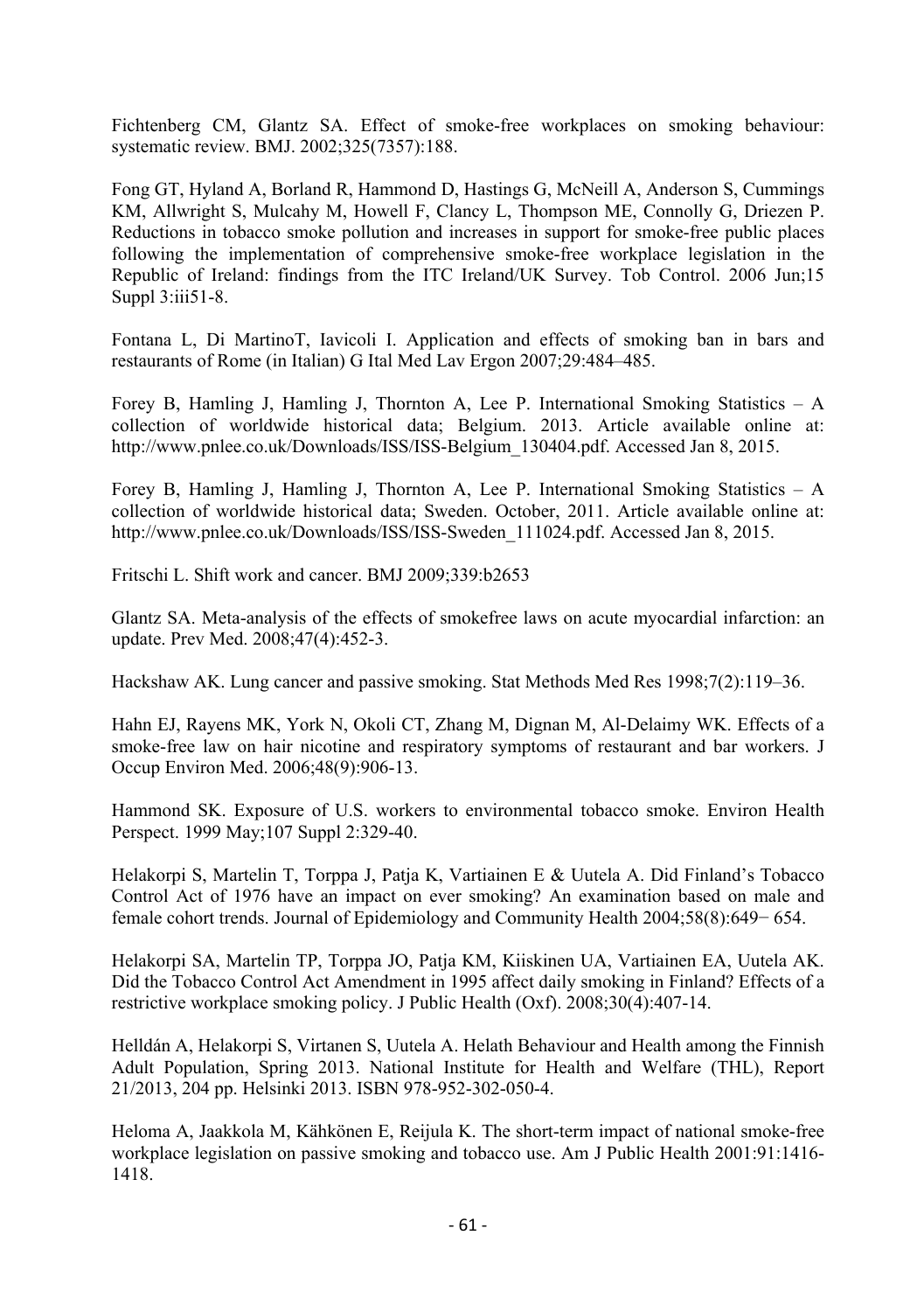Fichtenberg CM, Glantz SA. Effect of smoke-free workplaces on smoking behaviour: systematic review. BMJ. 2002;325(7357):188.

Fong GT, Hyland A, Borland R, Hammond D, Hastings G, McNeill A, Anderson S, Cummings KM, Allwright S, Mulcahy M, Howell F, Clancy L, Thompson ME, Connolly G, Driezen P. Reductions in tobacco smoke pollution and increases in support for smoke-free public places following the implementation of comprehensive smoke-free workplace legislation in the Republic of Ireland: findings from the ITC Ireland/UK Survey. Tob Control. 2006 Jun;15 Suppl 3:iii51-8.

Fontana L, Di MartinoT, Iavicoli I. Application and effects of smoking ban in bars and restaurants of Rome (in Italian) G Ital Med Lav Ergon 2007;29:484–485.

Forey B, Hamling J, Hamling J, Thornton A, Lee P. International Smoking Statistics – A collection of worldwide historical data; Belgium. 2013. Article available online at: http://www.pnlee.co.uk/Downloads/ISS/ISS-Belgium_130404.pdf. Accessed Jan 8, 2015.

Forey B, Hamling J, Hamling J, Thornton A, Lee P. International Smoking Statistics – A collection of worldwide historical data; Sweden. October, 2011. Article available online at: http://www.pnlee.co.uk/Downloads/ISS/ISS-Sweden_111024.pdf. Accessed Jan 8, 2015.

Fritschi L. Shift work and cancer. BMJ 2009;339:b2653

Glantz SA. Meta-analysis of the effects of smokefree laws on acute myocardial infarction: an update. Prev Med. 2008;47(4):452-3.

Hackshaw AK. Lung cancer and passive smoking. Stat Methods Med Res 1998;7(2):119–36.

Hahn EJ, Rayens MK, York N, Okoli CT, Zhang M, Dignan M, Al-Delaimy WK. Effects of a smoke-free law on hair nicotine and respiratory symptoms of restaurant and bar workers. J Occup Environ Med. 2006;48(9):906-13.

Hammond SK. Exposure of U.S. workers to environmental tobacco smoke. Environ Health Perspect. 1999 May;107 Suppl 2:329-40.

Helakorpi S, Martelin T, Torppa J, Patja K, Vartiainen E & Uutela A. Did Finland's Tobacco Control Act of 1976 have an impact on ever smoking? An examination based on male and female cohort trends. Journal of Epidemiology and Community Health 2004;58(8):649− 654.

Helakorpi SA, Martelin TP, Torppa JO, Patja KM, Kiiskinen UA, Vartiainen EA, Uutela AK. Did the Tobacco Control Act Amendment in 1995 affect daily smoking in Finland? Effects of a restrictive workplace smoking policy. J Public Health (Oxf). 2008;30(4):407-14.

Helldán A, Helakorpi S, Virtanen S, Uutela A. Helath Behaviour and Health among the Finnish Adult Population, Spring 2013. National Institute for Health and Welfare (THL), Report 21/2013, 204 pp. Helsinki 2013. ISBN 978-952-302-050-4.

Heloma A, Jaakkola M, Kähkönen E, Reijula K. The short-term impact of national smoke-free workplace legislation on passive smoking and tobacco use. Am J Public Health 2001:91:1416-1418.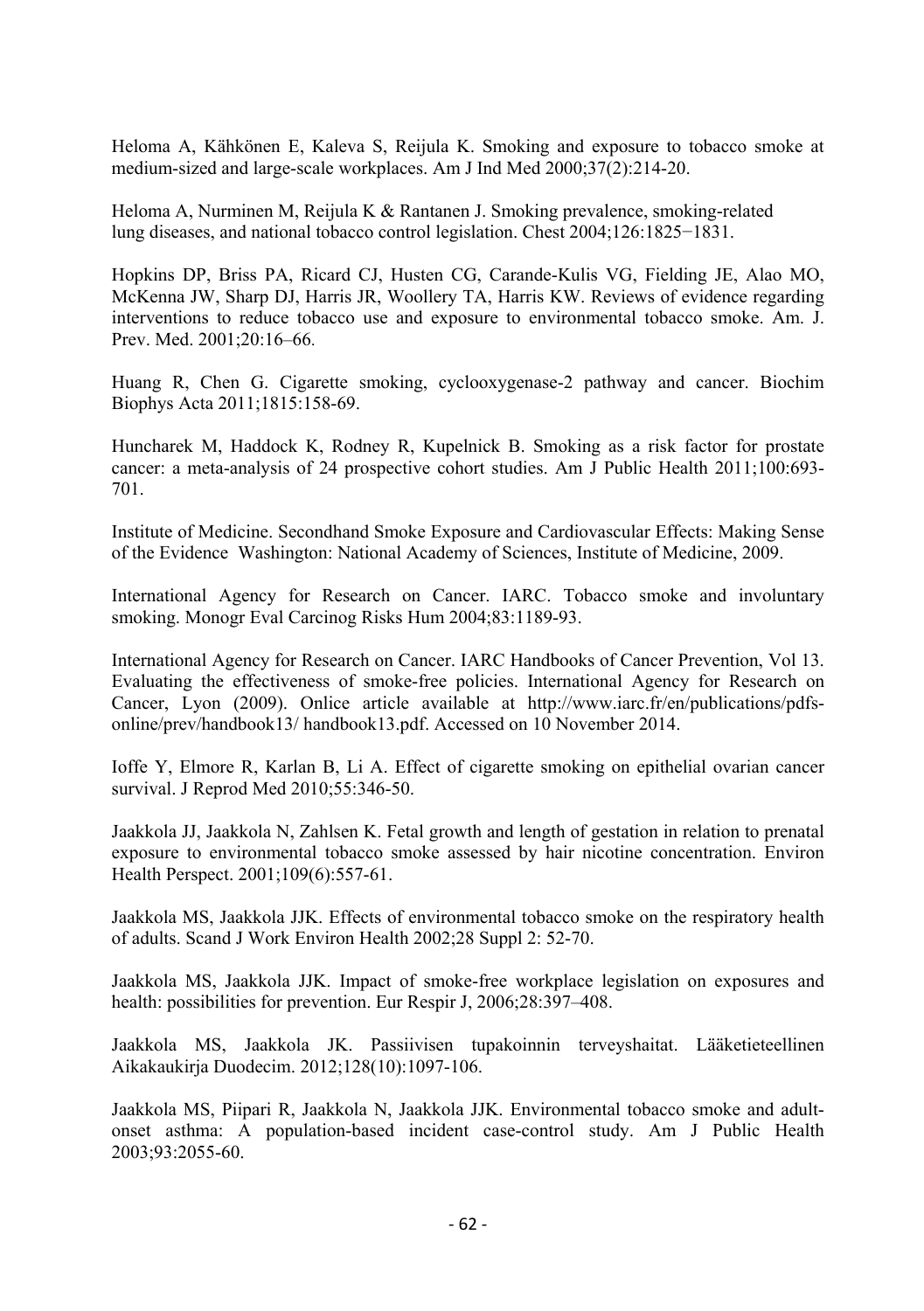Heloma A, Kähkönen E, Kaleva S, Reijula K. Smoking and exposure to tobacco smoke at medium-sized and large-scale workplaces. Am J Ind Med 2000;37(2):214-20.

Heloma A, Nurminen M, Reijula K & Rantanen J. Smoking prevalence, smoking-related lung diseases, and national tobacco control legislation. Chest 2004;126:1825−1831.

Hopkins DP, Briss PA, Ricard CJ, Husten CG, Carande-Kulis VG, Fielding JE, Alao MO, McKenna JW, Sharp DJ, Harris JR, Woollery TA, Harris KW. Reviews of evidence regarding interventions to reduce tobacco use and exposure to environmental tobacco smoke. Am. J. Prev. Med. 2001;20:16–66.

Huang R, Chen G. Cigarette smoking, cyclooxygenase-2 pathway and cancer. Biochim Biophys Acta 2011;1815:158-69.

Huncharek M, Haddock K, Rodney R, Kupelnick B. Smoking as a risk factor for prostate cancer: a meta-analysis of 24 prospective cohort studies. Am J Public Health 2011;100:693-701.

Institute of Medicine. Secondhand Smoke Exposure and Cardiovascular Effects: Making Sense of the Evidence Washington: National Academy of Sciences, Institute of Medicine, 2009.

International Agency for Research on Cancer. IARC. Tobacco smoke and involuntary smoking. Monogr Eval Carcinog Risks Hum 2004;83:1189-93.

International Agency for Research on Cancer. IARC Handbooks of Cancer Prevention, Vol 13. Evaluating the effectiveness of smoke-free policies. International Agency for Research on Cancer, Lyon (2009). Onlice article available at http://www.iarc.fr/en/publications/pdfs-online/prev/handbook13/ handbook13.pdf. Accessed on 10 November 2014.

Ioffe Y, Elmore R, Karlan B, Li A. Effect of cigarette smoking on epithelial ovarian cancer survival. J Reprod Med 2010;55:346-50.

Jaakkola JJ, Jaakkola N, Zahlsen K. Fetal growth and length of gestation in relation to prenatal exposure to environmental tobacco smoke assessed by hair nicotine concentration. Environ Health Perspect. 2001;109(6):557-61.

Jaakkola MS, Jaakkola JJK. Effects of environmental tobacco smoke on the respiratory health of adults. Scand J Work Environ Health 2002;28 Suppl 2: 52-70.

Jaakkola MS, Jaakkola JJK. Impact of smoke-free workplace legislation on exposures and health: possibilities for prevention. Eur Respir J, 2006;28:397–408.

Jaakkola MS, Jaakkola JK. Passiivisen tupakoinnin terveyshaitat. Lääketieteellinen Aikakaukirja Duodecim. 2012;128(10):1097-106.

Jaakkola MS, Piipari R, Jaakkola N, Jaakkola JJK. Environmental tobacco smoke and adult-onset asthma: A population-based incident case-control study. Am J Public Health 2003;93:2055-60.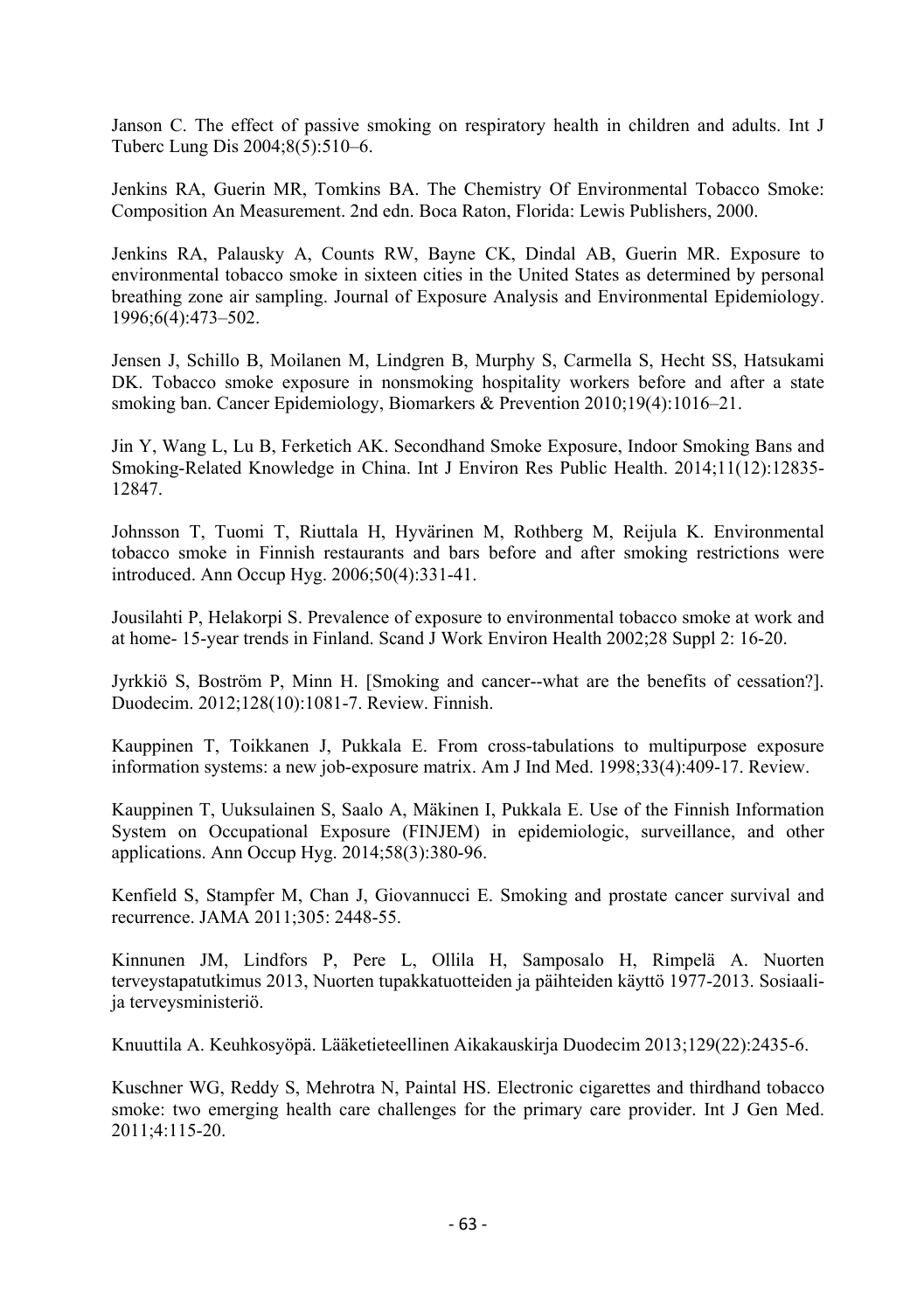Janson C. The effect of passive smoking on respiratory health in children and adults. Int J Tuberc Lung Dis 2004;8(5):510–6.

Jenkins RA, Guerin MR, Tomkins BA. The Chemistry Of Environmental Tobacco Smoke: Composition An Measurement. 2nd edn. Boca Raton, Florida: Lewis Publishers, 2000.

Jenkins RA, Palausky A, Counts RW, Bayne CK, Dindal AB, Guerin MR. Exposure to environmental tobacco smoke in sixteen cities in the United States as determined by personal breathing zone air sampling. Journal of Exposure Analysis and Environmental Epidemiology. 1996;6(4):473–502.

Jensen J, Schillo B, Moilanen M, Lindgren B, Murphy S, Carmella S, Hecht SS, Hatsukami DK. Tobacco smoke exposure in nonsmoking hospitality workers before and after a state smoking ban. Cancer Epidemiology, Biomarkers & Prevention 2010;19(4):1016–21.

Jin Y, Wang L, Lu B, Ferketich AK. Secondhand Smoke Exposure, Indoor Smoking Bans and Smoking-Related Knowledge in China. Int J Environ Res Public Health. 2014;11(12):12835-12847.

Johnsson T, Tuomi T, Riuttala H, Hyvärinen M, Rothberg M, Reijula K. Environmental tobacco smoke in Finnish restaurants and bars before and after smoking restrictions were introduced. Ann Occup Hyg. 2006;50(4):331-41.

Jousilahti P, Helakorpi S. Prevalence of exposure to environmental tobacco smoke at work and at home- 15-year trends in Finland. Scand J Work Environ Health 2002;28 Suppl 2: 16-20.

Jyrkkiö S, Boström P, Minn H. [Smoking and cancer--what are the benefits of cessation?]. Duodecim. 2012;128(10):1081-7. Review. Finnish.

Kauppinen T, Toikkanen J, Pukkala E. From cross-tabulations to multipurpose exposure information systems: a new job-exposure matrix. Am J Ind Med. 1998;33(4):409-17. Review.

Kauppinen T, Uuksulainen S, Saalo A, Mäkinen I, Pukkala E. Use of the Finnish Information System on Occupational Exposure (FINJEM) in epidemiologic, surveillance, and other applications. Ann Occup Hyg. 2014;58(3):380-96.

Kenfield S, Stampfer M, Chan J, Giovannucci E. Smoking and prostate cancer survival and recurrence. JAMA 2011;305: 2448-55.

Kinnunen JM, Lindfors P, Pere L, Ollila H, Samposalo H, Rimpelä A. Nuorten terveystapatutkimus 2013, Nuorten tupakkatuotteiden ja päihteiden käyttö 1977-2013. Sosiaali- ja terveysministeriö.

Knuuttila A. Keuhkosyöpä. Lääketieteellinen Aikakauskirja Duodecim 2013;129(22):2435-6.

Kuschner WG, Reddy S, Mehrotra N, Paintal HS. Electronic cigarettes and thirdhand tobacco smoke: two emerging health care challenges for the primary care provider. Int J Gen Med. 2011;4:115-20.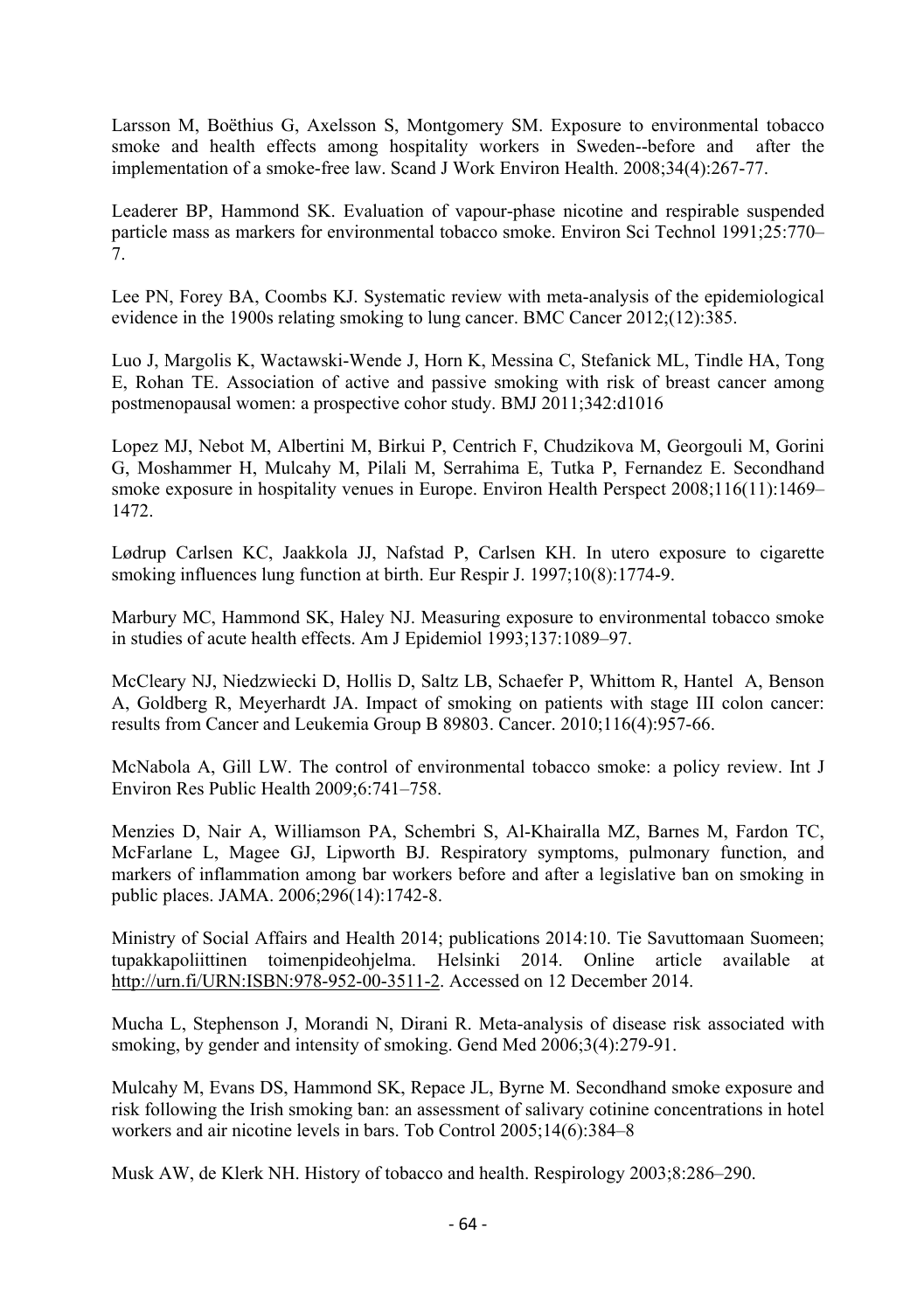Larsson M, Boëthius G, Axelsson S, Montgomery SM. Exposure to environmental tobacco smoke and health effects among hospitality workers in Sweden--before and after the implementation of a smoke-free law. Scand J Work Environ Health. 2008;34(4):267-77.

Leaderer BP, Hammond SK. Evaluation of vapour-phase nicotine and respirable suspended particle mass as markers for environmental tobacco smoke. Environ Sci Technol 1991;25:770–7.

Lee PN, Forey BA, Coombs KJ. Systematic review with meta-analysis of the epidemiological evidence in the 1900s relating smoking to lung cancer. BMC Cancer 2012;(12):385.

Luo J, Margolis K, Wactawski-Wende J, Horn K, Messina C, Stefanick ML, Tindle HA, Tong E, Rohan TE. Association of active and passive smoking with risk of breast cancer among postmenopausal women: a prospective cohor study. BMJ 2011;342:d1016

Lopez MJ, Nebot M, Albertini M, Birkui P, Centrich F, Chudzikova M, Georgouli M, Gorini G, Moshammer H, Mulcahy M, Pilali M, Serrahima E, Tutka P, Fernandez E. Secondhand smoke exposure in hospitality venues in Europe. Environ Health Perspect 2008;116(11):1469–1472.

Lødrup Carlsen KC, Jaakkola JJ, Nafstad P, Carlsen KH. In utero exposure to cigarette smoking influences lung function at birth. Eur Respir J. 1997;10(8):1774-9.

Marbury MC, Hammond SK, Haley NJ. Measuring exposure to environmental tobacco smoke in studies of acute health effects. Am J Epidemiol 1993;137:1089–97.

McCleary NJ, Niedzwiecki D, Hollis D, Saltz LB, Schaefer P, Whittom R, Hantel A, Benson A, Goldberg R, Meyerhardt JA. Impact of smoking on patients with stage III colon cancer: results from Cancer and Leukemia Group B 89803. Cancer. 2010;116(4):957-66.

McNabola A, Gill LW. The control of environmental tobacco smoke: a policy review. Int J Environ Res Public Health 2009;6:741–758.

Menzies D, Nair A, Williamson PA, Schembri S, Al-Khairalla MZ, Barnes M, Fardon TC, McFarlane L, Magee GJ, Lipworth BJ. Respiratory symptoms, pulmonary function, and markers of inflammation among bar workers before and after a legislative ban on smoking in public places. JAMA. 2006;296(14):1742-8.

Ministry of Social Affairs and Health 2014; publications 2014:10. Tie Savuttomaan Suomeen; tupakkapoliittinen toimenpideohjelma. Helsinki 2014. Online article available at http://urn.fi/URN:ISBN:978-952-00-3511-2. Accessed on 12 December 2014.

Mucha L, Stephenson J, Morandi N, Dirani R. Meta-analysis of disease risk associated with smoking, by gender and intensity of smoking. Gend Med 2006;3(4):279-91.

Mulcahy M, Evans DS, Hammond SK, Repace JL, Byrne M. Secondhand smoke exposure and risk following the Irish smoking ban: an assessment of salivary cotinine concentrations in hotel workers and air nicotine levels in bars. Tob Control 2005;14(6):384–8

Musk AW, de Klerk NH. History of tobacco and health. Respirology 2003;8:286–290.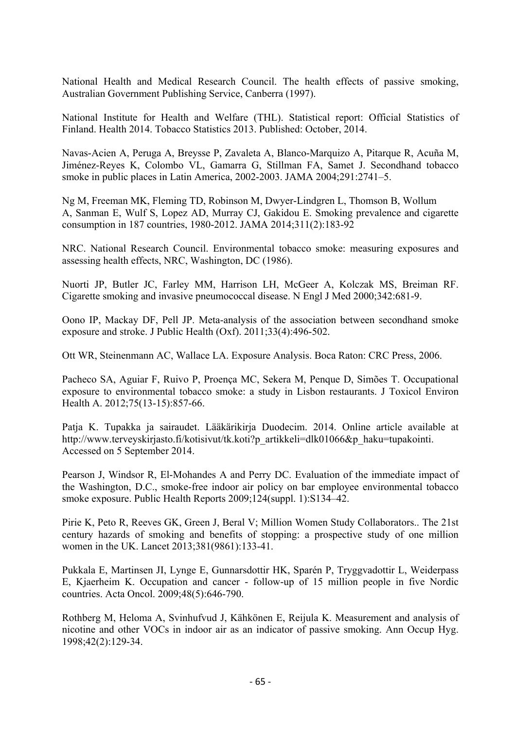National Health and Medical Research Council. The health effects of passive smoking, Australian Government Publishing Service, Canberra (1997).

National Institute for Health and Welfare (THL). Statistical report: Official Statistics of Finland. Health 2014. Tobacco Statistics 2013. Published: October, 2014.

Navas-Acien A, Peruga A, Breysse P, Zavaleta A, Blanco-Marquizo A, Pitarque R, Acuña M, Jiménez-Reyes K, Colombo VL, Gamarra G, Stillman FA, Samet J. Secondhand tobacco smoke in public places in Latin America, 2002-2003. JAMA 2004;291:2741–5.

Ng M, Freeman MK, Fleming TD, Robinson M, Dwyer-Lindgren L, Thomson B, Wollum A, Sanman E, Wulf S, Lopez AD, Murray CJ, Gakidou E. Smoking prevalence and cigarette consumption in 187 countries, 1980-2012. JAMA 2014;311(2):183-92

NRC. National Research Council. Environmental tobacco smoke: measuring exposures and assessing health effects, NRC, Washington, DC (1986).

Nuorti JP, Butler JC, Farley MM, Harrison LH, McGeer A, Kolczak MS, Breiman RF. Cigarette smoking and invasive pneumococcal disease. N Engl J Med 2000;342:681-9.

Oono IP, Mackay DF, Pell JP. Meta-analysis of the association between secondhand smoke exposure and stroke. J Public Health (Oxf). 2011;33(4):496-502.

Ott WR, Steinenmann AC, Wallace LA. Exposure Analysis. Boca Raton: CRC Press, 2006.

Pacheco SA, Aguiar F, Ruivo P, Proença MC, Sekera M, Penque D, Simões T. Occupational exposure to environmental tobacco smoke: a study in Lisbon restaurants. J Toxicol Environ Health A. 2012;75(13-15):857-66.

Patja K. Tupakka ja sairaudet. Lääkärikirja Duodecim. 2014. Online article available at http://www.terveyskirjasto.fi/kotisivut/tk.koti?p_artikkeli=dlk01066&p_haku=tupakointi. Accessed on 5 September 2014.

Pearson J, Windsor R, El-Mohandes A and Perry DC. Evaluation of the immediate impact of the Washington, D.C., smoke-free indoor air policy on bar employee environmental tobacco smoke exposure. Public Health Reports 2009;124(suppl. 1):S134–42.

Pirie K, Peto R, Reeves GK, Green J, Beral V; Million Women Study Collaborators.. The 21st century hazards of smoking and benefits of stopping: a prospective study of one million women in the UK. Lancet 2013;381(9861):133-41.

Pukkala E, Martinsen JI, Lynge E, Gunnarsdottir HK, Sparén P, Tryggvadottir L, Weiderpass E, Kjaerheim K. Occupation and cancer - follow-up of 15 million people in five Nordic countries. Acta Oncol. 2009;48(5):646-790.

Rothberg M, Heloma A, Svinhufvud J, Kähkönen E, Reijula K. Measurement and analysis of nicotine and other VOCs in indoor air as an indicator of passive smoking. Ann Occup Hyg. 1998;42(2):129-34.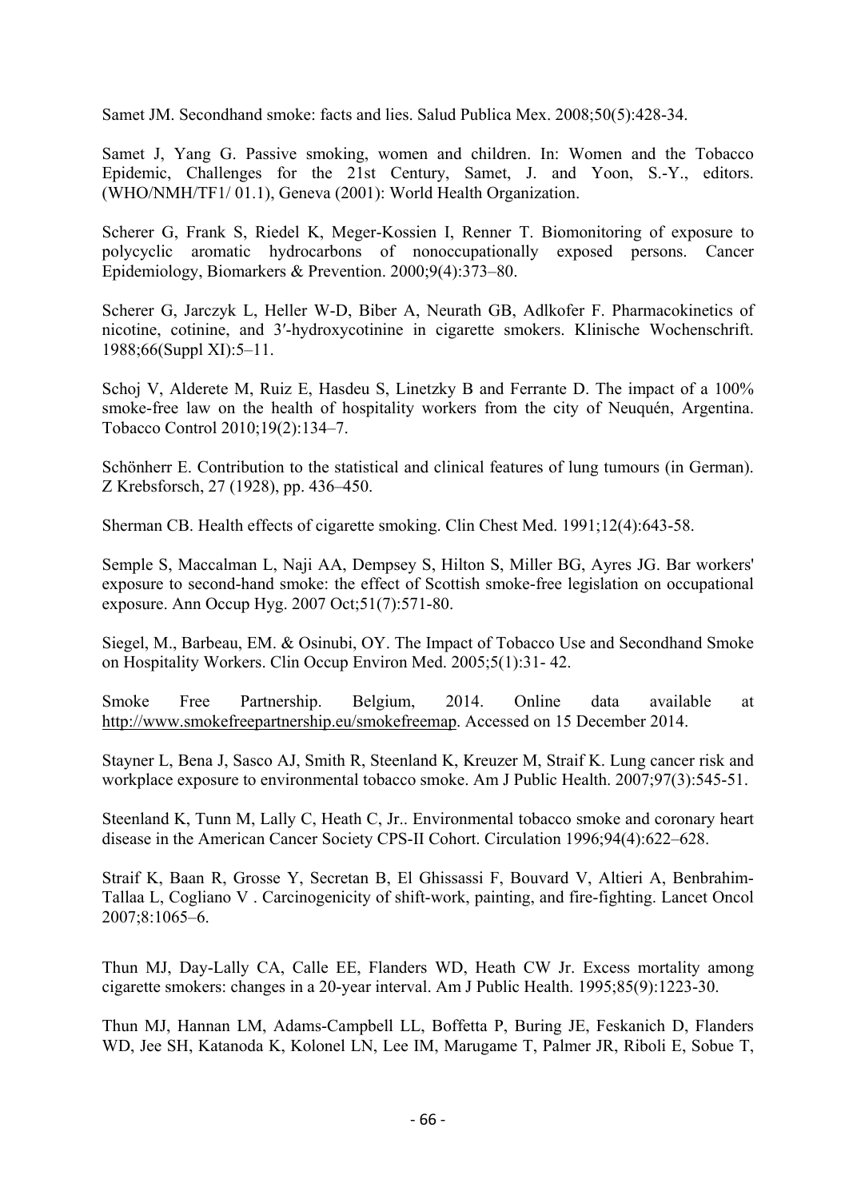Samet JM. Secondhand smoke: facts and lies. Salud Publica Mex. 2008;50(5):428-34.

Samet J, Yang G. Passive smoking, women and children. In: Women and the Tobacco Epidemic, Challenges for the 21st Century, Samet, J. and Yoon, S.-Y., editors. (WHO/NMH/TF1/ 01.1), Geneva (2001): World Health Organization.

Scherer G, Frank S, Riedel K, Meger-Kossien I, Renner T. Biomonitoring of exposure to polycyclic aromatic hydrocarbons of nonoccupationally exposed persons. Cancer Epidemiology, Biomarkers & Prevention. 2000;9(4):373–80.

Scherer G, Jarczyk L, Heller W-D, Biber A, Neurath GB, Adlkofer F. Pharmacokinetics of nicotine, cotinine, and 3′-hydroxycotinine in cigarette smokers. Klinische Wochenschrift. 1988;66(Suppl XI):5–11.

Schoj V, Alderete M, Ruiz E, Hasdeu S, Linetzky B and Ferrante D. The impact of a 100% smoke-free law on the health of hospitality workers from the city of Neuquén, Argentina. Tobacco Control 2010;19(2):134–7.

Schönherr E. Contribution to the statistical and clinical features of lung tumours (in German). Z Krebsforsch, 27 (1928), pp. 436–450.

Sherman CB. Health effects of cigarette smoking. Clin Chest Med. 1991;12(4):643-58.

Semple S, Maccalman L, Naji AA, Dempsey S, Hilton S, Miller BG, Ayres JG. Bar workers' exposure to second-hand smoke: the effect of Scottish smoke-free legislation on occupational exposure. Ann Occup Hyg. 2007 Oct;51(7):571-80.

Siegel, M., Barbeau, EM. & Osinubi, OY. The Impact of Tobacco Use and Secondhand Smoke on Hospitality Workers. Clin Occup Environ Med. 2005;5(1):31- 42.

Smoke Free Partnership. Belgium, 2014. Online data available at http://www.smokefreepartnership.eu/smokefreemap. Accessed on 15 December 2014.

Stayner L, Bena J, Sasco AJ, Smith R, Steenland K, Kreuzer M, Straif K. Lung cancer risk and workplace exposure to environmental tobacco smoke. Am J Public Health. 2007;97(3):545-51.

Steenland K, Tunn M, Lally C, Heath C, Jr.. Environmental tobacco smoke and coronary heart disease in the American Cancer Society CPS-II Cohort. Circulation 1996;94(4):622–628.

Straif K, Baan R, Grosse Y, Secretan B, El Ghissassi F, Bouvard V, Altieri A, Benbrahim-Tallaa L, Cogliano V . Carcinogenicity of shift-work, painting, and fire-fighting. Lancet Oncol 2007;8:1065–6.

Thun MJ, Day-Lally CA, Calle EE, Flanders WD, Heath CW Jr. Excess mortality among cigarette smokers: changes in a 20-year interval. Am J Public Health. 1995;85(9):1223-30.

Thun MJ, Hannan LM, Adams-Campbell LL, Boffetta P, Buring JE, Feskanich D, Flanders WD, Jee SH, Katanoda K, Kolonel LN, Lee IM, Marugame T, Palmer JR, Riboli E, Sobue T,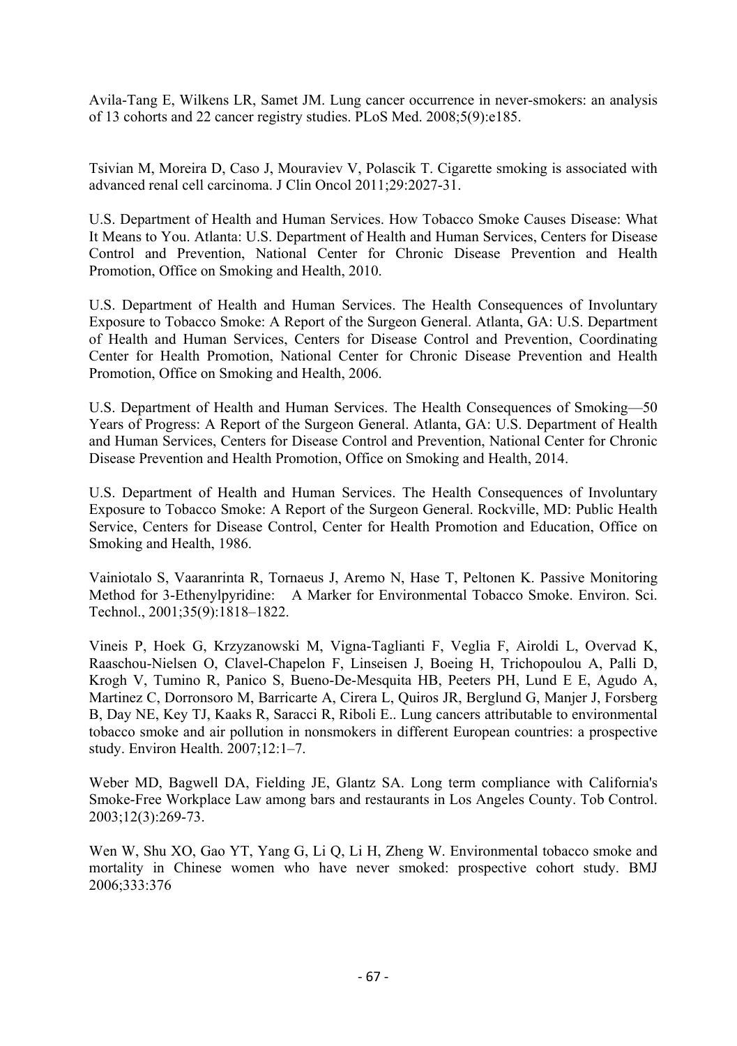Avila-Tang E, Wilkens LR, Samet JM. Lung cancer occurrence in never-smokers: an analysis of 13 cohorts and 22 cancer registry studies. PLoS Med. 2008;5(9):e185.

Tsivian M, Moreira D, Caso J, Mouraviev V, Polascik T. Cigarette smoking is associated with advanced renal cell carcinoma. J Clin Oncol 2011;29:2027-31.

U.S. Department of Health and Human Services. How Tobacco Smoke Causes Disease: What It Means to You. Atlanta: U.S. Department of Health and Human Services, Centers for Disease Control and Prevention, National Center for Chronic Disease Prevention and Health Promotion, Office on Smoking and Health, 2010.

U.S. Department of Health and Human Services. The Health Consequences of Involuntary Exposure to Tobacco Smoke: A Report of the Surgeon General. Atlanta, GA: U.S. Department of Health and Human Services, Centers for Disease Control and Prevention, Coordinating Center for Health Promotion, National Center for Chronic Disease Prevention and Health Promotion, Office on Smoking and Health, 2006.

U.S. Department of Health and Human Services. The Health Consequences of Smoking—50 Years of Progress: A Report of the Surgeon General. Atlanta, GA: U.S. Department of Health and Human Services, Centers for Disease Control and Prevention, National Center for Chronic Disease Prevention and Health Promotion, Office on Smoking and Health, 2014.

U.S. Department of Health and Human Services. The Health Consequences of Involuntary Exposure to Tobacco Smoke: A Report of the Surgeon General. Rockville, MD: Public Health Service, Centers for Disease Control, Center for Health Promotion and Education, Office on Smoking and Health, 1986.

Vainiotalo S, Vaaranrinta R, Tornaeus J, Aremo N, Hase T, Peltonen K. Passive Monitoring Method for 3-Ethenylpyridine: A Marker for Environmental Tobacco Smoke. Environ. Sci. Technol., 2001;35(9):1818–1822.

Vineis P, Hoek G, Krzyzanowski M, Vigna-Taglianti F, Veglia F, Airoldi L, Overvad K, Raaschou-Nielsen O, Clavel-Chapelon F, Linseisen J, Boeing H, Trichopoulou A, Palli D, Krogh V, Tumino R, Panico S, Bueno-De-Mesquita HB, Peeters PH, Lund E E, Agudo A, Martinez C, Dorronsoro M, Barricarte A, Cirera L, Quiros JR, Berglund G, Manjer J, Forsberg B, Day NE, Key TJ, Kaaks R, Saracci R, Riboli E.. Lung cancers attributable to environmental tobacco smoke and air pollution in nonsmokers in different European countries: a prospective study. Environ Health. 2007;12:1–7.

Weber MD, Bagwell DA, Fielding JE, Glantz SA. Long term compliance with California's Smoke-Free Workplace Law among bars and restaurants in Los Angeles County. Tob Control. 2003;12(3):269-73.

Wen W, Shu XO, Gao YT, Yang G, Li Q, Li H, Zheng W. Environmental tobacco smoke and mortality in Chinese women who have never smoked: prospective cohort study. BMJ 2006;333:376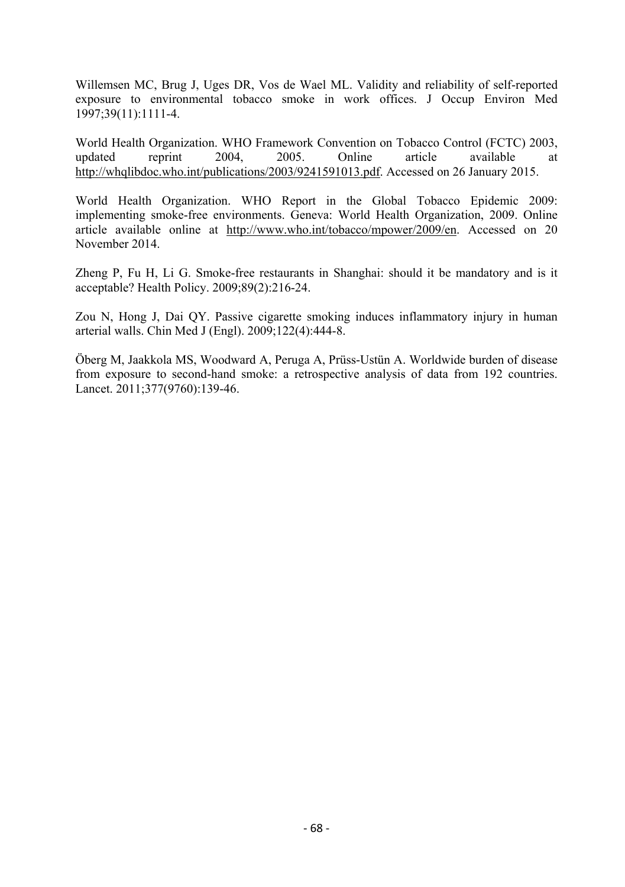Willemsen MC, Brug J, Uges DR, Vos de Wael ML. Validity and reliability of self-reported exposure to environmental tobacco smoke in work offices. J Occup Environ Med 1997;39(11):1111-4.

World Health Organization. WHO Framework Convention on Tobacco Control (FCTC) 2003, updated reprint 2004, 2005. Online article available at http://whqlibdoc.who.int/publications/2003/9241591013.pdf. Accessed on 26 January 2015.

World Health Organization. WHO Report in the Global Tobacco Epidemic 2009: implementing smoke-free environments. Geneva: World Health Organization, 2009. Online article available online at http://www.who.int/tobacco/mpower/2009/en. Accessed on 20 November 2014.

Zheng P, Fu H, Li G. Smoke-free restaurants in Shanghai: should it be mandatory and is it acceptable? Health Policy. 2009;89(2):216-24.

Zou N, Hong J, Dai QY. Passive cigarette smoking induces inflammatory injury in human arterial walls. Chin Med J (Engl). 2009;122(4):444-8.

Öberg M, Jaakkola MS, Woodward A, Peruga A, Prüss-Ustün A. Worldwide burden of disease from exposure to second-hand smoke: a retrospective analysis of data from 192 countries. Lancet. 2011;377(9760):139-46.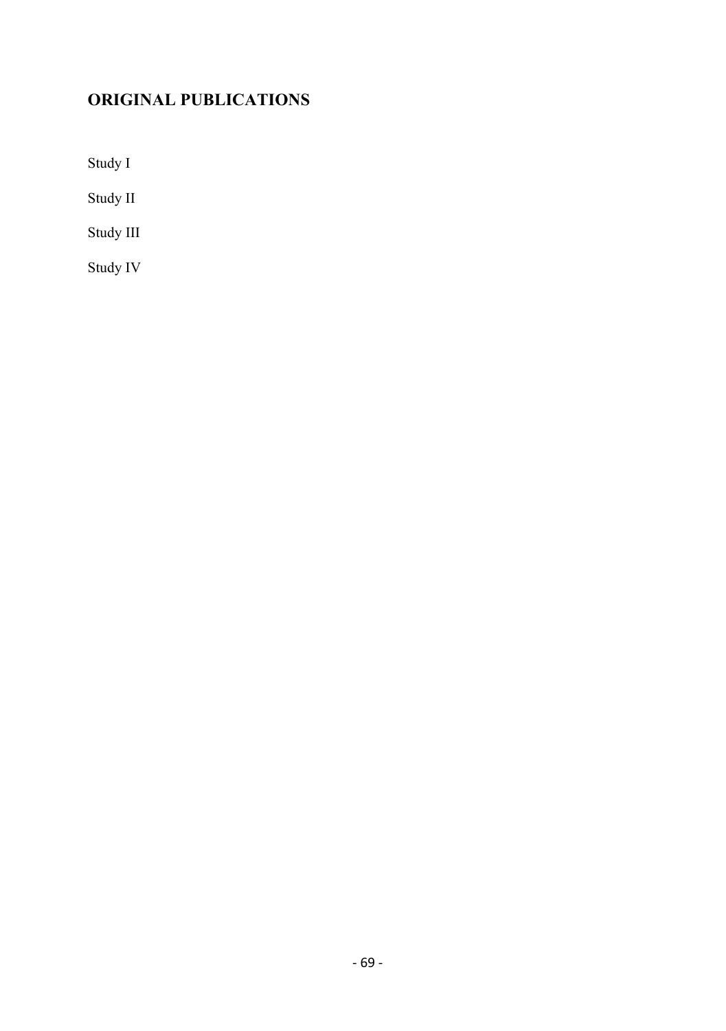## ORIGINAL PUBLICATIONS

Study I

Study II

Study III

Study IV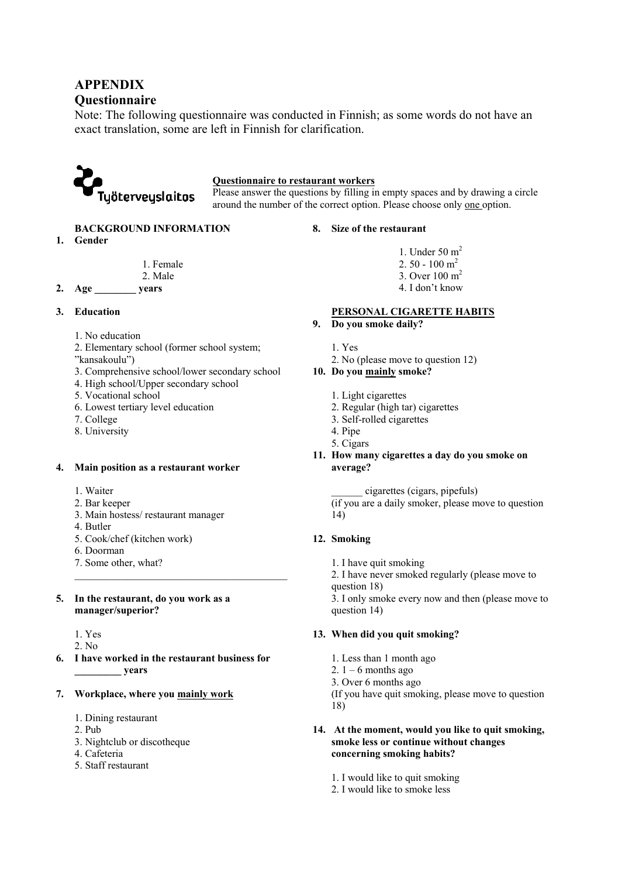# APPENDIX

## Questionnaire

Note: The following questionnaire was conducted in Finnish; as some words do not have an exact translation, some are left in Finnish for clarification.

Työterveyslaitos

**Questionnaire to restaurant workers**

Please answer the questions by filling in empty spaces and by drawing a circle around the number of the correct option. Please choose only one option.

**BACKGROUND INFORMATION**

**1. Gender**

1. Female
2. Male

**2. Age ________ years**

**3. Education**

1. No education
2. Elementary school (former school system; "kansakoulu")
3. Comprehensive school/lower secondary school
4. High school/Upper secondary school
5. Vocational school
6. Lowest tertiary level education
7. College
8. University

**4. Main position as a restaurant worker**

1. Waiter
2. Bar keeper
3. Main hostess/ restaurant manager
4. Butler
5. Cook/chef (kitchen work)
6. Doorman
7. Some other, what?

________________________________________

**5. In the restaurant, do you work as a manager/superior?**

1. Yes
2. No

**6. I have worked in the restaurant business for _________ years**

**7. Workplace, where you mainly work**

1. Dining restaurant
2. Pub
3. Nightclub or discotheque
4. Cafeteria
5. Staff restaurant

**8. Size of the restaurant**

1. Under 50 $m^2$
2. 50 - 100 $m^2$
3. Over 100 $m^2$
4. I don't know

**PERSONAL CIGARETTE HABITS**

**9. Do you smoke daily?**

1. Yes
2. No (please move to question 12)

**10. Do you mainly smoke?**

1. Light cigarettes
2. Regular (high tar) cigarettes
3. Self-rolled cigarettes
4. Pipe
5. Cigars

**11. How many cigarettes a day do you smoke on average?**

______ cigarettes (cigars, pipefuls)
(if you are a daily smoker, please move to question 14)

**12. Smoking**

1. I have quit smoking
2. I have never smoked regularly (please move to question 18)
3. I only smoke every now and then (please move to question 14)

**13. When did you quit smoking?**

1. Less than 1 month ago
2. 1 – 6 months ago
3. Over 6 months ago

(If you have quit smoking, please move to question 18)

**14. At the moment, would you like to quit smoking, smoke less or continue without changes concerning smoking habits?**

1. I would like to quit smoking
2. I would like to smoke less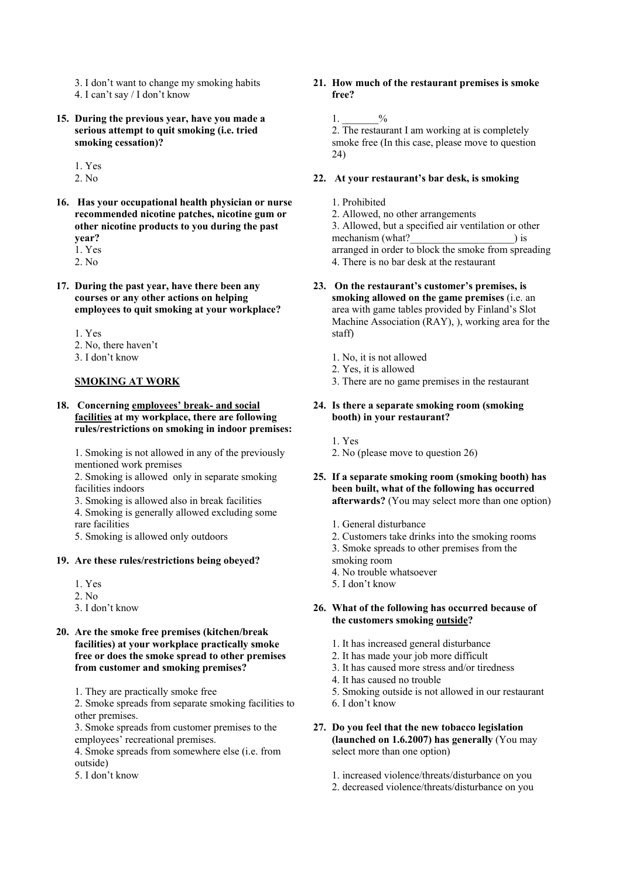3. I don't want to change my smoking habits
4. I can't say / I don't know

**15. During the previous year, have you made a serious attempt to quit smoking (i.e. tried smoking cessation)?**

1. Yes
2. No

**16. Has your occupational health physician or nurse recommended nicotine patches, nicotine gum or other nicotine products to you during the past year?**

1. Yes
2. No

**17. During the past year, have there been any courses or any other actions on helping employees to quit smoking at your workplace?**

1. Yes
2. No, there haven't
3. I don't know

**<u>SMOKING AT WORK</u>**

**18. Concerning <u>employees' break- and social facilities</u> at my workplace, there are following rules/restrictions on smoking in indoor premises:**

1. Smoking is not allowed in any of the previously mentioned work premises
2. Smoking is allowed only in separate smoking facilities indoors
3. Smoking is allowed also in break facilities
4. Smoking is generally allowed excluding some rare facilities
5. Smoking is allowed only outdoors

**19. Are these rules/restrictions being obeyed?**

1. Yes
2. No
3. I don't know

**20. Are the smoke free premises (kitchen/break facilities) at your workplace practically smoke free or does the smoke spread to other premises from customer and smoking premises?**

1. They are practically smoke free
2. Smoke spreads from separate smoking facilities to other premises.
3. Smoke spreads from customer premises to the employees' recreational premises.
4. Smoke spreads from somewhere else (i.e. from outside)
5. I don't know

**21. How much of the restaurant premises is smoke free?**

1. _______%
2. The restaurant I am working at is completely smoke free (In this case, please move to question 24)

**22. At your restaurant's bar desk, is smoking**

1. Prohibited
2. Allowed, no other arrangements
3. Allowed, but a specified air ventilation or other mechanism (what?____________________) is arranged in order to block the smoke from spreading
4. There is no bar desk at the restaurant

**23. On the restaurant's customer's premises, is smoking allowed on the game premises** (i.e. an area with game tables provided by Finland's Slot Machine Association (RAY), ), working area for the staff)

1. No, it is not allowed
2. Yes, it is allowed
3. There are no game premises in the restaurant

**24. Is there a separate smoking room (smoking booth) in your restaurant?**

1. Yes
2. No (please move to question 26)

**25. If a separate smoking room (smoking booth) has been built, what of the following has occurred afterwards?** (You may select more than one option)

1. General disturbance
2. Customers take drinks into the smoking rooms
3. Smoke spreads to other premises from the smoking room
4. No trouble whatsoever
5. I don't know

**26. What of the following has occurred because of the customers smoking <u>outside</u>?**

1. It has increased general disturbance
2. It has made your job more difficult
3. It has caused more stress and/or tiredness
4. It has caused no trouble
5. Smoking outside is not allowed in our restaurant
6. I don't know

**27. Do you feel that the new tobacco legislation (launched on 1.6.2007) has generally** (You may select more than one option)

1. increased violence/threats/disturbance on you
2. decreased violence/threats/disturbance on you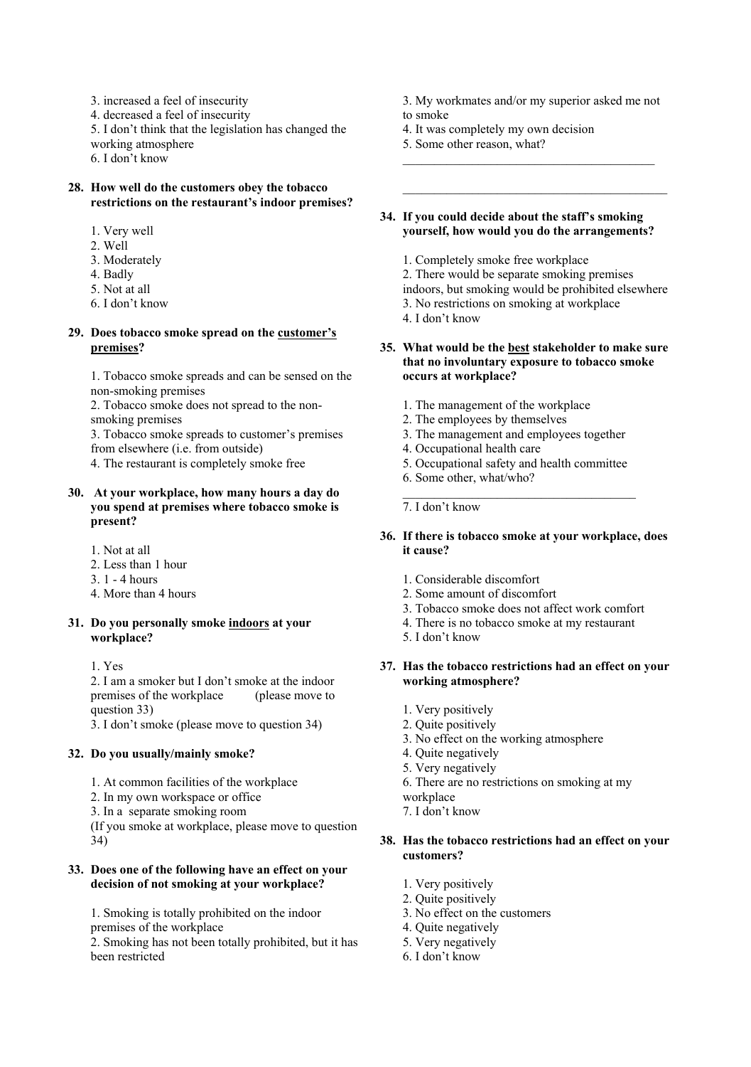3. increased a feel of insecurity
4. decreased a feel of insecurity
5. I don't think that the legislation has changed the working atmosphere
6. I don't know

**28. How well do the customers obey the tobacco restrictions on the restaurant's indoor premises?**

1. Very well
2. Well
3. Moderately
4. Badly
5. Not at all
6. I don't know

**29. Does tobacco smoke spread on the <u>customer's premises</u>?**

1. Tobacco smoke spreads and can be sensed on the non-smoking premises
2. Tobacco smoke does not spread to the non-smoking premises
3. Tobacco smoke spreads to customer's premises from elsewhere (i.e. from outside)
4. The restaurant is completely smoke free

**30. At your workplace, how many hours a day do you spend at premises where tobacco smoke is present?**

1. Not at all
2. Less than 1 hour
3. 1 - 4 hours
4. More than 4 hours

**31. Do you personally smoke <u>indoors</u> at your workplace?**

1. Yes
2. I am a smoker but I don't smoke at the indoor premises of the workplace (please move to question 33)
3. I don't smoke (please move to question 34)

**32. Do you usually/mainly smoke?**

1. At common facilities of the workplace
2. In my own workspace or office
3. In a separate smoking room

(If you smoke at workplace, please move to question 34)

**33. Does one of the following have an effect on your decision of not smoking at your workplace?**

1. Smoking is totally prohibited on the indoor premises of the workplace
2. Smoking has not been totally prohibited, but it has been restricted
3. My workmates and/or my superior asked me not to smoke
4. It was completely my own decision
5. Some other reason, what?

\_\_\_\_\_\_\_\_\_\_\_\_\_\_\_\_\_\_\_\_\_\_\_\_\_\_\_\_\_\_\_\_\_\_\_\_\_\_\_\_

\_\_\_\_\_\_\_\_\_\_\_\_\_\_\_\_\_\_\_\_\_\_\_\_\_\_\_\_\_\_\_\_\_\_\_\_\_\_\_\_

**34. If you could decide about the staff's smoking yourself, how would you do the arrangements?**

1. Completely smoke free workplace
2. There would be separate smoking premises indoors, but smoking would be prohibited elsewhere
3. No restrictions on smoking at workplace
4. I don't know

**35. What would be the <u>best</u> stakeholder to make sure that no involuntary exposure to tobacco smoke occurs at workplace?**

1. The management of the workplace
2. The employees by themselves
3. The management and employees together
4. Occupational health care
5. Occupational safety and health committee
6. Some other, what/who?

\_\_\_\_\_\_\_\_\_\_\_\_\_\_\_\_\_\_\_\_\_\_\_\_\_\_\_\_\_\_\_\_\_\_\_\_\_\_\_\_

7. I don't know

**36. If there is tobacco smoke at your workplace, does it cause?**

1. Considerable discomfort
2. Some amount of discomfort
3. Tobacco smoke does not affect work comfort
4. There is no tobacco smoke at my restaurant
5. I don't know

**37. Has the tobacco restrictions had an effect on your working atmosphere?**

1. Very positively
2. Quite positively
3. No effect on the working atmosphere
4. Quite negatively
5. Very negatively
6. There are no restrictions on smoking at my workplace
7. I don't know

**38. Has the tobacco restrictions had an effect on your customers?**

1. Very positively
2. Quite positively
3. No effect on the customers
4. Quite negatively
5. Very negatively
6. I don't know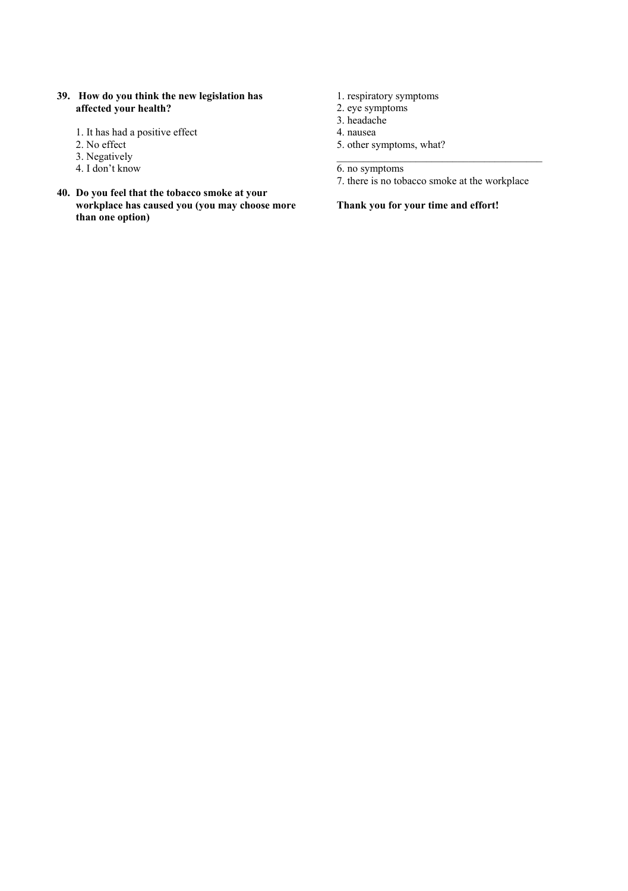**39. How do you think the new legislation has affected your health?**

1. It has had a positive effect
2. No effect
3. Negatively
4. I don't know

**40. Do you feel that the tobacco smoke at your workplace has caused you (you may choose more than one option)**

1. respiratory symptoms
2. eye symptoms
3. headache
4. nausea
5. other symptoms, what? \_\_\_\_\_\_\_\_\_\_\_\_\_\_\_\_\_\_\_\_\_\_\_\_\_\_\_\_\_\_\_\_\_\_\_\_\_\_\_\_
6. no symptoms
7. there is no tobacco smoke at the workplace

**Thank you for your time and effort!**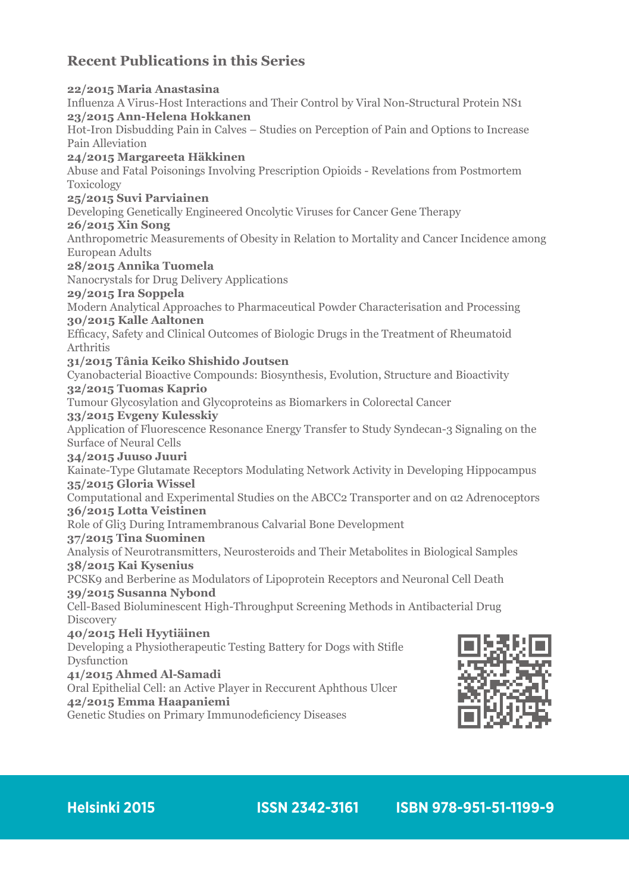## Recent Publications in this Series

**22/2015 Maria Anastasina**
Influenza A Virus-Host Interactions and Their Control by Viral Non-Structural Protein NS1
**23/2015 Ann-Helena Hokkanen**
Hot-Iron Disbudding Pain in Calves – Studies on Perception of Pain and Options to Increase Pain Alleviation
**24/2015 Margareeta Häkkinen**
Abuse and Fatal Poisonings Involving Prescription Opioids - Revelations from Postmortem Toxicology
**25/2015 Suvi Parviainen**
Developing Genetically Engineered Oncolytic Viruses for Cancer Gene Therapy
**26/2015 Xin Song**
Anthropometric Measurements of Obesity in Relation to Mortality and Cancer Incidence among European Adults
**28/2015 Annika Tuomela**
Nanocrystals for Drug Delivery Applications
**29/2015 Ira Soppela**
Modern Analytical Approaches to Pharmaceutical Powder Characterisation and Processing
**30/2015 Kalle Aaltonen**
Efficacy, Safety and Clinical Outcomes of Biologic Drugs in the Treatment of Rheumatoid Arthritis
**31/2015 Tânia Keiko Shishido Joutsen**
Cyanobacterial Bioactive Compounds: Biosynthesis, Evolution, Structure and Bioactivity
**32/2015 Tuomas Kaprio**
Tumour Glycosylation and Glycoproteins as Biomarkers in Colorectal Cancer
**33/2015 Evgeny Kulesskiy**
Application of Fluorescence Resonance Energy Transfer to Study Syndecan-3 Signaling on the Surface of Neural Cells
**34/2015 Juuso Juuri**
Kainate-Type Glutamate Receptors Modulating Network Activity in Developing Hippocampus
**35/2015 Gloria Wissel**
Computational and Experimental Studies on the ABCC2 Transporter and on α2 Adrenoceptors
**36/2015 Lotta Veistinen**
Role of Gli3 During Intramembranous Calvarial Bone Development
**37/2015 Tina Suominen**
Analysis of Neurotransmitters, Neurosteroids and Their Metabolites in Biological Samples
**38/2015 Kai Kysenius**
PCSK9 and Berberine as Modulators of Lipoprotein Receptors and Neuronal Cell Death
**39/2015 Susanna Nybond**
Cell-Based Bioluminescent High-Throughput Screening Methods in Antibacterial Drug Discovery
**40/2015 Heli Hyytiäinen**
Developing a Physiotherapeutic Testing Battery for Dogs with Stifle Dysfunction
**41/2015 Ahmed Al-Samadi**
Oral Epithelial Cell: an Active Player in Reccurent Aphthous Ulcer
**42/2015 Emma Haapaniemi**
Genetic Studies on Primary Immunodeficiency Diseases

**Helsinki 2015** **ISSN 2342-3161** **ISBN 978-951-51-1199-9**